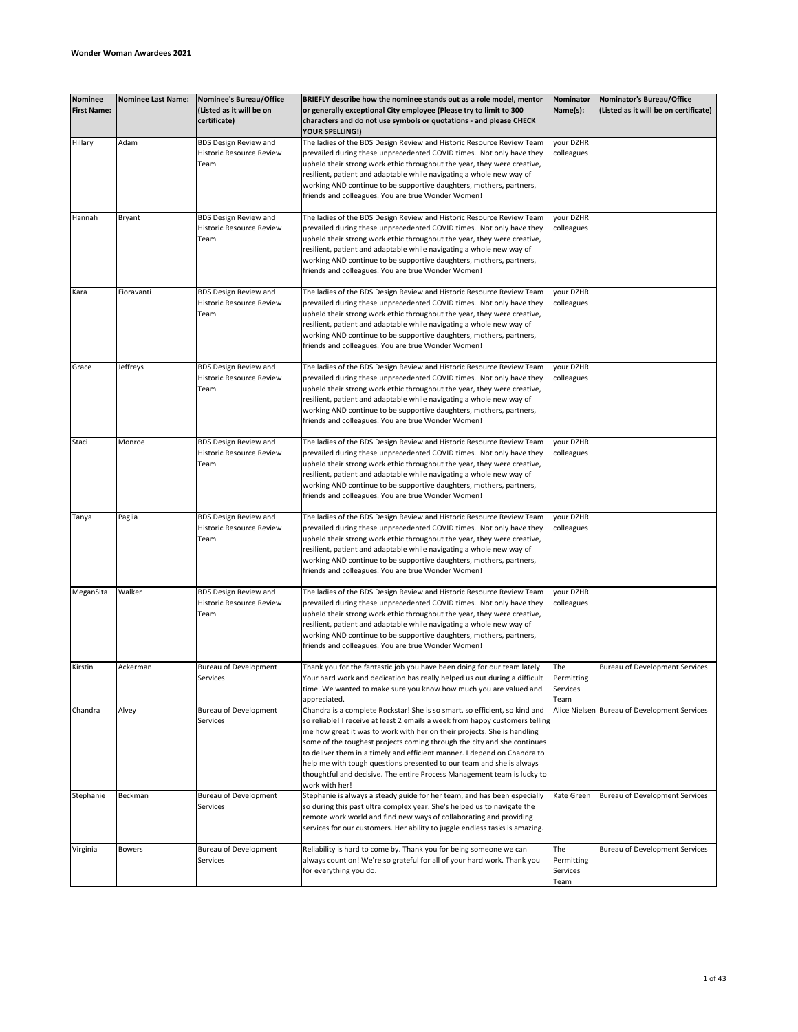**Wonder Woman Awardees 2021**

| Nominee First Name: | Nominee Last Name: | Nominee's Bureau/Office (Listed as it will be on certificate) | BRIEFLY describe how the nominee stands out as a role model, mentor or generally exceptional City employee (Please try to limit to 300 characters and do not use symbols or quotations - and please CHECK YOUR SPELLING!) | Nominator Name(s): | Nominator's Bureau/Office (Listed as it will be on certificate) |
|---|---|---|---|---|---|
| Hillary | Adam | BDS Design Review and Historic Resource Review Team | The ladies of the BDS Design Review and Historic Resource Review Team prevailed during these unprecedented COVID times. Not only have they upheld their strong work ethic throughout the year, they were creative, resilient, patient and adaptable while navigating a whole new way of working AND continue to be supportive daughters, mothers, partners, friends and colleagues. You are true Wonder Women! | your DZHR colleagues | |
| Hannah | Bryant | BDS Design Review and Historic Resource Review Team | The ladies of the BDS Design Review and Historic Resource Review Team prevailed during these unprecedented COVID times. Not only have they upheld their strong work ethic throughout the year, they were creative, resilient, patient and adaptable while navigating a whole new way of working AND continue to be supportive daughters, mothers, partners, friends and colleagues. You are true Wonder Women! | your DZHR colleagues | |
| Kara | Fioravanti | BDS Design Review and Historic Resource Review Team | The ladies of the BDS Design Review and Historic Resource Review Team prevailed during these unprecedented COVID times. Not only have they upheld their strong work ethic throughout the year, they were creative, resilient, patient and adaptable while navigating a whole new way of working AND continue to be supportive daughters, mothers, partners, friends and colleagues. You are true Wonder Women! | your DZHR colleagues | |
| Grace | Jeffreys | BDS Design Review and Historic Resource Review Team | The ladies of the BDS Design Review and Historic Resource Review Team prevailed during these unprecedented COVID times. Not only have they upheld their strong work ethic throughout the year, they were creative, resilient, patient and adaptable while navigating a whole new way of working AND continue to be supportive daughters, mothers, partners, friends and colleagues. You are true Wonder Women! | your DZHR colleagues | |
| Staci | Monroe | BDS Design Review and Historic Resource Review Team | The ladies of the BDS Design Review and Historic Resource Review Team prevailed during these unprecedented COVID times. Not only have they upheld their strong work ethic throughout the year, they were creative, resilient, patient and adaptable while navigating a whole new way of working AND continue to be supportive daughters, mothers, partners, friends and colleagues. You are true Wonder Women! | your DZHR colleagues | |
| Tanya | Paglia | BDS Design Review and Historic Resource Review Team | The ladies of the BDS Design Review and Historic Resource Review Team prevailed during these unprecedented COVID times. Not only have they upheld their strong work ethic throughout the year, they were creative, resilient, patient and adaptable while navigating a whole new way of working AND continue to be supportive daughters, mothers, partners, friends and colleagues. You are true Wonder Women! | your DZHR colleagues | |
| MeganSita | Walker | BDS Design Review and Historic Resource Review Team | The ladies of the BDS Design Review and Historic Resource Review Team prevailed during these unprecedented COVID times. Not only have they upheld their strong work ethic throughout the year, they were creative, resilient, patient and adaptable while navigating a whole new way of working AND continue to be supportive daughters, mothers, partners, friends and colleagues. You are true Wonder Women! | your DZHR colleagues | |
| Kirstin | Ackerman | Bureau of Development Services | Thank you for the fantastic job you have been doing for our team lately. Your hard work and dedication has really helped us out during a difficult time. We wanted to make sure you know how much you are valued and appreciated. | The Permitting Services Team | Bureau of Development Services |
| Chandra | Alvey | Bureau of Development Services | Chandra is a complete Rockstar! She is so smart, so efficient, so kind and so reliable! I receive at least 2 emails a week from happy customers telling me how great it was to work with her on their projects. She is handling some of the toughest projects coming through the city and she continues to deliver them in a timely and efficient manner. I depend on Chandra to help me with tough questions presented to our team and she is always thoughtful and decisive. The entire Process Management team is lucky to work with her! | Alice Nielsen | Bureau of Development Services |
| Stephanie | Beckman | Bureau of Development Services | Stephanie is always a steady guide for her team, and has been especially so during this past ultra complex year. She's helped us to navigate the remote work world and find new ways of collaborating and providing services for our customers. Her ability to juggle endless tasks is amazing. | Kate Green | Bureau of Development Services |
| Virginia | Bowers | Bureau of Development Services | Reliability is hard to come by. Thank you for being someone we can always count on! We're so grateful for all of your hard work. Thank you for everything you do. | The Permitting Services Team | Bureau of Development Services |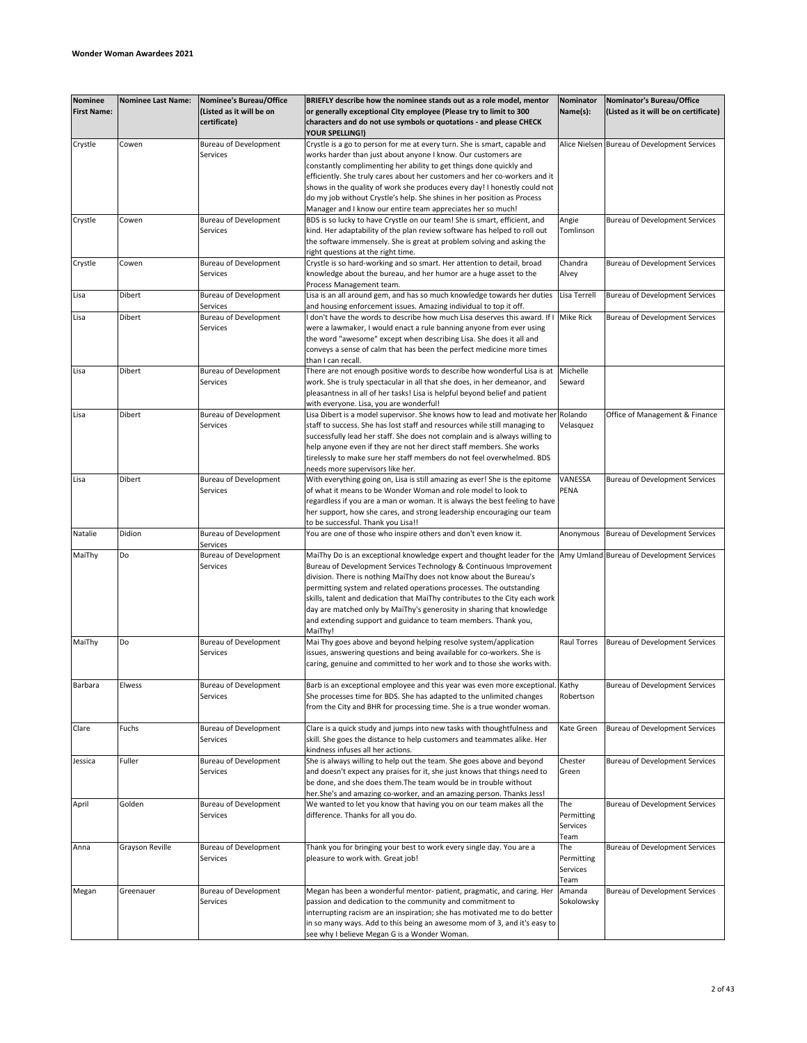**Wonder Woman Awardees 2021**

| Nominee First Name: | Nominee Last Name: | Nominee's Bureau/Office (Listed as it will be on certificate) | BRIEFLY describe how the nominee stands out as a role model, mentor or generally exceptional City employee (Please try to limit to 300 characters and do not use symbols or quotations - and please CHECK YOUR SPELLING!) | Nominator Name(s): | Nominator's Bureau/Office (Listed as it will be on certificate) |
|---|---|---|---|---|---|
| Crystle | Cowen | Bureau of Development Services | Crystle is a go to person for me at every turn. She is smart, capable and works harder than just about anyone I know. Our customers are constantly complimenting her ability to get things done quickly and efficiently. She truly cares about her customers and her co-workers and it shows in the quality of work she produces every day! I honestly could not do my job without Crystle's help. She shines in her position as Process Manager and I know our entire team appreciates her so much! | Alice Nielsen | Bureau of Development Services |
| Crystle | Cowen | Bureau of Development Services | BDS is so lucky to have Crystle on our team! She is smart, efficient, and kind. Her adaptability of the plan review software has helped to roll out the software immensely. She is great at problem solving and asking the right questions at the right time. | Angie Tomlinson | Bureau of Development Services |
| Crystle | Cowen | Bureau of Development Services | Crystle is so hard-working and so smart. Her attention to detail, broad knowledge about the bureau, and her humor are a huge asset to the Process Management team. | Chandra Alvey | Bureau of Development Services |
| Lisa | Dibert | Bureau of Development Services | Lisa is an all around gem, and has so much knowledge towards her duties and housing enforcement issues. Amazing individual to top it off. | Lisa Terrell | Bureau of Development Services |
| Lisa | Dibert | Bureau of Development Services | I don't have the words to describe how much Lisa deserves this award. If I were a lawmaker, I would enact a rule banning anyone from ever using the word "awesome" except when describing Lisa. She does it all and conveys a sense of calm that has been the perfect medicine more times than I can recall. | Mike Rick | Bureau of Development Services |
| Lisa | Dibert | Bureau of Development Services | There are not enough positive words to describe how wonderful Lisa is at work. She is truly spectacular in all that she does, in her demeanor, and pleasantness in all of her tasks! Lisa is helpful beyond belief and patient with everyone. Lisa, you are wonderful! | Michelle Seward | |
| Lisa | Dibert | Bureau of Development Services | Lisa Dibert is a model supervisor. She knows how to lead and motivate her staff to success. She has lost staff and resources while still managing to successfully lead her staff. She does not complain and is always willing to help anyone even if they are not her direct staff members. She works tirelessly to make sure her staff members do not feel overwhelmed. BDS needs more supervisors like her. | Rolando Velasquez | Office of Management & Finance |
| Lisa | Dibert | Bureau of Development Services | With everything going on, Lisa is still amazing as ever! She is the epitome of what it means to be Wonder Woman and role model to look to regardless if you are a man or woman. It is always the best feeling to have her support, how she cares, and strong leadership encouraging our team to be successful. Thank you Lisa!! | VANESSA PENA | Bureau of Development Services |
| Natalie | Didion | Bureau of Development Services | You are one of those who inspire others and don't even know it. | Anonymous | Bureau of Development Services |
| MaiThy | Do | Bureau of Development Services | MaiThy Do is an exceptional knowledge expert and thought leader for the Bureau of Development Services Technology & Continuous Improvement division. There is nothing MaiThy does not know about the Bureau's permitting system and related operations processes. The outstanding skills, talent and dedication that MaiThy contributes to the City each work day are matched only by MaiThy's generosity in sharing that knowledge and extending support and guidance to team members. Thank you, MaiThy! | Amy Umland | Bureau of Development Services |
| MaiThy | Do | Bureau of Development Services | Mai Thy goes above and beyond helping resolve system/application issues, answering questions and being available for co-workers. She is caring, genuine and committed to her work and to those she works with. | Raul Torres | Bureau of Development Services |
| Barbara | Elwess | Bureau of Development Services | Barb is an exceptional employee and this year was even more exceptional. She processes time for BDS. She has adapted to the unlimited changes from the City and BHR for processing time. She is a true wonder woman. | Kathy Robertson | Bureau of Development Services |
| Clare | Fuchs | Bureau of Development Services | Clare is a quick study and jumps into new tasks with thoughtfulness and skill. She goes the distance to help customers and teammates alike. Her kindness infuses all her actions. | Kate Green | Bureau of Development Services |
| Jessica | Fuller | Bureau of Development Services | She is always willing to help out the team. She goes above and beyond and doesn't expect any praises for it, she just knows that things need to be done, and she does them.The team would be in trouble without her.She's and amazing co-worker, and an amazing person. Thanks Jess! | Chester Green | Bureau of Development Services |
| April | Golden | Bureau of Development Services | We wanted to let you know that having you on our team makes all the difference. Thanks for all you do. | The Permitting Services Team | Bureau of Development Services |
| Anna | Grayson Reville | Bureau of Development Services | Thank you for bringing your best to work every single day. You are a pleasure to work with. Great job! | The Permitting Services Team | Bureau of Development Services |
| Megan | Greenauer | Bureau of Development Services | Megan has been a wonderful mentor- patient, pragmatic, and caring. Her passion and dedication to the community and commitment to interrupting racism are an inspiration; she has motivated me to do better in so many ways. Add to this being an awesome mom of 3, and it's easy to see why I believe Megan G is a Wonder Woman. | Amanda Sokolowsky | Bureau of Development Services |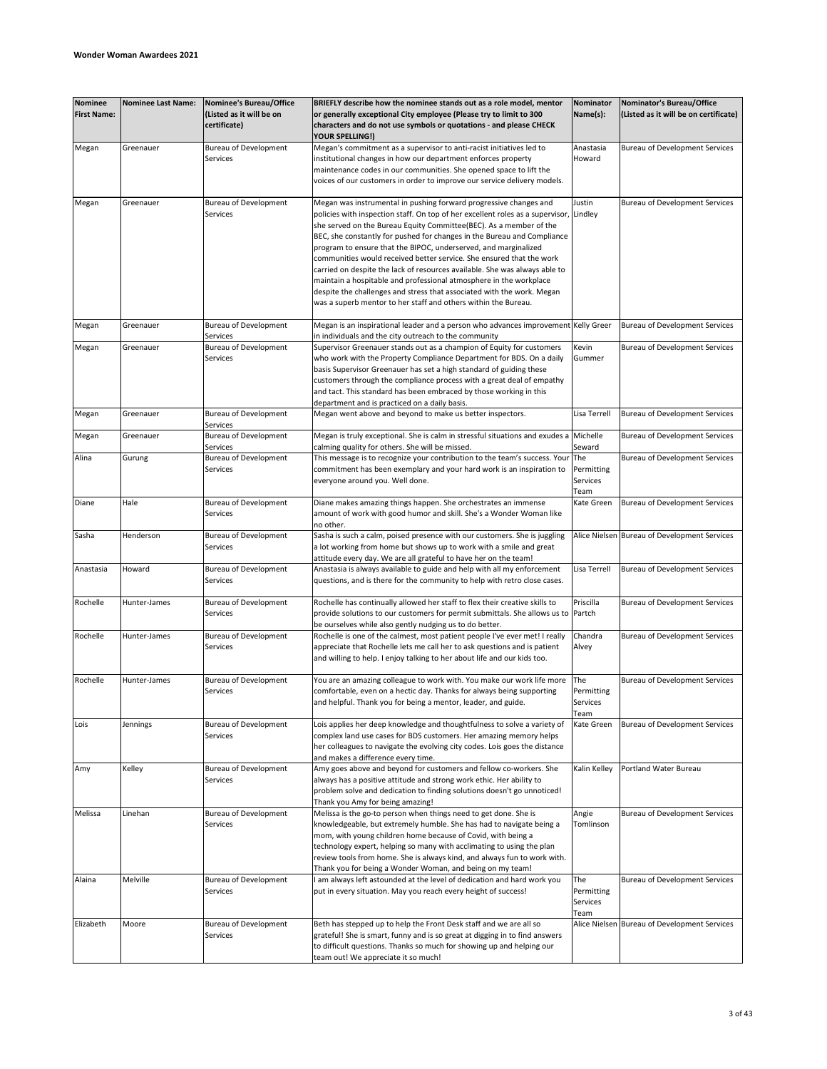**Wonder Woman Awardees 2021**

| Nominee First Name: | Nominee Last Name: | Nominee's Bureau/Office (Listed as it will be on certificate) | BRIEFLY describe how the nominee stands out as a role model, mentor or generally exceptional City employee (Please try to limit to 300 characters and do not use symbols or quotations - and please CHECK YOUR SPELLING!) | Nominator Name(s): | Nominator's Bureau/Office (Listed as it will be on certificate) |
|---|---|---|---|---|---|
| Megan | Greenauer | Bureau of Development Services | Megan's commitment as a supervisor to anti-racist initiatives led to institutional changes in how our department enforces property maintenance codes in our communities. She opened space to lift the voices of our customers in order to improve our service delivery models. | Anastasia Howard | Bureau of Development Services |
| Megan | Greenauer | Bureau of Development Services | Megan was instrumental in pushing forward progressive changes and policies with inspection staff. On top of her excellent roles as a supervisor, she served on the Bureau Equity Committee(BEC). As a member of the BEC, she constantly for pushed for changes in the Bureau and Compliance program to ensure that the BIPOC, underserved, and marginalized communities would received better service. She ensured that the work carried on despite the lack of resources available. She was always able to maintain a hospitable and professional atmosphere in the workplace despite the challenges and stress that associated with the work. Megan was a superb mentor to her staff and others within the Bureau. | Justin Lindley | Bureau of Development Services |
| Megan | Greenauer | Bureau of Development Services | Megan is an inspirational leader and a person who advances improvement in individuals and the city outreach to the community | Kelly Greer | Bureau of Development Services |
| Megan | Greenauer | Bureau of Development Services | Supervisor Greenauer stands out as a champion of Equity for customers who work with the Property Compliance Department for BDS. On a daily basis Supervisor Greenauer has set a high standard of guiding these customers through the compliance process with a great deal of empathy and tact. This standard has been embraced by those working in this department and is practiced on a daily basis. | Kevin Gummer | Bureau of Development Services |
| Megan | Greenauer | Bureau of Development Services | Megan went above and beyond to make us better inspectors. | Lisa Terrell | Bureau of Development Services |
| Megan | Greenauer | Bureau of Development Services | Megan is truly exceptional. She is calm in stressful situations and exudes a calming quality for others. She will be missed. | Michelle Seward | Bureau of Development Services |
| Alina | Gurung | Bureau of Development Services | This message is to recognize your contribution to the team's success. Your commitment has been exemplary and your hard work is an inspiration to everyone around you. Well done. | The Permitting Services Team | Bureau of Development Services |
| Diane | Hale | Bureau of Development Services | Diane makes amazing things happen. She orchestrates an immense amount of work with good humor and skill. She's a Wonder Woman like no other. | Kate Green | Bureau of Development Services |
| Sasha | Henderson | Bureau of Development Services | Sasha is such a calm, poised presence with our customers. She is juggling a lot working from home but shows up to work with a smile and great attitude every day. We are all grateful to have her on the team! | Alice Nielsen | Bureau of Development Services |
| Anastasia | Howard | Bureau of Development Services | Anastasia is always available to guide and help with all my enforcement questions, and is there for the community to help with retro close cases. | Lisa Terrell | Bureau of Development Services |
| Rochelle | Hunter-James | Bureau of Development Services | Rochelle has continually allowed her staff to flex their creative skills to provide solutions to our customers for permit submittals. She allows us to be ourselves while also gently nudging us to do better. | Priscilla Partch | Bureau of Development Services |
| Rochelle | Hunter-James | Bureau of Development Services | Rochelle is one of the calmest, most patient people I've ever met! I really appreciate that Rochelle lets me call her to ask questions and is patient and willing to help. I enjoy talking to her about life and our kids too. | Chandra Alvey | Bureau of Development Services |
| Rochelle | Hunter-James | Bureau of Development Services | You are an amazing colleague to work with. You make our work life more comfortable, even on a hectic day. Thanks for always being supporting and helpful. Thank you for being a mentor, leader, and guide. | The Permitting Services Team | Bureau of Development Services |
| Lois | Jennings | Bureau of Development Services | Lois applies her deep knowledge and thoughtfulness to solve a variety of complex land use cases for BDS customers. Her amazing memory helps her colleagues to navigate the evolving city codes. Lois goes the distance and makes a difference every time. | Kate Green | Bureau of Development Services |
| Amy | Kelley | Bureau of Development Services | Amy goes above and beyond for customers and fellow co-workers. She always has a positive attitude and strong work ethic. Her ability to problem solve and dedication to finding solutions doesn't go unnoticed! Thank you Amy for being amazing! | Kalin Kelley | Portland Water Bureau |
| Melissa | Linehan | Bureau of Development Services | Melissa is the go-to person when things need to get done. She is knowledgeable, but extremely humble. She has had to navigate being a mom, with young children home because of Covid, with being a technology expert, helping so many with acclimating to using the plan review tools from home. She is always kind, and always fun to work with. Thank you for being a Wonder Woman, and being on my team! | Angie Tomlinson | Bureau of Development Services |
| Alaina | Melville | Bureau of Development Services | I am always left astounded at the level of dedication and hard work you put in every situation. May you reach every height of success! | The Permitting Services Team | Bureau of Development Services |
| Elizabeth | Moore | Bureau of Development Services | Beth has stepped up to help the Front Desk staff and we are all so grateful! She is smart, funny and is so great at digging in to find answers to difficult questions. Thanks so much for showing up and helping our team out! We appreciate it so much! | Alice Nielsen | Bureau of Development Services |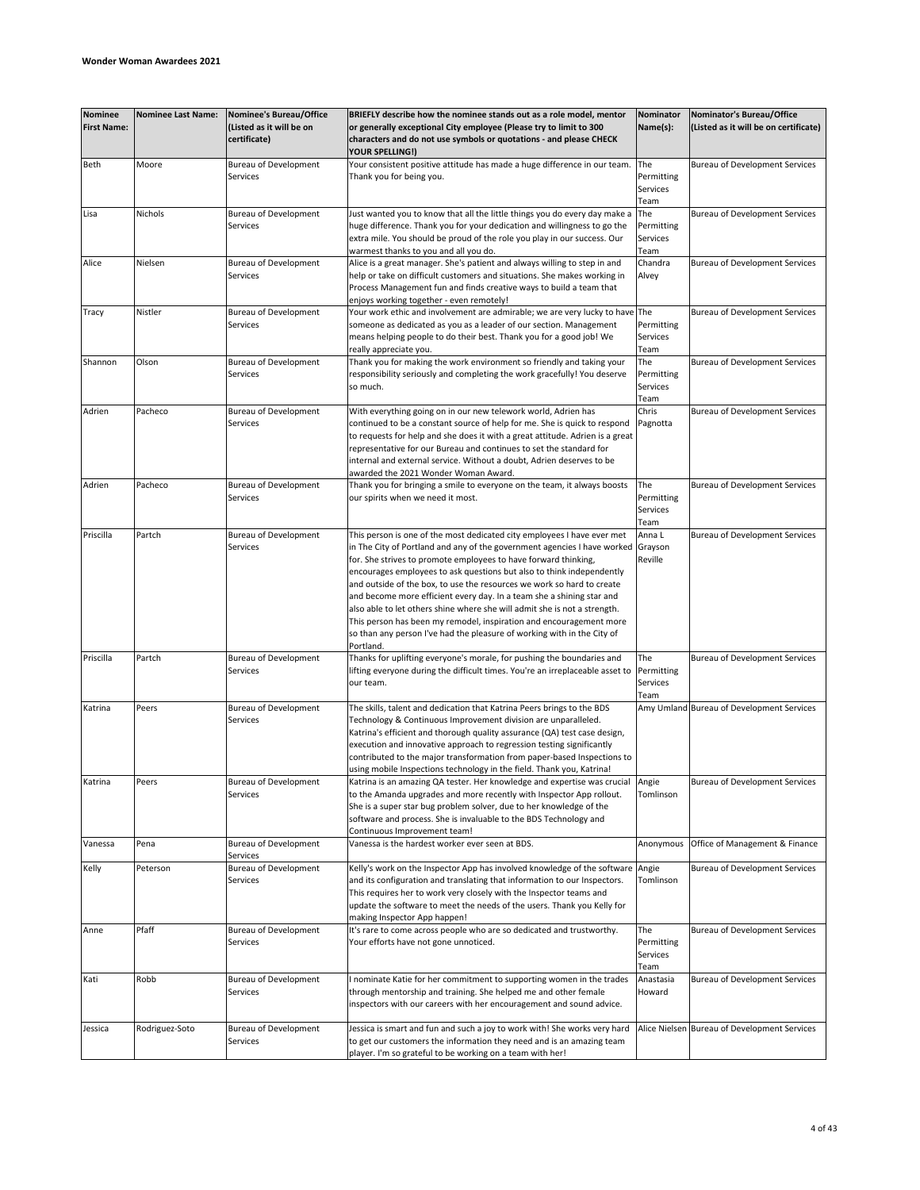**Wonder Woman Awardees 2021**

| Nominee First Name: | Nominee Last Name: | Nominee's Bureau/Office (Listed as it will be on certificate) | BRIEFLY describe how the nominee stands out as a role model, mentor or generally exceptional City employee (Please try to limit to 300 characters and do not use symbols or quotations - and please CHECK YOUR SPELLING!) | Nominator Name(s): | Nominator's Bureau/Office (Listed as it will be on certificate) |
|---|---|---|---|---|---|
| Beth | Moore | Bureau of Development Services | Your consistent positive attitude has made a huge difference in our team. Thank you for being you. | The Permitting Services Team | Bureau of Development Services |
| Lisa | Nichols | Bureau of Development Services | Just wanted you to know that all the little things you do every day make a huge difference. Thank you for your dedication and willingness to go the extra mile. You should be proud of the role you play in our success. Our warmest thanks to you and all you do. | The Permitting Services Team | Bureau of Development Services |
| Alice | Nielsen | Bureau of Development Services | Alice is a great manager. She's patient and always willing to step in and help or take on difficult customers and situations. She makes working in Process Management fun and finds creative ways to build a team that enjoys working together - even remotely! | Chandra Alvey | Bureau of Development Services |
| Tracy | Nistler | Bureau of Development Services | Your work ethic and involvement are admirable; we are very lucky to have someone as dedicated as you as a leader of our section. Management means helping people to do their best. Thank you for a good job! We really appreciate you. | The Permitting Services Team | Bureau of Development Services |
| Shannon | Olson | Bureau of Development Services | Thank you for making the work environment so friendly and taking your responsibility seriously and completing the work gracefully! You deserve so much. | The Permitting Services Team | Bureau of Development Services |
| Adrien | Pacheco | Bureau of Development Services | With everything going on in our new telework world, Adrien has continued to be a constant source of help for me. She is quick to respond to requests for help and she does it with a great attitude. Adrien is a great representative for our Bureau and continues to set the standard for internal and external service. Without a doubt, Adrien deserves to be awarded the 2021 Wonder Woman Award. | Chris Pagnotta | Bureau of Development Services |
| Adrien | Pacheco | Bureau of Development Services | Thank you for bringing a smile to everyone on the team, it always boosts our spirits when we need it most. | The Permitting Services Team | Bureau of Development Services |
| Priscilla | Partch | Bureau of Development Services | This person is one of the most dedicated city employees I have ever met in The City of Portland and any of the government agencies I have worked for. She strives to promote employees to have forward thinking, encourages employees to ask questions but also to think independently and outside of the box, to use the resources we work so hard to create and become more efficient every day. In a team she a shining star and also able to let others shine where she will admit she is not a strength. This person has been my remodel, inspiration and encouragement more so than any person I've had the pleasure of working with in the City of Portland. | Anna L Grayson Reville | Bureau of Development Services |
| Priscilla | Partch | Bureau of Development Services | Thanks for uplifting everyone's morale, for pushing the boundaries and lifting everyone during the difficult times. You're an irreplaceable asset to our team. | The Permitting Services Team | Bureau of Development Services |
| Katrina | Peers | Bureau of Development Services | The skills, talent and dedication that Katrina Peers brings to the BDS Technology & Continuous Improvement division are unparalleled. Katrina's efficient and thorough quality assurance (QA) test case design, execution and innovative approach to regression testing significantly contributed to the major transformation from paper-based Inspections to using mobile Inspections technology in the field. Thank you, Katrina! | Amy Umland | Bureau of Development Services |
| Katrina | Peers | Bureau of Development Services | Katrina is an amazing QA tester. Her knowledge and expertise was crucial to the Amanda upgrades and more recently with Inspector App rollout. She is a super star bug problem solver, due to her knowledge of the software and process. She is invaluable to the BDS Technology and Continuous Improvement team! | Angie Tomlinson | Bureau of Development Services |
| Vanessa | Pena | Bureau of Development Services | Vanessa is the hardest worker ever seen at BDS. | Anonymous | Office of Management & Finance |
| Kelly | Peterson | Bureau of Development Services | Kelly's work on the Inspector App has involved knowledge of the software and its configuration and translating that information to our Inspectors. This requires her to work very closely with the Inspector teams and update the software to meet the needs of the users. Thank you Kelly for making Inspector App happen! | Angie Tomlinson | Bureau of Development Services |
| Anne | Pfaff | Bureau of Development Services | It's rare to come across people who are so dedicated and trustworthy. Your efforts have not gone unnoticed. | The Permitting Services Team | Bureau of Development Services |
| Kati | Robb | Bureau of Development Services | I nominate Katie for her commitment to supporting women in the trades through mentorship and training. She helped me and other female inspectors with our careers with her encouragement and sound advice. | Anastasia Howard | Bureau of Development Services |
| Jessica | Rodriguez-Soto | Bureau of Development Services | Jessica is smart and fun and such a joy to work with! She works very hard to get our customers the information they need and is an amazing team player. I'm so grateful to be working on a team with her! | Alice Nielsen | Bureau of Development Services |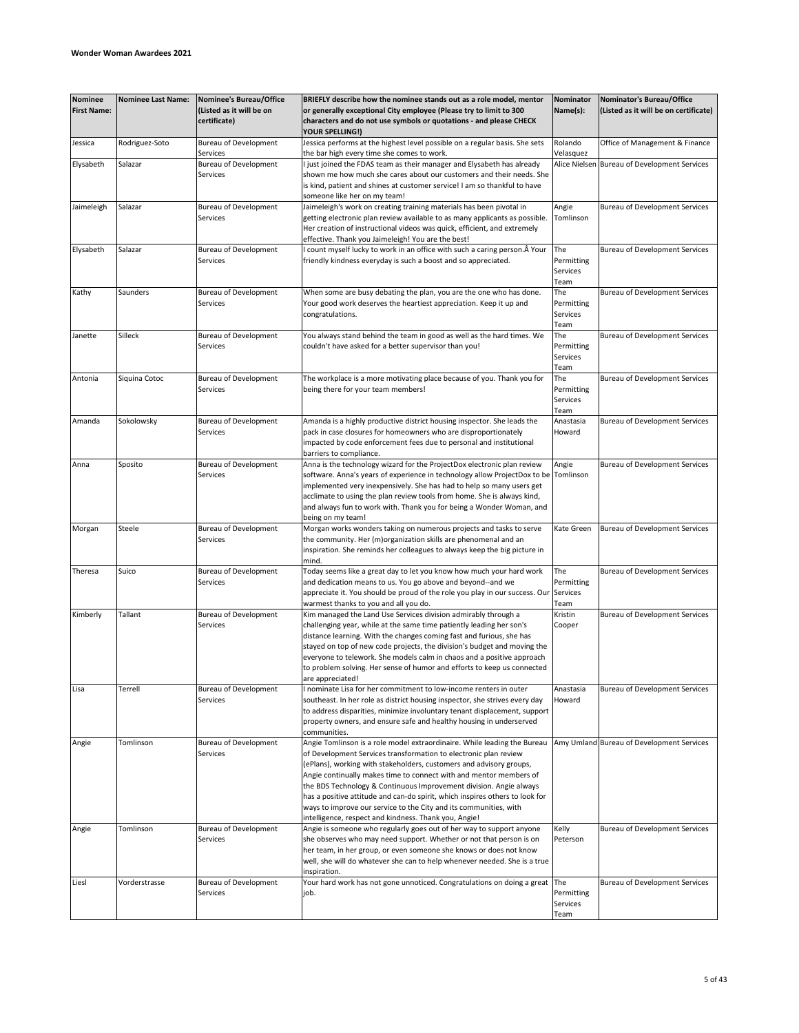**Wonder Woman Awardees 2021**

| Nominee First Name: | Nominee Last Name: | Nominee's Bureau/Office (Listed as it will be on certificate) | BRIEFLY describe how the nominee stands out as a role model, mentor or generally exceptional City employee (Please try to limit to 300 characters and do not use symbols or quotations - and please CHECK YOUR SPELLING!) | Nominator Name(s): | Nominator's Bureau/Office (Listed as it will be on certificate) |
|---|---|---|---|---|---|
| Jessica | Rodriguez-Soto | Bureau of Development Services | Jessica performs at the highest level possible on a regular basis. She sets the bar high every time she comes to work. | Rolando Velasquez | Office of Management & Finance |
| Elysabeth | Salazar | Bureau of Development Services | I just joined the FDAS team as their manager and Elysabeth has already shown me how much she cares about our customers and their needs. She is kind, patient and shines at customer service! I am so thankful to have someone like her on my team! | Alice Nielsen | Bureau of Development Services |
| Jaimeleigh | Salazar | Bureau of Development Services | Jaimeleigh's work on creating training materials has been pivotal in getting electronic plan review available to as many applicants as possible. Her creation of instructional videos was quick, efficient, and extremely effective. Thank you Jaimeleigh! You are the best! | Angie Tomlinson | Bureau of Development Services |
| Elysabeth | Salazar | Bureau of Development Services | I count myself lucky to work in an office with such a caring person.Â Your friendly kindness everyday is such a boost and so appreciated. | The Permitting Services Team | Bureau of Development Services |
| Kathy | Saunders | Bureau of Development Services | When some are busy debating the plan, you are the one who has done. Your good work deserves the heartiest appreciation. Keep it up and congratulations. | The Permitting Services Team | Bureau of Development Services |
| Janette | Silleck | Bureau of Development Services | You always stand behind the team in good as well as the hard times. We couldn't have asked for a better supervisor than you! | The Permitting Services Team | Bureau of Development Services |
| Antonia | Siquina Cotoc | Bureau of Development Services | The workplace is a more motivating place because of you. Thank you for being there for your team members! | The Permitting Services Team | Bureau of Development Services |
| Amanda | Sokolowsky | Bureau of Development Services | Amanda is a highly productive district housing inspector. She leads the pack in case closures for homeowners who are disproportionately impacted by code enforcement fees due to personal and institutional barriers to compliance. | Anastasia Howard | Bureau of Development Services |
| Anna | Sposito | Bureau of Development Services | Anna is the technology wizard for the ProjectDox electronic plan review software. Anna's years of experience in technology allow ProjectDox to be implemented very inexpensively. She has had to help so many users get acclimate to using the plan review tools from home. She is always kind, and always fun to work with. Thank you for being a Wonder Woman, and being on my team! | Angie Tomlinson | Bureau of Development Services |
| Morgan | Steele | Bureau of Development Services | Morgan works wonders taking on numerous projects and tasks to serve the community. Her (m)organization skills are phenomenal and an inspiration. She reminds her colleagues to always keep the big picture in mind. | Kate Green | Bureau of Development Services |
| Theresa | Suico | Bureau of Development Services | Today seems like a great day to let you know how much your hard work and dedication means to us. You go above and beyond--and we appreciate it. You should be proud of the role you play in our success. Our warmest thanks to you and all you do. | The Permitting Services Team | Bureau of Development Services |
| Kimberly | Tallant | Bureau of Development Services | Kim managed the Land Use Services division admirably through a challenging year, while at the same time patiently leading her son's distance learning. With the changes coming fast and furious, she has stayed on top of new code projects, the division's budget and moving the everyone to telework. She models calm in chaos and a positive approach to problem solving. Her sense of humor and efforts to keep us connected are appreciated! | Kristin Cooper | Bureau of Development Services |
| Lisa | Terrell | Bureau of Development Services | I nominate Lisa for her commitment to low-income renters in outer southeast. In her role as district housing inspector, she strives every day to address disparities, minimize involuntary tenant displacement, support property owners, and ensure safe and healthy housing in underserved communities. | Anastasia Howard | Bureau of Development Services |
| Angie | Tomlinson | Bureau of Development Services | Angie Tomlinson is a role model extraordinaire. While leading the Bureau of Development Services transformation to electronic plan review (ePlans), working with stakeholders, customers and advisory groups, Angie continually makes time to connect with and mentor members of the BDS Technology & Continuous Improvement division. Angie always has a positive attitude and can-do spirit, which inspires others to look for ways to improve our service to the City and its communities, with intelligence, respect and kindness. Thank you, Angie! | Amy Umland | Bureau of Development Services |
| Angie | Tomlinson | Bureau of Development Services | Angie is someone who regularly goes out of her way to support anyone she observes who may need support. Whether or not that person is on her team, in her group, or even someone she knows or does not know well, she will do whatever she can to help whenever needed. She is a true inspiration. | Kelly Peterson | Bureau of Development Services |
| Liesl | Vorderstrasse | Bureau of Development Services | Your hard work has not gone unnoticed. Congratulations on doing a great job. | The Permitting Services Team | Bureau of Development Services |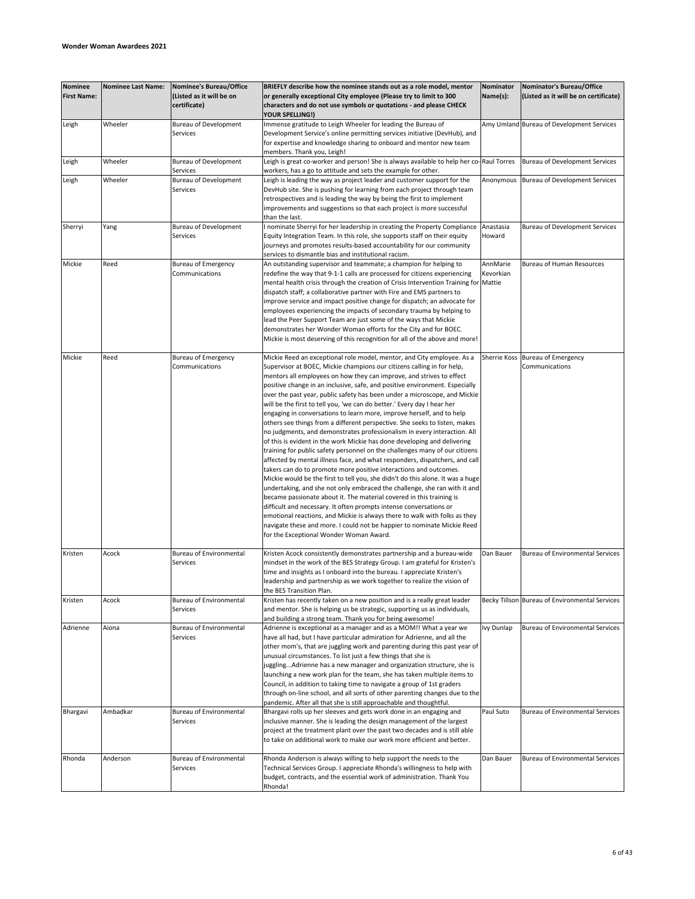**Wonder Woman Awardees 2021**

| Nominee First Name: | Nominee Last Name: | Nominee's Bureau/Office (Listed as it will be on certificate) | BRIEFLY describe how the nominee stands out as a role model, mentor or generally exceptional City employee (Please try to limit to 300 characters and do not use symbols or quotations - and please CHECK YOUR SPELLING!) | Nominator Name(s): | Nominator's Bureau/Office (Listed as it will be on certificate) |
|---|---|---|---|---|---|
| Leigh | Wheeler | Bureau of Development Services | Immense gratitude to Leigh Wheeler for leading the Bureau of Development Service's online permitting services initiative (DevHub), and for expertise and knowledge sharing to onboard and mentor new team members. Thank you, Leigh! | Amy Umland | Bureau of Development Services |
| Leigh | Wheeler | Bureau of Development Services | Leigh is great co-worker and person! She is always available to help her co-workers, has a go to attitude and sets the example for other. | Raul Torres | Bureau of Development Services |
| Leigh | Wheeler | Bureau of Development Services | Leigh is leading the way as project leader and customer support for the DevHub site. She is pushing for learning from each project through team retrospectives and is leading the way by being the first to implement improvements and suggestions so that each project is more successful than the last. | Anonymous | Bureau of Development Services |
| Sherryi | Yang | Bureau of Development Services | I nominate Sherryi for her leadership in creating the Property Compliance Equity Integration Team. In this role, she supports staff on their equity journeys and promotes results-based accountability for our community services to dismantle bias and institutional racism. | Anastasia Howard | Bureau of Development Services |
| Mickie | Reed | Bureau of Emergency Communications | An outstanding supervisor and teammate; a champion for helping to redefine the way that 9-1-1 calls are processed for citizens experiencing mental health crisis through the creation of Crisis Intervention Training for dispatch staff; a collaborative partner with Fire and EMS partners to improve service and impact positive change for dispatch; an advocate for employees experiencing the impacts of secondary trauma by helping to lead the Peer Support Team are just some of the ways that Mickie demonstrates her Wonder Woman efforts for the City and for BOEC. Mickie is most deserving of this recognition for all of the above and more! | AnnMarie Kevorkian Mattie | Bureau of Human Resources |
| Mickie | Reed | Bureau of Emergency Communications | Mickie Reed an exceptional role model, mentor, and City employee. As a Supervisor at BOEC, Mickie champions our citizens calling in for help, mentors all employees on how they can improve, and strives to effect positive change in an inclusive, safe, and positive environment. Especially over the past year, public safety has been under a microscope, and Mickie will be the first to tell you, 'we can do better.' Every day I hear her engaging in conversations to learn more, improve herself, and to help others see things from a different perspective. She seeks to listen, makes no judgments, and demonstrates professionalism in every interaction. All of this is evident in the work Mickie has done developing and delivering training for public safety personnel on the challenges many of our citizens affected by mental illness face, and what responders, dispatchers, and call takers can do to promote more positive interactions and outcomes. Mickie would be the first to tell you, she didn't do this alone. It was a huge undertaking, and she not only embraced the challenge, she ran with it and became passionate about it. The material covered in this training is difficult and necessary. It often prompts intense conversations or emotional reactions, and Mickie is always there to walk with folks as they navigate these and more. I could not be happier to nominate Mickie Reed for the Exceptional Wonder Woman Award. | Sherrie Koss | Bureau of Emergency Communications |
| Kristen | Acock | Bureau of Environmental Services | Kristen Acock consistently demonstrates partnership and a bureau-wide mindset in the work of the BES Strategy Group. I am grateful for Kristen's time and insights as I onboard into the bureau. I appreciate Kristen's leadership and partnership as we work together to realize the vision of the BES Transition Plan. | Dan Bauer | Bureau of Environmental Services |
| Kristen | Acock | Bureau of Environmental Services | Kristen has recently taken on a new position and is a really great leader and mentor. She is helping us be strategic, supporting us as individuals, and building a strong team. Thank you for being awesome! | Becky Tillson | Bureau of Environmental Services |
| Adrienne | Aiona | Bureau of Environmental Services | Adrienne is exceptional as a manager and as a MOM!! What a year we have all had, but I have particular admiration for Adrienne, and all the other mom's, that are juggling work and parenting during this past year of unusual circumstances. To list just a few things that she is juggling...Adrienne has a new manager and organization structure, she is launching a new work plan for the team, she has taken multiple items to Council, in addition to taking time to navigate a group of 1st graders through on-line school, and all sorts of other parenting changes due to the pandemic. After all that she is still approachable and thoughtful. | Ivy Dunlap | Bureau of Environmental Services |
| Bhargavi | Ambadkar | Bureau of Environmental Services | Bhargavi rolls up her sleeves and gets work done in an engaging and inclusive manner. She is leading the design management of the largest project at the treatment plant over the past two decades and is still able to take on additional work to make our work more efficient and better. | Paul Suto | Bureau of Environmental Services |
| Rhonda | Anderson | Bureau of Environmental Services | Rhonda Anderson is always willing to help support the needs to the Technical Services Group. I appreciate Rhonda's willingness to help with budget, contracts, and the essential work of administration. Thank You Rhonda! | Dan Bauer | Bureau of Environmental Services |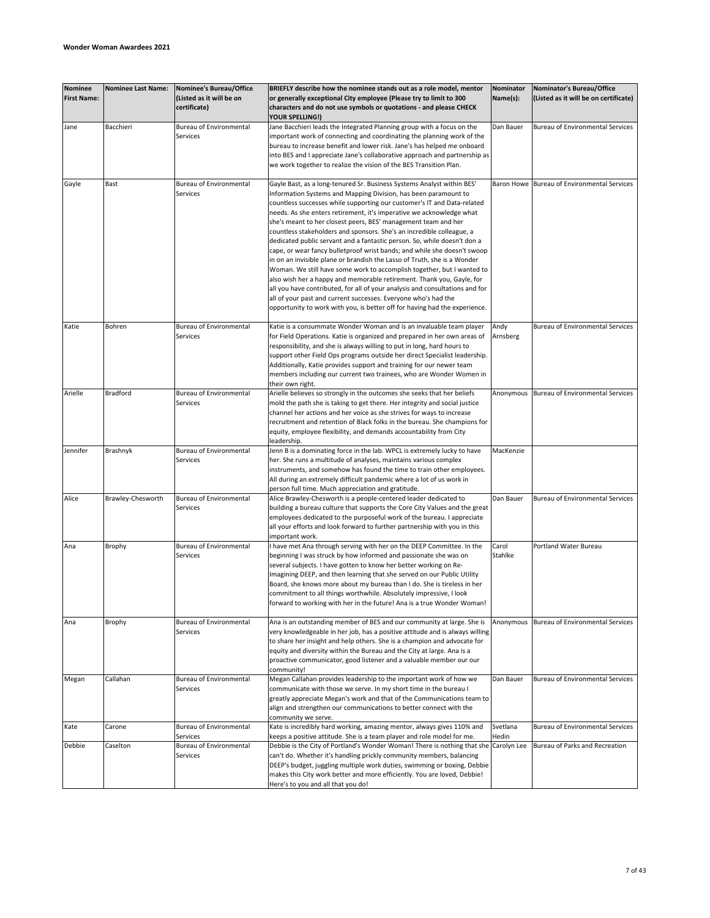**Wonder Woman Awardees 2021**

| Nominee First Name: | Nominee Last Name: | Nominee's Bureau/Office (Listed as it will be on certificate) | BRIEFLY describe how the nominee stands out as a role model, mentor or generally exceptional City employee (Please try to limit to 300 characters and do not use symbols or quotations - and please CHECK YOUR SPELLING!) | Nominator Name(s): | Nominator's Bureau/Office (Listed as it will be on certificate) |
|---|---|---|---|---|---|
| Jane | Bacchieri | Bureau of Environmental Services | Jane Bacchieri leads the Integrated Planning group with a focus on the important work of connecting and coordinating the planning work of the bureau to increase benefit and lower risk. Jane's has helped me onboard into BES and I appreciate Jane's collaborative approach and partnership as we work together to realize the vision of the BES Transition Plan. | Dan Bauer | Bureau of Environmental Services |
| Gayle | Bast | Bureau of Environmental Services | Gayle Bast, as a long-tenured Sr. Business Systems Analyst within BES' Information Systems and Mapping Division, has been paramount to countless successes while supporting our customer's IT and Data-related needs. As she enters retirement, it's imperative we acknowledge what she's meant to her closest peers, BES' management team and her countless stakeholders and sponsors. She's an incredible colleague, a dedicated public servant and a fantastic person. So, while doesn't don a cape, or wear fancy bulletproof wrist bands; and while she doesn't swoop in on an invisible plane or brandish the Lasso of Truth, she is a Wonder Woman. We still have some work to accomplish together, but I wanted to also wish her a happy and memorable retirement. Thank you, Gayle, for all you have contributed, for all of your analysis and consultations and for all of your past and current successes. Everyone who's had the opportunity to work with you, is better off for having had the experience. | Baron Howe | Bureau of Environmental Services |
| Katie | Bohren | Bureau of Environmental Services | Katie is a consummate Wonder Woman and is an invaluable team player for Field Operations. Katie is organized and prepared in her own areas of responsibility, and she is always willing to put in long, hard hours to support other Field Ops programs outside her direct Specialist leadership. Additionally, Katie provides support and training for our newer team members including our current two trainees, who are Wonder Women in their own right. | Andy Arnsberg | Bureau of Environmental Services |
| Arielle | Bradford | Bureau of Environmental Services | Arielle believes so strongly in the outcomes she seeks that her beliefs mold the path she is taking to get there. Her integrity and social justice channel her actions and her voice as she strives for ways to increase recruitment and retention of Black folks in the bureau. She champions for equity, employee flexibility, and demands accountability from City leadership. | Anonymous | Bureau of Environmental Services |
| Jennifer | Brashnyk | Bureau of Environmental Services | Jenn B is a dominating force in the lab. WPCL is extremely lucky to have her. She runs a multitude of analyses, maintains various complex instruments, and somehow has found the time to train other employees. All during an extremely difficult pandemic where a lot of us work in person full time. Much appreciation and gratitude. | MacKenzie | |
| Alice | Brawley-Chesworth | Bureau of Environmental Services | Alice Brawley-Chesworth is a people-centered leader dedicated to building a bureau culture that supports the Core City Values and the great employees dedicated to the purposeful work of the bureau. I appreciate all your efforts and look forward to further partnership with you in this important work. | Dan Bauer | Bureau of Environmental Services |
| Ana | Brophy | Bureau of Environmental Services | I have met Ana through serving with her on the DEEP Committee. In the beginning I was struck by how informed and passionate she was on several subjects. I have gotten to know her better working on Re-Imagining DEEP, and then learning that she served on our Public Utility Board, she knows more about my bureau than I do. She is tireless in her commitment to all things worthwhile. Absolutely impressive, I look forward to working with her in the future! Ana is a true Wonder Woman! | Carol Stahlke | Portland Water Bureau |
| Ana | Brophy | Bureau of Environmental Services | Ana is an outstanding member of BES and our community at large. She is very knowledgeable in her job, has a positive attitude and is always willing to share her insight and help others. She is a champion and advocate for equity and diversity within the Bureau and the City at large. Ana is a proactive communicator, good listener and a valuable member our our community! | Anonymous | Bureau of Environmental Services |
| Megan | Callahan | Bureau of Environmental Services | Megan Callahan provides leadership to the important work of how we communicate with those we serve. In my short time in the bureau I greatly appreciate Megan's work and that of the Communications team to align and strengthen our communications to better connect with the community we serve. | Dan Bauer | Bureau of Environmental Services |
| Kate | Carone | Bureau of Environmental Services | Kate is incredibly hard working, amazing mentor, always gives 110% and keeps a positive attitude. She is a team player and role model for me. | Svetlana Hedin | Bureau of Environmental Services |
| Debbie | Caselton | Bureau of Environmental Services | Debbie is the City of Portland's Wonder Woman! There is nothing that she can't do. Whether it's handling prickly community members, balancing DEEP's budget, juggling multiple work duties, swimming or boxing, Debbie makes this City work better and more efficiently. You are loved, Debbie! Here's to you and all that you do! | Carolyn Lee | Bureau of Parks and Recreation |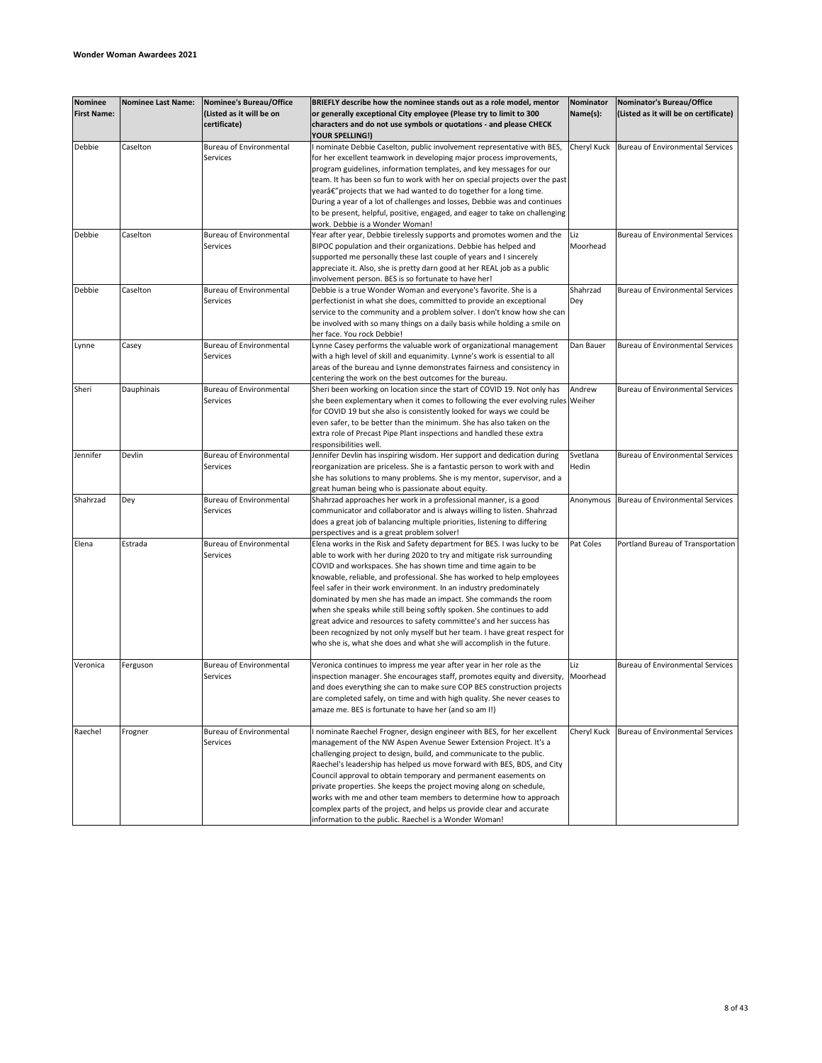**Wonder Woman Awardees 2021**

| Nominee First Name: | Nominee Last Name: | Nominee's Bureau/Office (Listed as it will be on certificate) | BRIEFLY describe how the nominee stands out as a role model, mentor or generally exceptional City employee (Please try to limit to 300 characters and do not use symbols or quotations - and please CHECK YOUR SPELLING!) | Nominator Name(s): | Nominator's Bureau/Office (Listed as it will be on certificate) |
|---|---|---|---|---|---|
| Debbie | Caselton | Bureau of Environmental Services | I nominate Debbie Caselton, public involvement representative with BES, for her excellent teamwork in developing major process improvements, program guidelines, information templates, and key messages for our team. It has been so fun to work with her on special projects over the past yearâ€"projects that we had wanted to do together for a long time. During a year of a lot of challenges and losses, Debbie was and continues to be present, helpful, positive, engaged, and eager to take on challenging work. Debbie is a Wonder Woman! | Cheryl Kuck | Bureau of Environmental Services |
| Debbie | Caselton | Bureau of Environmental Services | Year after year, Debbie tirelessly supports and promotes women and the BIPOC population and their organizations. Debbie has helped and supported me personally these last couple of years and I sincerely appreciate it. Also, she is pretty darn good at her REAL job as a public involvement person. BES is so fortunate to have her! | Liz Moorhead | Bureau of Environmental Services |
| Debbie | Caselton | Bureau of Environmental Services | Debbie is a true Wonder Woman and everyone's favorite. She is a perfectionist in what she does, committed to provide an exceptional service to the community and a problem solver. I don't know how she can be involved with so many things on a daily basis while holding a smile on her face. You rock Debbie! | Shahrzad Dey | Bureau of Environmental Services |
| Lynne | Casey | Bureau of Environmental Services | Lynne Casey performs the valuable work of organizational management with a high level of skill and equanimity. Lynne's work is essential to all areas of the bureau and Lynne demonstrates fairness and consistency in centering the work on the best outcomes for the bureau. | Dan Bauer | Bureau of Environmental Services |
| Sheri | Dauphinais | Bureau of Environmental Services | Sheri been working on location since the start of COVID 19. Not only has she been explementary when it comes to following the ever evolving rules for COVID 19 but she also is consistently looked for ways we could be even safer, to be better than the minimum. She has also taken on the extra role of Precast Pipe Plant inspections and handled these extra responsibilities well. | Andrew Weiher | Bureau of Environmental Services |
| Jennifer | Devlin | Bureau of Environmental Services | Jennifer Devlin has inspiring wisdom. Her support and dedication during reorganization are priceless. She is a fantastic person to work with and she has solutions to many problems. She is my mentor, supervisor, and a great human being who is passionate about equity. | Svetlana Hedin | Bureau of Environmental Services |
| Shahrzad | Dey | Bureau of Environmental Services | Shahrzad approaches her work in a professional manner, is a good communicator and collaborator and is always willing to listen. Shahrzad does a great job of balancing multiple priorities, listening to differing perspectives and is a great problem solver! | Anonymous | Bureau of Environmental Services |
| Elena | Estrada | Bureau of Environmental Services | Elena works in the Risk and Safety department for BES. I was lucky to be able to work with her during 2020 to try and mitigate risk surrounding COVID and workspaces. She has shown time and time again to be knowable, reliable, and professional. She has worked to help employees feel safer in their work environment. In an industry predominately dominated by men she has made an impact. She commands the room when she speaks while still being softly spoken. She continues to add great advice and resources to safety committee's and her success has been recognized by not only myself but her team. I have great respect for who she is, what she does and what she will accomplish in the future. | Pat Coles | Portland Bureau of Transportation |
| Veronica | Ferguson | Bureau of Environmental Services | Veronica continues to impress me year after year in her role as the inspection manager. She encourages staff, promotes equity and diversity, and does everything she can to make sure COP BES construction projects are completed safely, on time and with high quality. She never ceases to amaze me. BES is fortunate to have her (and so am I!) | Liz Moorhead | Bureau of Environmental Services |
| Raechel | Frogner | Bureau of Environmental Services | I nominate Raechel Frogner, design engineer with BES, for her excellent management of the NW Aspen Avenue Sewer Extension Project. It's a challenging project to design, build, and communicate to the public. Raechel's leadership has helped us move forward with BES, BDS, and City Council approval to obtain temporary and permanent easements on private properties. She keeps the project moving along on schedule, works with me and other team members to determine how to approach complex parts of the project, and helps us provide clear and accurate information to the public. Raechel is a Wonder Woman! | Cheryl Kuck | Bureau of Environmental Services |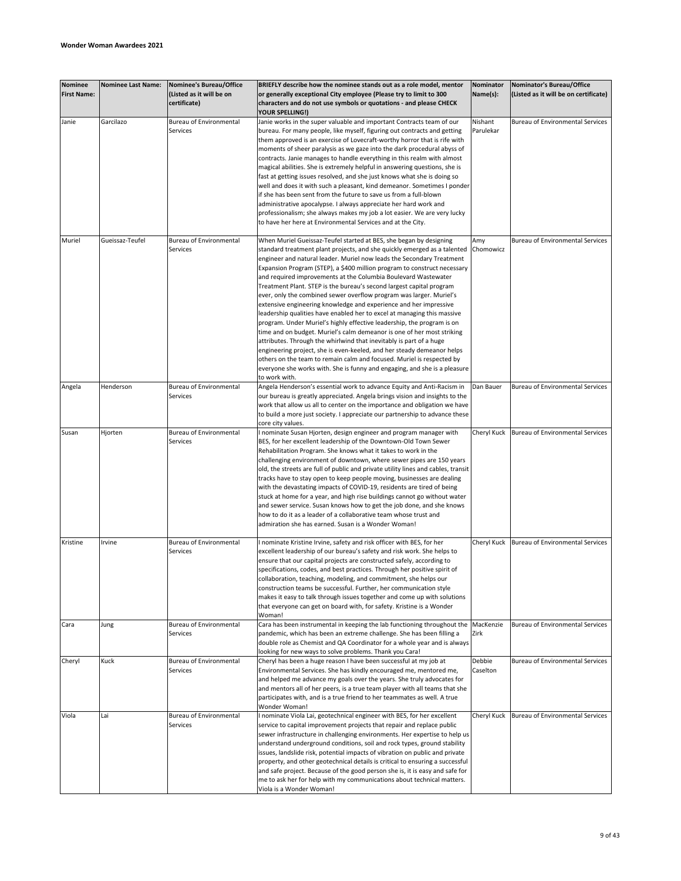**Wonder Woman Awardees 2021**

| Nominee First Name: | Nominee Last Name: | Nominee's Bureau/Office (Listed as it will be on certificate) | BRIEFLY describe how the nominee stands out as a role model, mentor or generally exceptional City employee (Please try to limit to 300 characters and do not use symbols or quotations - and please CHECK YOUR SPELLING!) | Nominator Name(s): | Nominator's Bureau/Office (Listed as it will be on certificate) |
|---|---|---|---|---|---|
| Janie | Garcilazo | Bureau of Environmental Services | Janie works in the super valuable and important Contracts team of our bureau. For many people, like myself, figuring out contracts and getting them approved is an exercise of Lovecraft-worthy horror that is rife with moments of sheer paralysis as we gaze into the dark procedural abyss of contracts. Janie manages to handle everything in this realm with almost magical abilities. She is extremely helpful in answering questions, she is fast at getting issues resolved, and she just knows what she is doing so well and does it with such a pleasant, kind demeanor. Sometimes I ponder if she has been sent from the future to save us from a full-blown administrative apocalypse. I always appreciate her hard work and professionalism; she always makes my job a lot easier. We are very lucky to have her here at Environmental Services and at the City. | Nishant Parulekar | Bureau of Environmental Services |
| Muriel | Gueissaz-Teufel | Bureau of Environmental Services | When Muriel Gueissaz-Teufel started at BES, she began by designing standard treatment plant projects, and she quickly emerged as a talented engineer and natural leader. Muriel now leads the Secondary Treatment Expansion Program (STEP), a $400 million program to construct necessary and required improvements at the Columbia Boulevard Wastewater Treatment Plant. STEP is the bureau's second largest capital program ever, only the combined sewer overflow program was larger. Muriel's extensive engineering knowledge and experience and her impressive leadership qualities have enabled her to excel at managing this massive program. Under Muriel's highly effective leadership, the program is on time and on budget. Muriel's calm demeanor is one of her most striking attributes. Through the whirlwind that inevitably is part of a huge engineering project, she is even-keeled, and her steady demeanor helps others on the team to remain calm and focused. Muriel is respected by everyone she works with. She is funny and engaging, and she is a pleasure to work with. | Amy Chomowicz | Bureau of Environmental Services |
| Angela | Henderson | Bureau of Environmental Services | Angela Henderson's essential work to advance Equity and Anti-Racism in our bureau is greatly appreciated. Angela brings vision and insights to the work that allow us all to center on the importance and obligation we have to build a more just society. I appreciate our partnership to advance these core city values. | Dan Bauer | Bureau of Environmental Services |
| Susan | Hjorten | Bureau of Environmental Services | I nominate Susan Hjorten, design engineer and program manager with BES, for her excellent leadership of the Downtown-Old Town Sewer Rehabilitation Program. She knows what it takes to work in the challenging environment of downtown, where sewer pipes are 150 years old, the streets are full of public and private utility lines and cables, transit tracks have to stay open to keep people moving, businesses are dealing with the devastating impacts of COVID-19, residents are tired of being stuck at home for a year, and high rise buildings cannot go without water and sewer service. Susan knows how to get the job done, and she knows how to do it as a leader of a collaborative team whose trust and admiration she has earned. Susan is a Wonder Woman! | Cheryl Kuck | Bureau of Environmental Services |
| Kristine | Irvine | Bureau of Environmental Services | I nominate Kristine Irvine, safety and risk officer with BES, for her excellent leadership of our bureau's safety and risk work. She helps to ensure that our capital projects are constructed safely, according to specifications, codes, and best practices. Through her positive spirit of collaboration, teaching, modeling, and commitment, she helps our construction teams be successful. Further, her communication style makes it easy to talk through issues together and come up with solutions that everyone can get on board with, for safety. Kristine is a Wonder Woman! | Cheryl Kuck | Bureau of Environmental Services |
| Cara | Jung | Bureau of Environmental Services | Cara has been instrumental in keeping the lab functioning throughout the pandemic, which has been an extreme challenge. She has been filling a double role as Chemist and QA Coordinator for a whole year and is always looking for new ways to solve problems. Thank you Cara! | MacKenzie Zirk | Bureau of Environmental Services |
| Cheryl | Kuck | Bureau of Environmental Services | Cheryl has been a huge reason I have been successful at my job at Environmental Services. She has kindly encouraged me, mentored me, and helped me advance my goals over the years. She truly advocates for and mentors all of her peers, is a true team player with all teams that she participates with, and is a true friend to her teammates as well. A true Wonder Woman! | Debbie Caselton | Bureau of Environmental Services |
| Viola | Lai | Bureau of Environmental Services | I nominate Viola Lai, geotechnical engineer with BES, for her excellent service to capital improvement projects that repair and replace public sewer infrastructure in challenging environments. Her expertise to help us understand underground conditions, soil and rock types, ground stability issues, landslide risk, potential impacts of vibration on public and private property, and other geotechnical details is critical to ensuring a successful and safe project. Because of the good person she is, it is easy and safe for me to ask her for help with my communications about technical matters. Viola is a Wonder Woman! | Cheryl Kuck | Bureau of Environmental Services |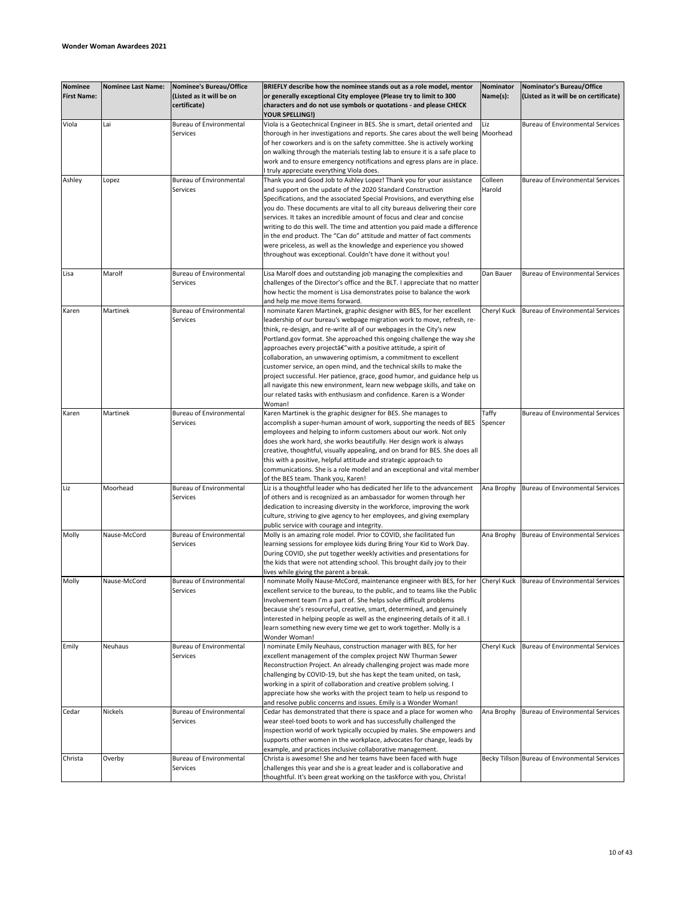**Wonder Woman Awardees 2021**

| Nominee First Name: | Nominee Last Name: | Nominee's Bureau/Office (Listed as it will be on certificate) | BRIEFLY describe how the nominee stands out as a role model, mentor or generally exceptional City employee (Please try to limit to 300 characters and do not use symbols or quotations - and please CHECK YOUR SPELLING!) | Nominator Name(s): | Nominator's Bureau/Office (Listed as it will be on certificate) |
|---|---|---|---|---|---|
| Viola | Lai | Bureau of Environmental Services | Viola is a Geotechnical Engineer in BES. She is smart, detail oriented and thorough in her investigations and reports. She cares about the well being of her coworkers and is on the safety committee. She is actively working on walking through the materials testing lab to ensure it is a safe place to work and to ensure emergency notifications and egress plans are in place. I truly appreciate everything Viola does. | Liz Moorhead | Bureau of Environmental Services |
| Ashley | Lopez | Bureau of Environmental Services | Thank you and Good Job to Ashley Lopez! Thank you for your assistance and support on the update of the 2020 Standard Construction Specifications, and the associated Special Provisions, and everything else you do. These documents are vital to all city bureaus delivering their core services. It takes an incredible amount of focus and clear and concise writing to do this well. The time and attention you paid made a difference in the end product. The "Can do" attitude and matter of fact comments were priceless, as well as the knowledge and experience you showed throughout was exceptional. Couldn't have done it without you! | Colleen Harold | Bureau of Environmental Services |
| Lisa | Marolf | Bureau of Environmental Services | Lisa Marolf does and outstanding job managing the complexities and challenges of the Director's office and the BLT. I appreciate that no matter how hectic the moment is Lisa demonstrates poise to balance the work and help me move items forward. | Dan Bauer | Bureau of Environmental Services |
| Karen | Martinek | Bureau of Environmental Services | I nominate Karen Martinek, graphic designer with BES, for her excellent leadership of our bureau's webpage migration work to move, refresh, re-think, re-design, and re-write all of our webpages in the City's new Portland.gov format. She approached this ongoing challenge the way she approaches every projectâ€"with a positive attitude, a spirit of collaboration, an unwavering optimism, a commitment to excellent customer service, an open mind, and the technical skills to make the project successful. Her patience, grace, good humor, and guidance help us all navigate this new environment, learn new webpage skills, and take on our related tasks with enthusiasm and confidence. Karen is a Wonder Woman! | Cheryl Kuck | Bureau of Environmental Services |
| Karen | Martinek | Bureau of Environmental Services | Karen Martinek is the graphic designer for BES. She manages to accomplish a super-human amount of work, supporting the needs of BES employees and helping to inform customers about our work. Not only does she work hard, she works beautifully. Her design work is always creative, thoughtful, visually appealing, and on brand for BES. She does all this with a positive, helpful attitude and strategic approach to communications. She is a role model and an exceptional and vital member of the BES team. Thank you, Karen! | Taffy Spencer | Bureau of Environmental Services |
| Liz | Moorhead | Bureau of Environmental Services | Liz is a thoughtful leader who has dedicated her life to the advancement of others and is recognized as an ambassador for women through her dedication to increasing diversity in the workforce, improving the work culture, striving to give agency to her employees, and giving exemplary public service with courage and integrity. | Ana Brophy | Bureau of Environmental Services |
| Molly | Nause-McCord | Bureau of Environmental Services | Molly is an amazing role model. Prior to COVID, she facilitated fun learning sessions for employee kids during Bring Your Kid to Work Day. During COVID, she put together weekly activities and presentations for the kids that were not attending school. This brought daily joy to their lives while giving the parent a break. | Ana Brophy | Bureau of Environmental Services |
| Molly | Nause-McCord | Bureau of Environmental Services | I nominate Molly Nause-McCord, maintenance engineer with BES, for her excellent service to the bureau, to the public, and to teams like the Public Involvement team I'm a part of. She helps solve difficult problems because she's resourceful, creative, smart, determined, and genuinely interested in helping people as well as the engineering details of it all. I learn something new every time we get to work together. Molly is a Wonder Woman! | Cheryl Kuck | Bureau of Environmental Services |
| Emily | Neuhaus | Bureau of Environmental Services | I nominate Emily Neuhaus, construction manager with BES, for her excellent management of the complex project NW Thurman Sewer Reconstruction Project. An already challenging project was made more challenging by COVID-19, but she has kept the team united, on task, working in a spirit of collaboration and creative problem solving. I appreciate how she works with the project team to help us respond to and resolve public concerns and issues. Emily is a Wonder Woman! | Cheryl Kuck | Bureau of Environmental Services |
| Cedar | Nickels | Bureau of Environmental Services | Cedar has demonstrated that there is space and a place for women who wear steel-toed boots to work and has successfully challenged the inspection world of work typically occupied by males. She empowers and supports other women in the workplace, advocates for change, leads by example, and practices inclusive collaborative management. | Ana Brophy | Bureau of Environmental Services |
| Christa | Overby | Bureau of Environmental Services | Christa is awesome! She and her teams have been faced with huge challenges this year and she is a great leader and is collaborative and thoughtful. It's been great working on the taskforce with you, Christa! | Becky Tillson | Bureau of Environmental Services |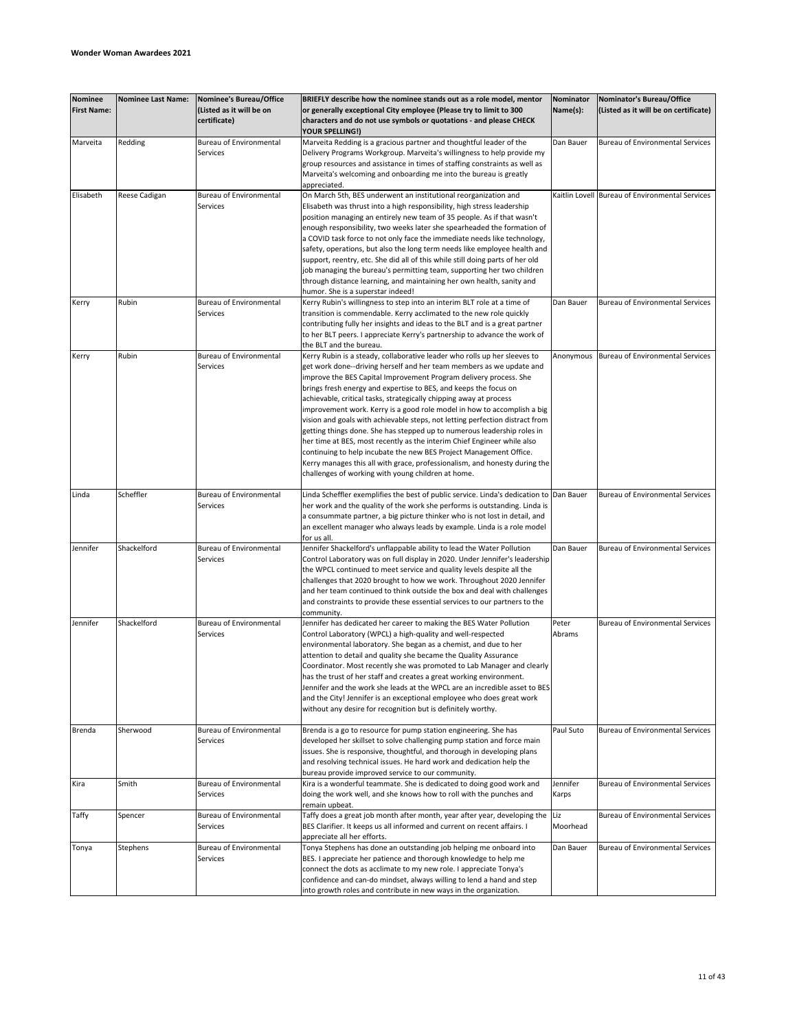**Wonder Woman Awardees 2021**

| Nominee First Name: | Nominee Last Name: | Nominee's Bureau/Office (Listed as it will be on certificate) | BRIEFLY describe how the nominee stands out as a role model, mentor or generally exceptional City employee (Please try to limit to 300 characters and do not use symbols or quotations - and please CHECK YOUR SPELLING!) | Nominator Name(s): | Nominator's Bureau/Office (Listed as it will be on certificate) |
|---|---|---|---|---|---|
| Marveita | Redding | Bureau of Environmental Services | Marveita Redding is a gracious partner and thoughtful leader of the Delivery Programs Workgroup. Marveita's willingness to help provide my group resources and assistance in times of staffing constraints as well as Marveita's welcoming and onboarding me into the bureau is greatly appreciated. | Dan Bauer | Bureau of Environmental Services |
| Elisabeth | Reese Cadigan | Bureau of Environmental Services | On March 5th, BES underwent an institutional reorganization and Elisabeth was thrust into a high responsibility, high stress leadership position managing an entirely new team of 35 people. As if that wasn't enough responsibility, two weeks later she spearheaded the formation of a COVID task force to not only face the immediate needs like technology, safety, operations, but also the long term needs like employee health and support, reentry, etc. She did all of this while still doing parts of her old job managing the bureau's permitting team, supporting her two children through distance learning, and maintaining her own health, sanity and humor. She is a superstar indeed! | Kaitlin Lovell | Bureau of Environmental Services |
| Kerry | Rubin | Bureau of Environmental Services | Kerry Rubin's willingness to step into an interim BLT role at a time of transition is commendable. Kerry acclimated to the new role quickly contributing fully her insights and ideas to the BLT and is a great partner to her BLT peers. I appreciate Kerry's partnership to advance the work of the BLT and the bureau. | Dan Bauer | Bureau of Environmental Services |
| Kerry | Rubin | Bureau of Environmental Services | Kerry Rubin is a steady, collaborative leader who rolls up her sleeves to get work done--driving herself and her team members as we update and improve the BES Capital Improvement Program delivery process. She brings fresh energy and expertise to BES, and keeps the focus on achievable, critical tasks, strategically chipping away at process improvement work. Kerry is a good role model in how to accomplish a big vision and goals with achievable steps, not letting perfection distract from getting things done. She has stepped up to numerous leadership roles in her time at BES, most recently as the interim Chief Engineer while also continuing to help incubate the new BES Project Management Office. Kerry manages this all with grace, professionalism, and honesty during the challenges of working with young children at home. | Anonymous | Bureau of Environmental Services |
| Linda | Scheffler | Bureau of Environmental Services | Linda Scheffler exemplifies the best of public service. Linda's dedication to her work and the quality of the work she performs is outstanding. Linda is a consummate partner, a big picture thinker who is not lost in detail, and an excellent manager who always leads by example. Linda is a role model for us all. | Dan Bauer | Bureau of Environmental Services |
| Jennifer | Shackelford | Bureau of Environmental Services | Jennifer Shackelford's unflappable ability to lead the Water Pollution Control Laboratory was on full display in 2020. Under Jennifer's leadership the WPCL continued to meet service and quality levels despite all the challenges that 2020 brought to how we work. Throughout 2020 Jennifer and her team continued to think outside the box and deal with challenges and constraints to provide these essential services to our partners to the community. | Dan Bauer | Bureau of Environmental Services |
| Jennifer | Shackelford | Bureau of Environmental Services | Jennifer has dedicated her career to making the BES Water Pollution Control Laboratory (WPCL) a high-quality and well-respected environmental laboratory. She began as a chemist, and due to her attention to detail and quality she became the Quality Assurance Coordinator. Most recently she was promoted to Lab Manager and clearly has the trust of her staff and creates a great working environment. Jennifer and the work she leads at the WPCL are an incredible asset to BES and the City! Jennifer is an exceptional employee who does great work without any desire for recognition but is definitely worthy. | Peter Abrams | Bureau of Environmental Services |
| Brenda | Sherwood | Bureau of Environmental Services | Brenda is a go to resource for pump station engineering. She has developed her skillset to solve challenging pump station and force main issues. She is responsive, thoughtful, and thorough in developing plans and resolving technical issues. He hard work and dedication help the bureau provide improved service to our community. | Paul Suto | Bureau of Environmental Services |
| Kira | Smith | Bureau of Environmental Services | Kira is a wonderful teammate. She is dedicated to doing good work and doing the work well, and she knows how to roll with the punches and remain upbeat. | Jennifer Karps | Bureau of Environmental Services |
| Taffy | Spencer | Bureau of Environmental Services | Taffy does a great job month after month, year after year, developing the BES Clarifier. It keeps us all informed and current on recent affairs. I appreciate all her efforts. | Liz Moorhead | Bureau of Environmental Services |
| Tonya | Stephens | Bureau of Environmental Services | Tonya Stephens has done an outstanding job helping me onboard into BES. I appreciate her patience and thorough knowledge to help me connect the dots as acclimate to my new role. I appreciate Tonya's confidence and can-do mindset, always willing to lend a hand and step into growth roles and contribute in new ways in the organization. | Dan Bauer | Bureau of Environmental Services |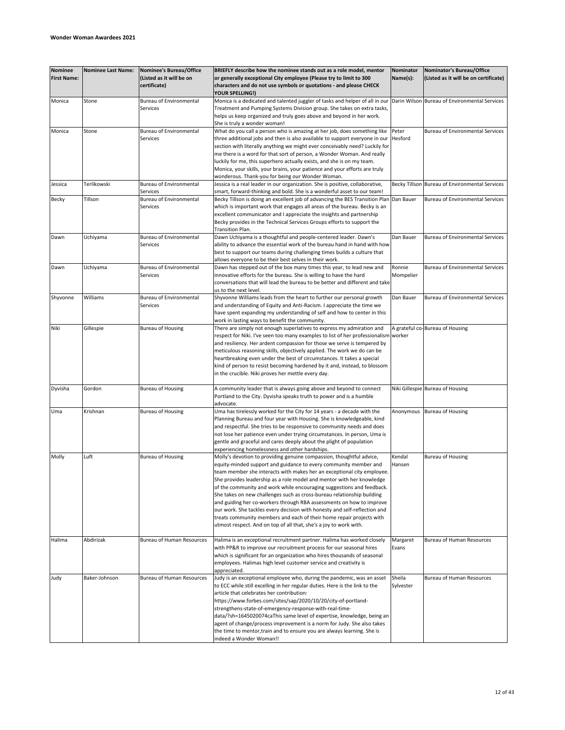**Wonder Woman Awardees 2021**

| Nominee First Name: | Nominee Last Name: | Nominee's Bureau/Office (Listed as it will be on certificate) | BRIEFLY describe how the nominee stands out as a role model, mentor or generally exceptional City employee (Please try to limit to 300 characters and do not use symbols or quotations - and please CHECK YOUR SPELLING!) | Nominator Name(s): | Nominator's Bureau/Office (Listed as it will be on certificate) |
|---|---|---|---|---|---|
| Monica | Stone | Bureau of Environmental Services | Monica is a dedicated and talented juggler of tasks and helper of all in our Treatment and Pumping Systems Division group. She takes on extra tasks, helps us keep organized and truly goes above and beyond in her work. She is truly a wonder woman! | Darin Wilson | Bureau of Environmental Services |
| Monica | Stone | Bureau of Environmental Services | What do you call a person who is amazing at her job, does something like three additional jobs and then is also available to support everyone in our section with literally anything we might ever conceivably need? Luckily for me there is a word for that sort of person, a Wonder Woman. And really luckily for me, this superhero actually exists, and she is on my team. Monica, your skills, your brains, your patience and your efforts are truly wonderous. Thank-you for being our Wonder Woman. | Peter Hesford | Bureau of Environmental Services |
| Jessica | Terlikowski | Bureau of Environmental Services | Jessica is a real leader in our organization. She is positive, collaborative, smart, forward-thinking and bold. She is a wonderful asset to our team! | Becky Tillson | Bureau of Environmental Services |
| Becky | Tillson | Bureau of Environmental Services | Becky Tillson is doing an excellent job of advancing the BES Transition Plan which is important work that engages all areas of the bureau. Becky is an excellent communicator and I appreciate the insights and partnership Becky provides in the Technical Services Groups efforts to support the Transition Plan. | Dan Bauer | Bureau of Environmental Services |
| Dawn | Uchiyama | Bureau of Environmental Services | Dawn Uchiyama is a thoughtful and people-centered leader. Dawn's ability to advance the essential work of the bureau hand in hand with how best to support our teams during challenging times builds a culture that allows everyone to be their best selves in their work. | Dan Bauer | Bureau of Environmental Services |
| Dawn | Uchiyama | Bureau of Environmental Services | Dawn has stepped out of the box many times this year, to lead new and innovative efforts for the bureau. She is willing to have the hard conversations that will lead the bureau to be better and different and take us to the next level. | Ronnie Mompelier | Bureau of Environmental Services |
| Shyvonne | Williams | Bureau of Environmental Services | Shyvonne Williams leads from the heart to further our personal growth and understanding of Equity and Anti-Racism. I appreciate the time we have spent expanding my understanding of self and how to center in this work in lasting ways to benefit the community. | Dan Bauer | Bureau of Environmental Services |
| Niki | Gillespie | Bureau of Housing | There are simply not enough superlatives to express my admiration and respect for Niki. I've seen too many examples to list of her professionalism and resiliency. Her ardent compassion for those we serve is tempered by meticulous reasoning skills, objectively applied. The work we do can be heartbreaking even under the best of circumstances. It takes a special kind of person to resist becoming hardened by it and, instead, to blossom in the crucible. Niki proves her mettle every day. | A grateful co-worker | Bureau of Housing |
| Dyvisha | Gordon | Bureau of Housing | A community leader that is always going above and beyond to connect Portland to the City. Dyvisha speaks truth to power and is a humble advocate. | Niki Gillespie | Bureau of Housing |
| Uma | Krishnan | Bureau of Housing | Uma has tirelessly worked for the City for 14 years - a decade with the Planning Bureau and four year with Housing. She is knowledgeable, kind and respectful. She tries to be responsive to community needs and does not lose her patience even under trying circumstances. In person, Uma is gentle and graceful and cares deeply about the plight of population experiencing homelessness and other hardships. | Anonymous | Bureau of Housing |
| Molly | Luft | Bureau of Housing | Molly's devotion to providing genuine compassion, thoughtful advice, equity-minded support and guidance to every community member and team member she interacts with makes her an exceptional city employee. She provides leadership as a role model and mentor with her knowledge of the community and work while encouraging suggestions and feedback. She takes on new challenges such as cross-bureau relationship building and guiding her co-workers through RBA assessments on how to improve our work. She tackles every decision with honesty and self-reflection and treats community members and each of their home repair projects with utmost respect. And on top of all that, she's a joy to work with. | Kendal Hansen | Bureau of Housing |
| Halima | Abdirizak | Bureau of Human Resources | Halima is an exceptional recruitment partner. Halima has worked closely with PP&R to improve our recruitment process for our seasonal hires which is significant for an organization who hires thousands of seasonal employees. Halimas high level customer service and creativity is appreciated. | Margaret Evans | Bureau of Human Resources |
| Judy | Baker-Johnson | Bureau of Human Resources | Judy is an exceptional employee who, during the pandemic, was an asset to ECC while still excelling in her regular duties. Here is the link to the article that celebrates her contribution: https://www.forbes.com/sites/sap/2020/10/20/city-of-portland-strengthens-state-of-emergency-response-with-real-time-data/?sh=1645020074caThis same level of expertise, knowledge, being an agent of change/process improvement is a norm for Judy. She also takes the time to mentor,train and to ensure you are always learning. She is indeed a Wonder Woman!! | Sheila Sylvester | Bureau of Human Resources |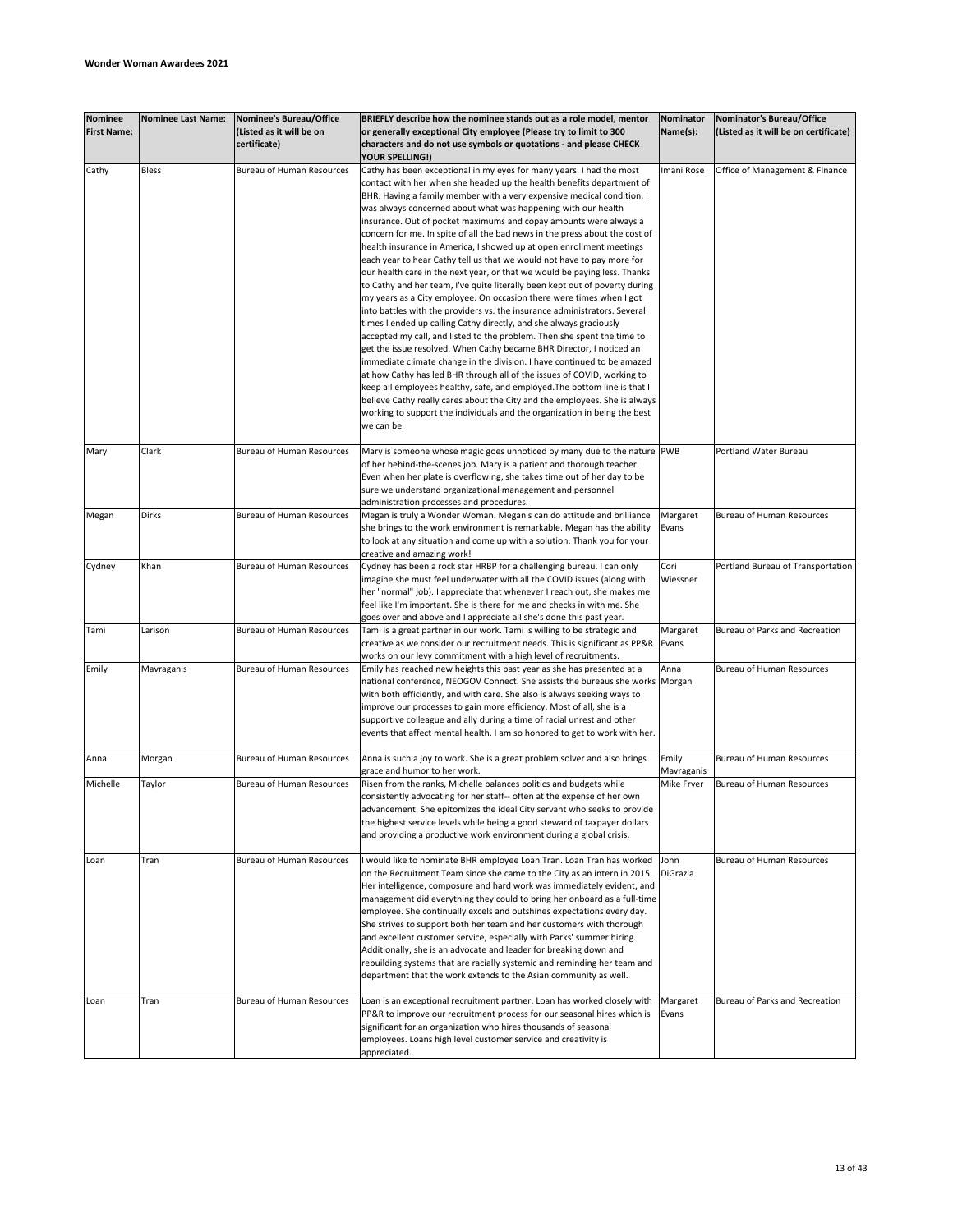**Wonder Woman Awardees 2021**

| Nominee First Name: | Nominee Last Name: | Nominee's Bureau/Office (Listed as it will be on certificate) | BRIEFLY describe how the nominee stands out as a role model, mentor or generally exceptional City employee (Please try to limit to 300 characters and do not use symbols or quotations - and please CHECK YOUR SPELLING!) | Nominator Name(s): | Nominator's Bureau/Office (Listed as it will be on certificate) |
|---|---|---|---|---|---|
| Cathy | Bless | Bureau of Human Resources | Cathy has been exceptional in my eyes for many years. I had the most contact with her when she headed up the health benefits department of BHR. Having a family member with a very expensive medical condition, I was always concerned about what was happening with our health insurance. Out of pocket maximums and copay amounts were always a concern for me. In spite of all the bad news in the press about the cost of health insurance in America, I showed up at open enrollment meetings each year to hear Cathy tell us that we would not have to pay more for our health care in the next year, or that we would be paying less. Thanks to Cathy and her team, I've quite literally been kept out of poverty during my years as a City employee. On occasion there were times when I got into battles with the providers vs. the insurance administrators. Several times I ended up calling Cathy directly, and she always graciously accepted my call, and listed to the problem. Then she spent the time to get the issue resolved. When Cathy became BHR Director, I noticed an immediate climate change in the division. I have continued to be amazed at how Cathy has led BHR through all of the issues of COVID, working to keep all employees healthy, safe, and employed.The bottom line is that I believe Cathy really cares about the City and the employees. She is always working to support the individuals and the organization in being the best we can be. | Imani Rose | Office of Management & Finance |
| Mary | Clark | Bureau of Human Resources | Mary is someone whose magic goes unnoticed by many due to the nature of her behind-the-scenes job. Mary is a patient and thorough teacher. Even when her plate is overflowing, she takes time out of her day to be sure we understand organizational management and personnel administration processes and procedures. | PWB | Portland Water Bureau |
| Megan | Dirks | Bureau of Human Resources | Megan is truly a Wonder Woman. Megan's can do attitude and brilliance she brings to the work environment is remarkable. Megan has the ability to look at any situation and come up with a solution. Thank you for your creative and amazing work! | Margaret Evans | Bureau of Human Resources |
| Cydney | Khan | Bureau of Human Resources | Cydney has been a rock star HRBP for a challenging bureau. I can only imagine she must feel underwater with all the COVID issues (along with her "normal" job). I appreciate that whenever I reach out, she makes me feel like I'm important. She is there for me and checks in with me. She goes over and above and I appreciate all she's done this past year. | Cori Wiessner | Portland Bureau of Transportation |
| Tami | Larison | Bureau of Human Resources | Tami is a great partner in our work. Tami is willing to be strategic and creative as we consider our recruitment needs. This is significant as PP&R works on our levy commitment with a high level of recruitments. | Margaret Evans | Bureau of Parks and Recreation |
| Emily | Mavraganis | Bureau of Human Resources | Emily has reached new heights this past year as she has presented at a national conference, NEOGOV Connect. She assists the bureaus she works with both efficiently, and with care. She also is always seeking ways to improve our processes to gain more efficiency. Most of all, she is a supportive colleague and ally during a time of racial unrest and other events that affect mental health. I am so honored to get to work with her. | Anna Morgan | Bureau of Human Resources |
| Anna | Morgan | Bureau of Human Resources | Anna is such a joy to work. She is a great problem solver and also brings grace and humor to her work. | Emily Mavraganis | Bureau of Human Resources |
| Michelle | Taylor | Bureau of Human Resources | Risen from the ranks, Michelle balances politics and budgets while consistently advocating for her staff-- often at the expense of her own advancement. She epitomizes the ideal City servant who seeks to provide the highest service levels while being a good steward of taxpayer dollars and providing a productive work environment during a global crisis. | Mike Fryer | Bureau of Human Resources |
| Loan | Tran | Bureau of Human Resources | I would like to nominate BHR employee Loan Tran. Loan Tran has worked on the Recruitment Team since she came to the City as an intern in 2015. Her intelligence, composure and hard work was immediately evident, and management did everything they could to bring her onboard as a full-time employee. She continually excels and outshines expectations every day. She strives to support both her team and her customers with thorough and excellent customer service, especially with Parks' summer hiring. Additionally, she is an advocate and leader for breaking down and rebuilding systems that are racially systemic and reminding her team and department that the work extends to the Asian community as well. | John DiGrazia | Bureau of Human Resources |
| Loan | Tran | Bureau of Human Resources | Loan is an exceptional recruitment partner. Loan has worked closely with PP&R to improve our recruitment process for our seasonal hires which is significant for an organization who hires thousands of seasonal employees. Loans high level customer service and creativity is appreciated. | Margaret Evans | Bureau of Parks and Recreation |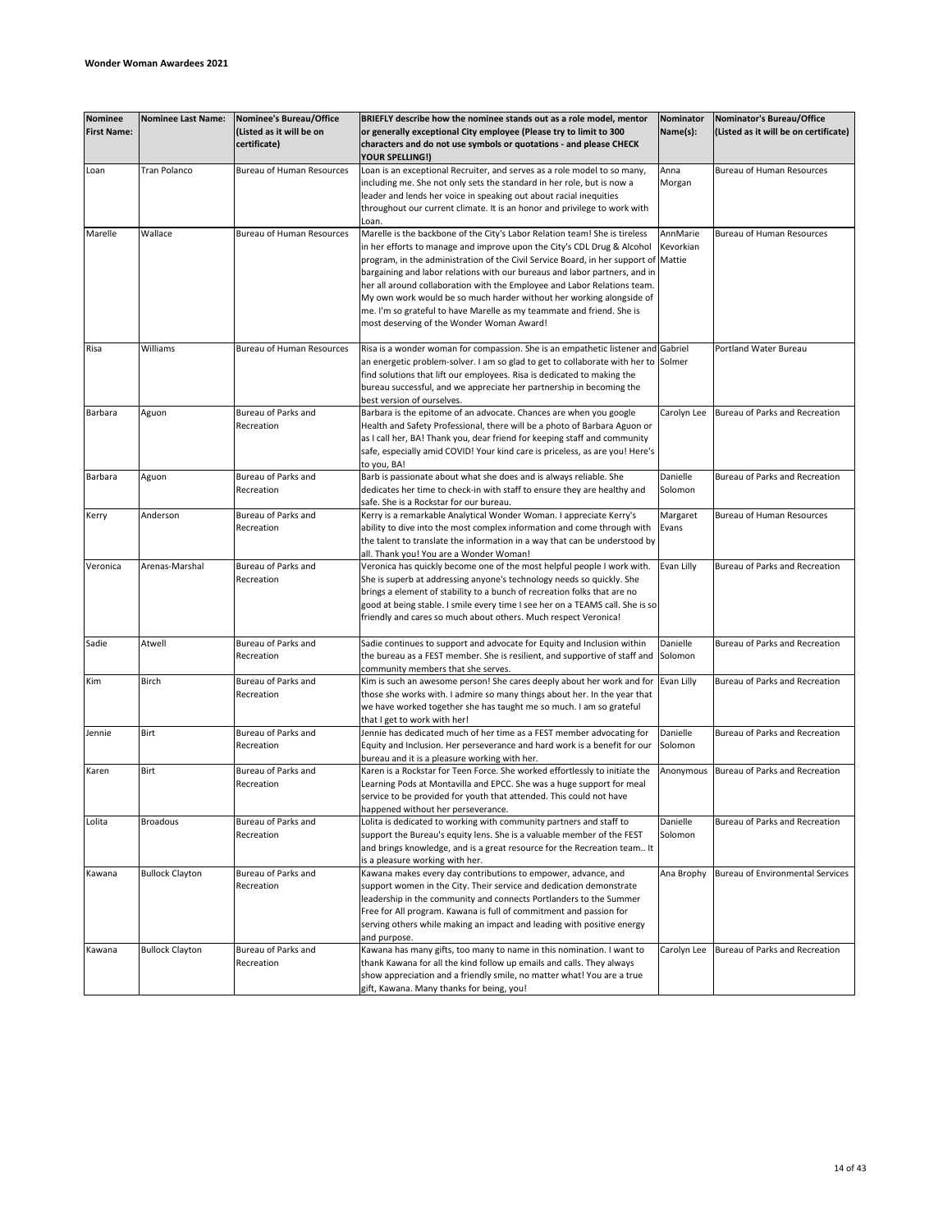**Wonder Woman Awardees 2021**

| Nominee First Name: | Nominee Last Name: | Nominee's Bureau/Office (Listed as it will be on certificate) | BRIEFLY describe how the nominee stands out as a role model, mentor or generally exceptional City employee (Please try to limit to 300 characters and do not use symbols or quotations - and please CHECK YOUR SPELLING!) | Nominator Name(s): | Nominator's Bureau/Office (Listed as it will be on certificate) |
|---|---|---|---|---|---|
| Loan | Tran Polanco | Bureau of Human Resources | Loan is an exceptional Recruiter, and serves as a role model to so many, including me. She not only sets the standard in her role, but is now a leader and lends her voice in speaking out about racial inequities throughout our current climate. It is an honor and privilege to work with Loan. | Anna Morgan | Bureau of Human Resources |
| Marelle | Wallace | Bureau of Human Resources | Marelle is the backbone of the City's Labor Relation team! She is tireless in her efforts to manage and improve upon the City's CDL Drug & Alcohol program, in the administration of the Civil Service Board, in her support of bargaining and labor relations with our bureaus and labor partners, and in her all around collaboration with the Employee and Labor Relations team. My own work would be so much harder without her working alongside of me. I'm so grateful to have Marelle as my teammate and friend. She is most deserving of the Wonder Woman Award! | AnnMarie Kevorkian Mattie | Bureau of Human Resources |
| Risa | Williams | Bureau of Human Resources | Risa is a wonder woman for compassion. She is an empathetic listener and an energetic problem-solver. I am so glad to get to collaborate with her to find solutions that lift our employees. Risa is dedicated to making the bureau successful, and we appreciate her partnership in becoming the best version of ourselves. | Gabriel Solmer | Portland Water Bureau |
| Barbara | Aguon | Bureau of Parks and Recreation | Barbara is the epitome of an advocate. Chances are when you google Health and Safety Professional, there will be a photo of Barbara Aguon or as I call her, BA! Thank you, dear friend for keeping staff and community safe, especially amid COVID! Your kind care is priceless, as are you! Here's to you, BA! | Carolyn Lee | Bureau of Parks and Recreation |
| Barbara | Aguon | Bureau of Parks and Recreation | Barb is passionate about what she does and is always reliable. She dedicates her time to check-in with staff to ensure they are healthy and safe. She is a Rockstar for our bureau. | Danielle Solomon | Bureau of Parks and Recreation |
| Kerry | Anderson | Bureau of Parks and Recreation | Kerry is a remarkable Analytical Wonder Woman. I appreciate Kerry's ability to dive into the most complex information and come through with the talent to translate the information in a way that can be understood by all. Thank you! You are a Wonder Woman! | Margaret Evans | Bureau of Human Resources |
| Veronica | Arenas-Marshal | Bureau of Parks and Recreation | Veronica has quickly become one of the most helpful people I work with. She is superb at addressing anyone's technology needs so quickly. She brings a element of stability to a bunch of recreation folks that are no good at being stable. I smile every time I see her on a TEAMS call. She is so friendly and cares so much about others. Much respect Veronica! | Evan Lilly | Bureau of Parks and Recreation |
| Sadie | Atwell | Bureau of Parks and Recreation | Sadie continues to support and advocate for Equity and Inclusion within the bureau as a FEST member. She is resilient, and supportive of staff and community members that she serves. | Danielle Solomon | Bureau of Parks and Recreation |
| Kim | Birch | Bureau of Parks and Recreation | Kim is such an awesome person! She cares deeply about her work and for those she works with. I admire so many things about her. In the year that we have worked together she has taught me so much. I am so grateful that I get to work with her! | Evan Lilly | Bureau of Parks and Recreation |
| Jennie | Birt | Bureau of Parks and Recreation | Jennie has dedicated much of her time as a FEST member advocating for Equity and Inclusion. Her perseverance and hard work is a benefit for our bureau and it is a pleasure working with her. | Danielle Solomon | Bureau of Parks and Recreation |
| Karen | Birt | Bureau of Parks and Recreation | Karen is a Rockstar for Teen Force. She worked effortlessly to initiate the Learning Pods at Montavilla and EPCC. She was a huge support for meal service to be provided for youth that attended. This could not have happened without her perseverance. | Anonymous | Bureau of Parks and Recreation |
| Lolita | Broadous | Bureau of Parks and Recreation | Lolita is dedicated to working with community partners and staff to support the Bureau's equity lens. She is a valuable member of the FEST and brings knowledge, and is a great resource for the Recreation team.. It is a pleasure working with her. | Danielle Solomon | Bureau of Parks and Recreation |
| Kawana | Bullock Clayton | Bureau of Parks and Recreation | Kawana makes every day contributions to empower, advance, and support women in the City. Their service and dedication demonstrate leadership in the community and connects Portlanders to the Summer Free for All program. Kawana is full of commitment and passion for serving others while making an impact and leading with positive energy and purpose. | Ana Brophy | Bureau of Environmental Services |
| Kawana | Bullock Clayton | Bureau of Parks and Recreation | Kawana has many gifts, too many to name in this nomination. I want to thank Kawana for all the kind follow up emails and calls. They always show appreciation and a friendly smile, no matter what! You are a true gift, Kawana. Many thanks for being, you! | Carolyn Lee | Bureau of Parks and Recreation |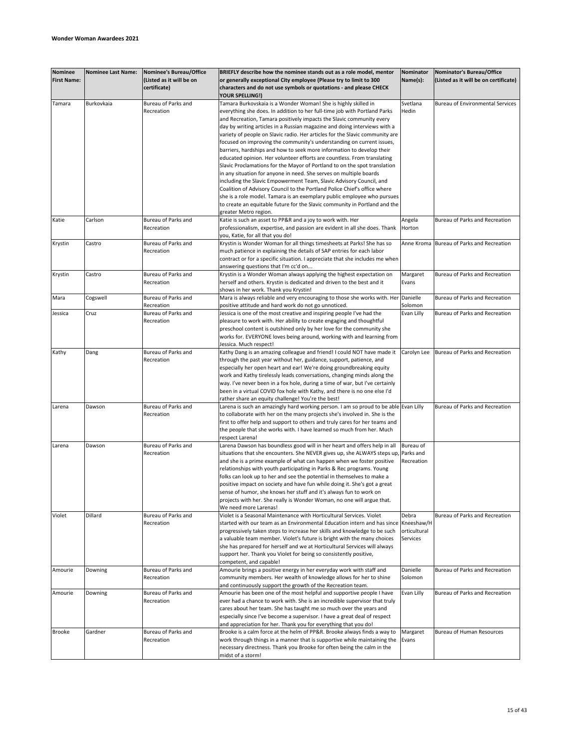**Wonder Woman Awardees 2021**

| Nominee First Name: | Nominee Last Name: | Nominee's Bureau/Office (Listed as it will be on certificate) | BRIEFLY describe how the nominee stands out as a role model, mentor or generally exceptional City employee (Please try to limit to 300 characters and do not use symbols or quotations - and please CHECK YOUR SPELLING!) | Nominator Name(s): | Nominator's Bureau/Office (Listed as it will be on certificate) |
|---|---|---|---|---|---|
| Tamara | Burkovkaia | Bureau of Parks and Recreation | Tamara Burkovskaia is a Wonder Woman! She is highly skilled in everything she does. In addition to her full-time job with Portland Parks and Recreation, Tamara positively impacts the Slavic community every day by writing articles in a Russian magazine and doing interviews with a variety of people on Slavic radio. Her articles for the Slavic community are focused on improving the community's understanding on current issues, barriers, hardships and how to seek more information to develop their educated opinion. Her volunteer efforts are countless. From translating Slavic Proclamations for the Mayor of Portland to on the spot translation in any situation for anyone in need. She serves on multiple boards including the Slavic Empowerment Team, Slavic Advisory Council, and Coalition of Advisory Council to the Portland Police Chief's office where she is a role model. Tamara is an exemplary public employee who pursues to create an equitable future for the Slavic community in Portland and the greater Metro region. | Svetlana Hedin | Bureau of Environmental Services |
| Katie | Carlson | Bureau of Parks and Recreation | Katie is such an asset to PP&R and a joy to work with. Her professionalism, expertise, and passion are evident in all she does. Thank you, Katie, for all that you do! | Angela Horton | Bureau of Parks and Recreation |
| Krystin | Castro | Bureau of Parks and Recreation | Krystin is Wonder Woman for all things timesheets at Parks! She has so much patience in explaining the details of SAP entries for each labor contract or for a specific situation. I appreciate that she includes me when answering questions that I'm cc'd on... | Anne Kroma | Bureau of Parks and Recreation |
| Krystin | Castro | Bureau of Parks and Recreation | Krystin is a Wonder Woman always applying the highest expectation on herself and others. Krystin is dedicated and driven to the best and it shows in her work. Thank you Krystin! | Margaret Evans | Bureau of Parks and Recreation |
| Mara | Cogswell | Bureau of Parks and Recreation | Mara is always reliable and very encouraging to those she works with. Her positive attitude and hard work do not go unnoticed. | Danielle Solomon | Bureau of Parks and Recreation |
| Jessica | Cruz | Bureau of Parks and Recreation | Jessica is one of the most creative and inspiring people I've had the pleasure to work with. Her ability to create engaging and thoughtful preschool content is outshined only by her love for the community she works for. EVERYONE loves being around, working with and learning from Jessica. Much respect! | Evan Lilly | Bureau of Parks and Recreation |
| Kathy | Dang | Bureau of Parks and Recreation | Kathy Dang is an amazing colleague and friend! I could NOT have made it through the past year without her, guidance, support, patience, and especially her open heart and ear! We're doing groundbreaking equity work and Kathy tirelessly leads conversations, changing minds along the way. I've never been in a fox hole, during a time of war, but I've certainly been in a virtual COVID fox hole with Kathy, and there is no one else I'd rather share an equity challenge! You're the best! | Carolyn Lee | Bureau of Parks and Recreation |
| Larena | Dawson | Bureau of Parks and Recreation | Larena is such an amazingly hard working person. I am so proud to be able to collaborate with her on the many projects she's involved in. She is the first to offer help and support to others and truly cares for her teams and the people that she works with. I have learned so much from her. Much respect Larena! | Evan Lilly | Bureau of Parks and Recreation |
| Larena | Dawson | Bureau of Parks and Recreation | Larena Dawson has boundless good will in her heart and offers help in all situations that she encounters. She NEVER gives up, she ALWAYS steps up, and she is a prime example of what can happen when we foster positive relationships with youth participating in Parks & Rec programs. Young folks can look up to her and see the potential in themselves to make a positive impact on society and have fun while doing it. She's got a great sense of humor, she knows her stuff and it's always fun to work on projects with her. She really is Wonder Woman, no one will argue that. We need more Larenas! | Bureau of Parks and Recreation | |
| Violet | Dillard | Bureau of Parks and Recreation | Violet is a Seasonal Maintenance with Horticultural Services. Violet started with our team as an Environmental Education intern and has since progressively taken steps to increase her skills and knowledge to be such a valuable team member. Violet's future is bright with the many choices she has prepared for herself and we at Horticultural Services will always support her. Thank you Violet for being so consistently positive, competent, and capable! | Debra Kneeshaw/Horticultural Services | Bureau of Parks and Recreation |
| Amourie | Downing | Bureau of Parks and Recreation | Amourie brings a positive energy in her everyday work with staff and community members. Her wealth of knowledge allows for her to shine and continuously support the growth of the Recreation team. | Danielle Solomon | Bureau of Parks and Recreation |
| Amourie | Downing | Bureau of Parks and Recreation | Amourie has been one of the most helpful and supportive people I have ever had a chance to work with. She is an incredible supervisor that truly cares about her team. She has taught me so much over the years and especially since I've become a supervisor. I have a great deal of respect and appreciation for her. Thank you for everything that you do! | Evan Lilly | Bureau of Parks and Recreation |
| Brooke | Gardner | Bureau of Parks and Recreation | Brooke is a calm force at the helm of PP&R. Brooke always finds a way to work through things in a manner that is supportive while maintaining the necessary directness. Thank you Brooke for often being the calm in the midst of a storm! | Margaret Evans | Bureau of Human Resources |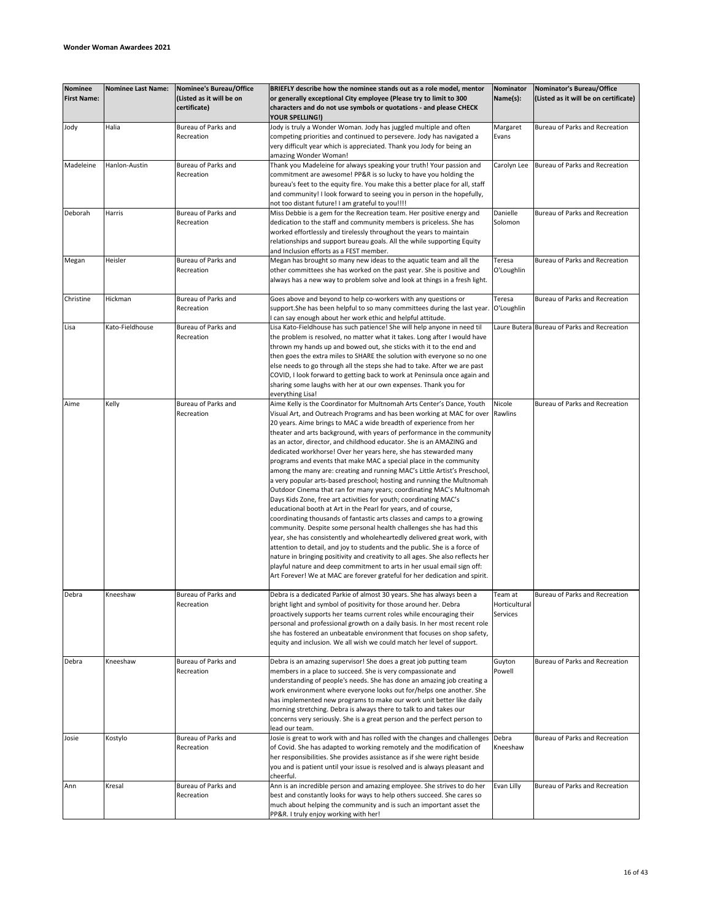**Wonder Woman Awardees 2021**

| Nominee First Name: | Nominee Last Name: | Nominee's Bureau/Office (Listed as it will be on certificate) | BRIEFLY describe how the nominee stands out as a role model, mentor or generally exceptional City employee (Please try to limit to 300 characters and do not use symbols or quotations - and please CHECK YOUR SPELLING!) | Nominator Name(s): | Nominator's Bureau/Office (Listed as it will be on certificate) |
|---|---|---|---|---|---|
| Jody | Halia | Bureau of Parks and Recreation | Jody is truly a Wonder Woman. Jody has juggled multiple and often competing priorities and continued to persevere. Jody has navigated a very difficult year which is appreciated. Thank you Jody for being an amazing Wonder Woman! | Margaret Evans | Bureau of Parks and Recreation |
| Madeleine | Hanlon-Austin | Bureau of Parks and Recreation | Thank you Madeleine for always speaking your truth! Your passion and commitment are awesome! PP&R is so lucky to have you holding the bureau's feet to the equity fire. You make this a better place for all, staff and community! I look forward to seeing you in person in the hopefully, not too distant future! I am grateful to you!!!! | Carolyn Lee | Bureau of Parks and Recreation |
| Deborah | Harris | Bureau of Parks and Recreation | Miss Debbie is a gem for the Recreation team. Her positive energy and dedication to the staff and community members is priceless. She has worked effortlessly and tirelessly throughout the years to maintain relationships and support bureau goals. All the while supporting Equity and Inclusion efforts as a FEST member. | Danielle Solomon | Bureau of Parks and Recreation |
| Megan | Heisler | Bureau of Parks and Recreation | Megan has brought so many new ideas to the aquatic team and all the other committees she has worked on the past year. She is positive and always has a new way to problem solve and look at things in a fresh light. | Teresa O'Loughlin | Bureau of Parks and Recreation |
| Christine | Hickman | Bureau of Parks and Recreation | Goes above and beyond to help co-workers with any questions or support.She has been helpful to so many committees during the last year. I can say enough about her work ethic and helpful attitude. | Teresa O'Loughlin | Bureau of Parks and Recreation |
| Lisa | Kato-Fieldhouse | Bureau of Parks and Recreation | Lisa Kato-Fieldhouse has such patience! She will help anyone in need til the problem is resolved, no matter what it takes. Long after I would have thrown my hands up and bowed out, she sticks with it to the end and then goes the extra miles to SHARE the solution with everyone so no one else needs to go through all the steps she had to take. After we are past COVID, I look forward to getting back to work at Peninsula once again and sharing some laughs with her at our own expenses. Thank you for everything Lisa! | Laure Butera | Bureau of Parks and Recreation |
| Aime | Kelly | Bureau of Parks and Recreation | Aime Kelly is the Coordinator for Multnomah Arts Center's Dance, Youth Visual Art, and Outreach Programs and has been working at MAC for over 20 years. Aime brings to MAC a wide breadth of experience from her theater and arts background, with years of performance in the community as an actor, director, and childhood educator. She is an AMAZING and dedicated workhorse! Over her years here, she has stewarded many programs and events that make MAC a special place in the community among the many are: creating and running MAC's Little Artist's Preschool, a very popular arts-based preschool; hosting and running the Multnomah Outdoor Cinema that ran for many years; coordinating MAC's Multnomah Days Kids Zone, free art activities for youth; coordinating MAC's educational booth at Art in the Pearl for years, and of course, coordinating thousands of fantastic arts classes and camps to a growing community. Despite some personal health challenges she has had this year, she has consistently and wholeheartedly delivered great work, with attention to detail, and joy to students and the public. She is a force of nature in bringing positivity and creativity to all ages. She also reflects her playful nature and deep commitment to arts in her usual email sign off: Art Forever! We at MAC are forever grateful for her dedication and spirit. | Nicole Rawlins | Bureau of Parks and Recreation |
| Debra | Kneeshaw | Bureau of Parks and Recreation | Debra is a dedicated Parkie of almost 30 years. She has always been a bright light and symbol of positivity for those around her. Debra proactively supports her teams current roles while encouraging their personal and professional growth on a daily basis. In her most recent role she has fostered an unbeatable environment that focuses on shop safety, equity and inclusion. We all wish we could match her level of support. | Team at Horticultural Services | Bureau of Parks and Recreation |
| Debra | Kneeshaw | Bureau of Parks and Recreation | Debra is an amazing supervisor! She does a great job putting team members in a place to succeed. She is very compassionate and understanding of people's needs. She has done an amazing job creating a work environment where everyone looks out for/helps one another. She has implemented new programs to make our work unit better like daily morning stretching. Debra is always there to talk to and takes our concerns very seriously. She is a great person and the perfect person to lead our team. | Guyton Powell | Bureau of Parks and Recreation |
| Josie | Kostylo | Bureau of Parks and Recreation | Josie is great to work with and has rolled with the changes and challenges of Covid. She has adapted to working remotely and the modification of her responsibilities. She provides assistance as if she were right beside you and is patient until your issue is resolved and is always pleasant and cheerful. | Debra Kneeshaw | Bureau of Parks and Recreation |
| Ann | Kresal | Bureau of Parks and Recreation | Ann is an incredible person and amazing employee. She strives to do her best and constantly looks for ways to help others succeed. She cares so much about helping the community and is such an important asset the PP&R. I truly enjoy working with her! | Evan Lilly | Bureau of Parks and Recreation |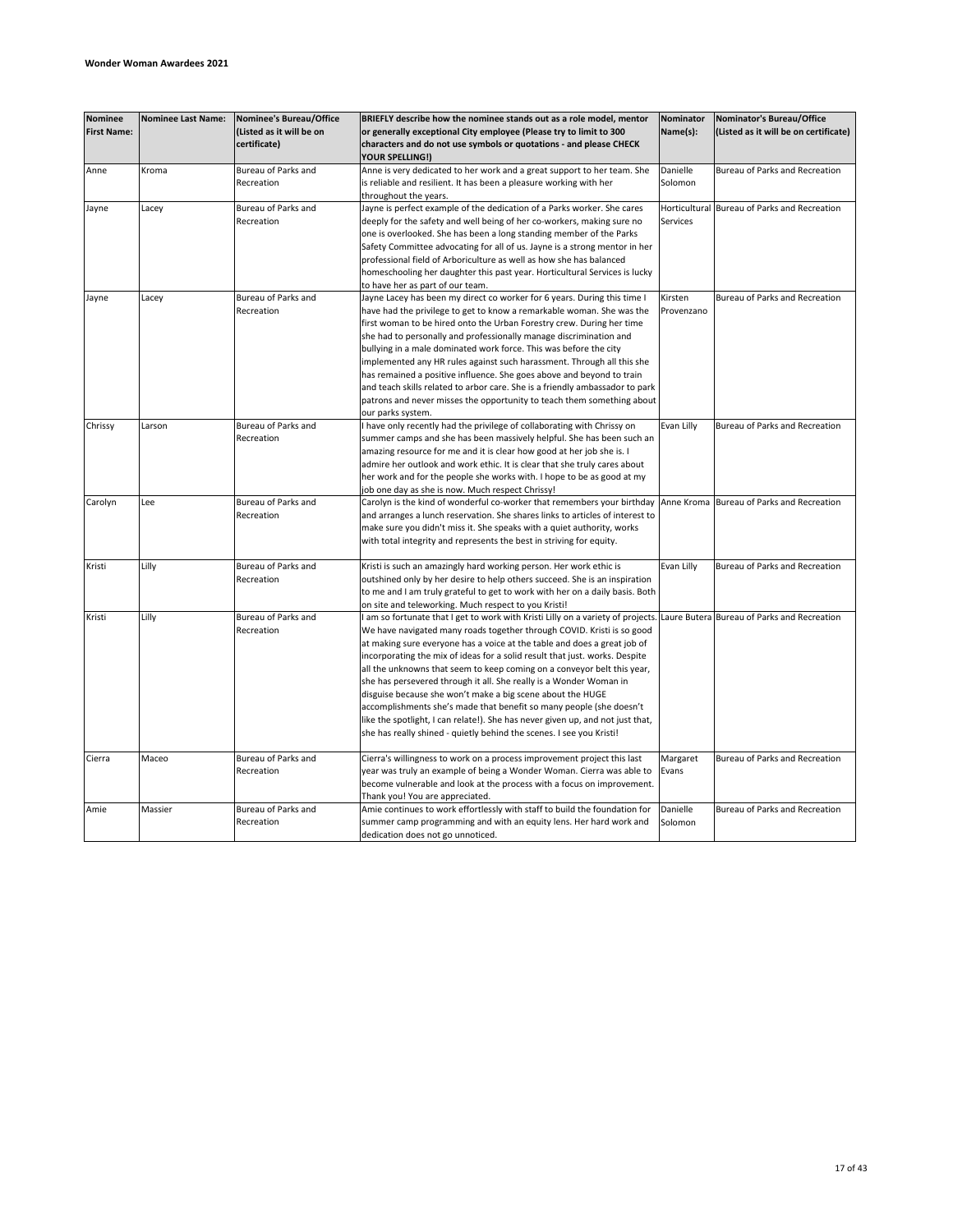**Wonder Woman Awardees 2021**

| Nominee First Name: | Nominee Last Name: | Nominee's Bureau/Office (Listed as it will be on certificate) | BRIEFLY describe how the nominee stands out as a role model, mentor or generally exceptional City employee (Please try to limit to 300 characters and do not use symbols or quotations - and please CHECK YOUR SPELLING!) | Nominator Name(s): | Nominator's Bureau/Office (Listed as it will be on certificate) |
|---|---|---|---|---|---|
| Anne | Kroma | Bureau of Parks and Recreation | Anne is very dedicated to her work and a great support to her team. She is reliable and resilient. It has been a pleasure working with her throughout the years. | Danielle Solomon | Bureau of Parks and Recreation |
| Jayne | Lacey | Bureau of Parks and Recreation | Jayne is perfect example of the dedication of a Parks worker. She cares deeply for the safety and well being of her co-workers, making sure no one is overlooked. She has been a long standing member of the Parks Safety Committee advocating for all of us. Jayne is a strong mentor in her professional field of Arboriculture as well as how she has balanced homeschooling her daughter this past year. Horticultural Services is lucky to have her as part of our team. | Horticultural Services | Bureau of Parks and Recreation |
| Jayne | Lacey | Bureau of Parks and Recreation | Jayne Lacey has been my direct co worker for 6 years. During this time I have had the privilege to get to know a remarkable woman. She was the first woman to be hired onto the Urban Forestry crew. During her time she had to personally and professionally manage discrimination and bullying in a male dominated work force. This was before the city implemented any HR rules against such harassment. Through all this she has remained a positive influence. She goes above and beyond to train and teach skills related to arbor care. She is a friendly ambassador to park patrons and never misses the opportunity to teach them something about our parks system. | Kirsten Provenzano | Bureau of Parks and Recreation |
| Chrissy | Larson | Bureau of Parks and Recreation | I have only recently had the privilege of collaborating with Chrissy on summer camps and she has been massively helpful. She has been such an amazing resource for me and it is clear how good at her job she is. I admire her outlook and work ethic. It is clear that she truly cares about her work and for the people she works with. I hope to be as good at my job one day as she is now. Much respect Chrissy! | Evan Lilly | Bureau of Parks and Recreation |
| Carolyn | Lee | Bureau of Parks and Recreation | Carolyn is the kind of wonderful co-worker that remembers your birthday and arranges a lunch reservation. She shares links to articles of interest to make sure you didn't miss it. She speaks with a quiet authority, works with total integrity and represents the best in striving for equity. | Anne Kroma | Bureau of Parks and Recreation |
| Kristi | Lilly | Bureau of Parks and Recreation | Kristi is such an amazingly hard working person. Her work ethic is outshined only by her desire to help others succeed. She is an inspiration to me and I am truly grateful to get to work with her on a daily basis. Both on site and teleworking. Much respect to you Kristi! | Evan Lilly | Bureau of Parks and Recreation |
| Kristi | Lilly | Bureau of Parks and Recreation | I am so fortunate that I get to work with Kristi Lilly on a variety of projects. We have navigated many roads together through COVID. Kristi is so good at making sure everyone has a voice at the table and does a great job of incorporating the mix of ideas for a solid result that just. works. Despite all the unknowns that seem to keep coming on a conveyor belt this year, she has persevered through it all. She really is a Wonder Woman in disguise because she won't make a big scene about the HUGE accomplishments she's made that benefit so many people (she doesn't like the spotlight, I can relate!). She has never given up, and not just that, she has really shined - quietly behind the scenes. I see you Kristi! | Laure Butera | Bureau of Parks and Recreation |
| Cierra | Maceo | Bureau of Parks and Recreation | Cierra's willingness to work on a process improvement project this last year was truly an example of being a Wonder Woman. Cierra was able to become vulnerable and look at the process with a focus on improvement. Thank you! You are appreciated. | Margaret Evans | Bureau of Parks and Recreation |
| Amie | Massier | Bureau of Parks and Recreation | Amie continues to work effortlessly with staff to build the foundation for summer camp programming and with an equity lens. Her hard work and dedication does not go unnoticed. | Danielle Solomon | Bureau of Parks and Recreation |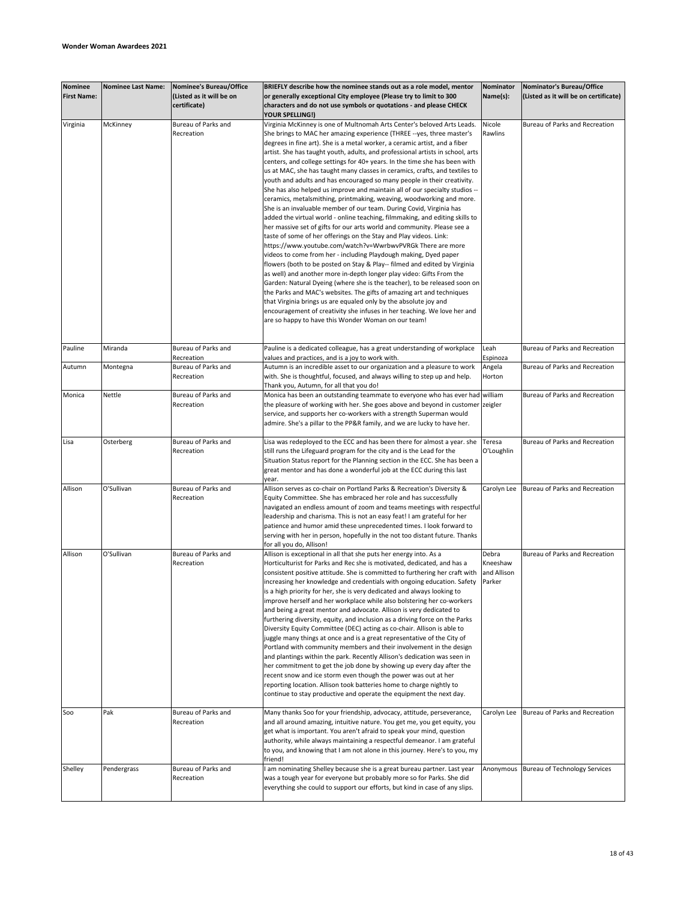**Wonder Woman Awardees 2021**

| Nominee First Name: | Nominee Last Name: | Nominee's Bureau/Office (Listed as it will be on certificate) | BRIEFLY describe how the nominee stands out as a role model, mentor or generally exceptional City employee (Please try to limit to 300 characters and do not use symbols or quotations - and please CHECK YOUR SPELLING!) | Nominator Name(s): | Nominator's Bureau/Office (Listed as it will be on certificate) |
|---|---|---|---|---|---|
| Virginia | McKinney | Bureau of Parks and Recreation | Virginia McKinney is one of Multnomah Arts Center's beloved Arts Leads. She brings to MAC her amazing experience (THREE --yes, three master's degrees in fine art). She is a metal worker, a ceramic artist, and a fiber artist. She has taught youth, adults, and professional artists in school, arts centers, and college settings for 40+ years. In the time she has been with us at MAC, she has taught many classes in ceramics, crafts, and textiles to youth and adults and has encouraged so many people in their creativity. She has also helped us improve and maintain all of our specialty studios -- ceramics, metalsmithing, printmaking, weaving, woodworking and more. She is an invaluable member of our team. During Covid, Virginia has added the virtual world - online teaching, filmmaking, and editing skills to her massive set of gifts for our arts world and community. Please see a taste of some of her offerings on the Stay and Play videos. Link: https://www.youtube.com/watch?v=WwrbwvPVRGk There are more videos to come from her - including Playdough making, Dyed paper flowers (both to be posted on Stay & Play-- filmed and edited by Virginia as well) and another more in-depth longer play video: Gifts From the Garden: Natural Dyeing (where she is the teacher), to be released soon on the Parks and MAC's websites. The gifts of amazing art and techniques that Virginia brings us are equaled only by the absolute joy and encouragement of creativity she infuses in her teaching. We love her and are so happy to have this Wonder Woman on our team! | Nicole Rawlins | Bureau of Parks and Recreation |
| Pauline | Miranda | Bureau of Parks and Recreation | Pauline is a dedicated colleague, has a great understanding of workplace values and practices, and is a joy to work with. | Leah Espinoza | Bureau of Parks and Recreation |
| Autumn | Montegna | Bureau of Parks and Recreation | Autumn is an incredible asset to our organization and a pleasure to work with. She is thoughtful, focused, and always willing to step up and help. Thank you, Autumn, for all that you do! | Angela Horton | Bureau of Parks and Recreation |
| Monica | Nettle | Bureau of Parks and Recreation | Monica has been an outstanding teammate to everyone who has ever had the pleasure of working with her. She goes above and beyond in customer service, and supports her co-workers with a strength Superman would admire. She's a pillar to the PP&R family, and we are lucky to have her. | william zeigler | Bureau of Parks and Recreation |
| Lisa | Osterberg | Bureau of Parks and Recreation | Lisa was redeployed to the ECC and has been there for almost a year. she still runs the Lifeguard program for the city and is the Lead for the Situation Status report for the Planning section in the ECC. She has been a great mentor and has done a wonderful job at the ECC during this last year. | Teresa O'Loughlin | Bureau of Parks and Recreation |
| Allison | O'Sullivan | Bureau of Parks and Recreation | Allison serves as co-chair on Portland Parks & Recreation's Diversity & Equity Committee. She has embraced her role and has successfully navigated an endless amount of zoom and teams meetings with respectful leadership and charisma. This is not an easy feat! I am grateful for her patience and humor amid these unprecedented times. I look forward to serving with her in person, hopefully in the not too distant future. Thanks for all you do, Allison! | Carolyn Lee | Bureau of Parks and Recreation |
| Allison | O'Sullivan | Bureau of Parks and Recreation | Allison is exceptional in all that she puts her energy into. As a Horticulturist for Parks and Rec she is motivated, dedicated, and has a consistent positive attitude. She is committed to furthering her craft with increasing her knowledge and credentials with ongoing education. Safety is a high priority for her, she is very dedicated and always looking to improve herself and her workplace while also bolstering her co-workers and being a great mentor and advocate. Allison is very dedicated to furthering diversity, equity, and inclusion as a driving force on the Parks Diversity Equity Committee (DEC) acting as co-chair. Allison is able to juggle many things at once and is a great representative of the City of Portland with community members and their involvement in the design and plantings within the park. Recently Allison's dedication was seen in her commitment to get the job done by showing up every day after the recent snow and ice storm even though the power was out at her reporting location. Allison took batteries home to charge nightly to continue to stay productive and operate the equipment the next day. | Debra Kneeshaw and Allison Parker | Bureau of Parks and Recreation |
| Soo | Pak | Bureau of Parks and Recreation | Many thanks Soo for your friendship, advocacy, attitude, perseverance, and all around amazing, intuitive nature. You get me, you get equity, you get what is important. You aren't afraid to speak your mind, question authority, while always maintaining a respectful demeanor. I am grateful to you, and knowing that I am not alone in this journey. Here's to you, my friend! | Carolyn Lee | Bureau of Parks and Recreation |
| Shelley | Pendergrass | Bureau of Parks and Recreation | I am nominating Shelley because she is a great bureau partner. Last year was a tough year for everyone but probably more so for Parks. She did everything she could to support our efforts, but kind in case of any slips. | Anonymous | Bureau of Technology Services |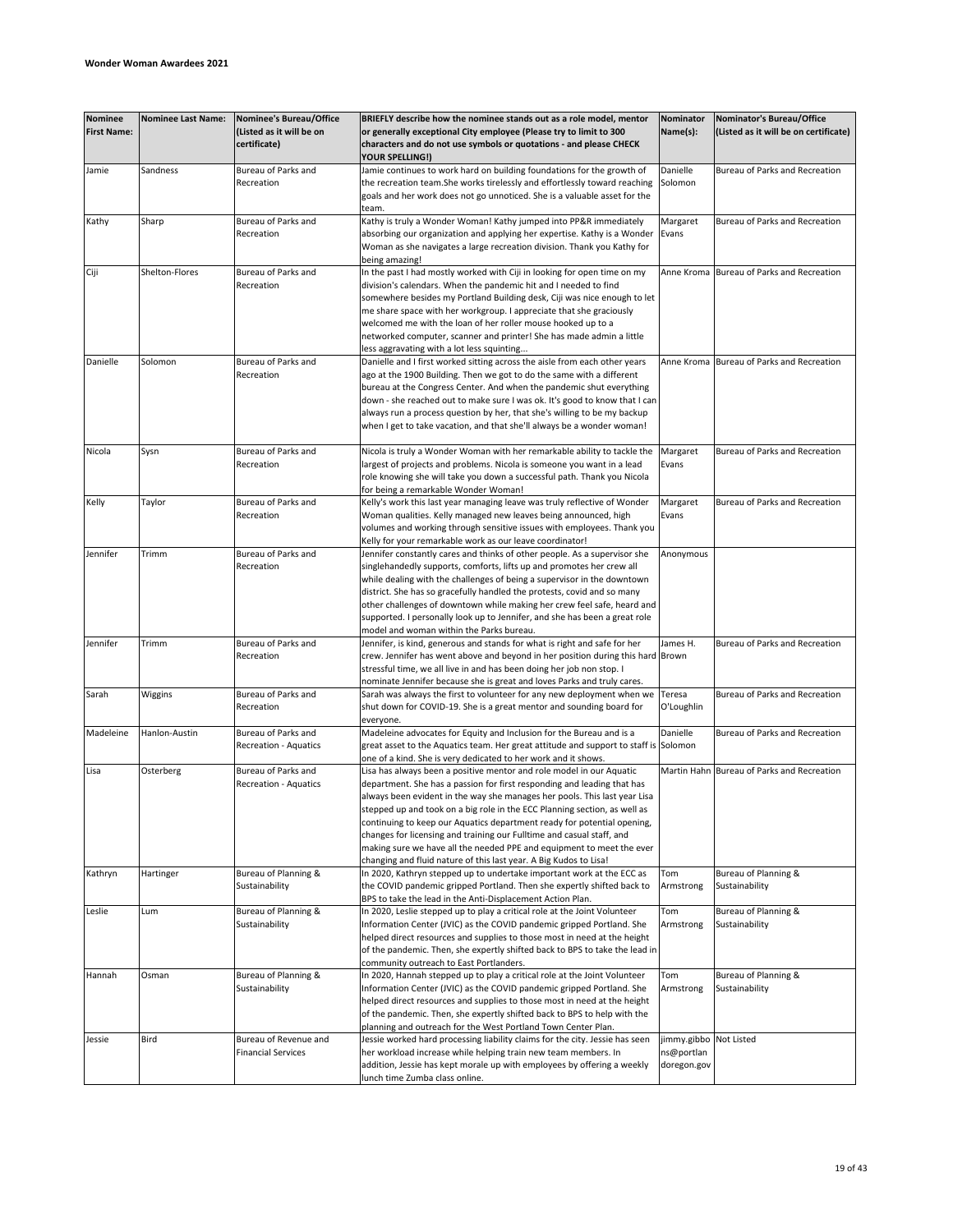**Wonder Woman Awardees 2021**

| Nominee First Name: | Nominee Last Name: | Nominee's Bureau/Office (Listed as it will be on certificate) | BRIEFLY describe how the nominee stands out as a role model, mentor or generally exceptional City employee (Please try to limit to 300 characters and do not use symbols or quotations - and please CHECK YOUR SPELLING!) | Nominator Name(s): | Nominator's Bureau/Office (Listed as it will be on certificate) |
|---|---|---|---|---|---|
| Jamie | Sandness | Bureau of Parks and Recreation | Jamie continues to work hard on building foundations for the growth of the recreation team.She works tirelessly and effortlessly toward reaching goals and her work does not go unnoticed. She is a valuable asset for the team. | Danielle Solomon | Bureau of Parks and Recreation |
| Kathy | Sharp | Bureau of Parks and Recreation | Kathy is truly a Wonder Woman! Kathy jumped into PP&R immediately absorbing our organization and applying her expertise. Kathy is a Wonder Woman as she navigates a large recreation division. Thank you Kathy for being amazing! | Margaret Evans | Bureau of Parks and Recreation |
| Ciji | Shelton-Flores | Bureau of Parks and Recreation | In the past I had mostly worked with Ciji in looking for open time on my division's calendars. When the pandemic hit and I needed to find somewhere besides my Portland Building desk, Ciji was nice enough to let me share space with her workgroup. I appreciate that she graciously welcomed me with the loan of her roller mouse hooked up to a networked computer, scanner and printer! She has made admin a little less aggravating with a lot less squinting... | Anne Kroma | Bureau of Parks and Recreation |
| Danielle | Solomon | Bureau of Parks and Recreation | Danielle and I first worked sitting across the aisle from each other years ago at the 1900 Building. Then we got to do the same with a different bureau at the Congress Center. And when the pandemic shut everything down - she reached out to make sure I was ok. It's good to know that I can always run a process question by her, that she's willing to be my backup when I get to take vacation, and that she'll always be a wonder woman! | Anne Kroma | Bureau of Parks and Recreation |
| Nicola | Sysn | Bureau of Parks and Recreation | Nicola is truly a Wonder Woman with her remarkable ability to tackle the largest of projects and problems. Nicola is someone you want in a lead role knowing she will take you down a successful path. Thank you Nicola for being a remarkable Wonder Woman! | Margaret Evans | Bureau of Parks and Recreation |
| Kelly | Taylor | Bureau of Parks and Recreation | Kelly's work this last year managing leave was truly reflective of Wonder Woman qualities. Kelly managed new leaves being announced, high volumes and working through sensitive issues with employees. Thank you Kelly for your remarkable work as our leave coordinator! | Margaret Evans | Bureau of Parks and Recreation |
| Jennifer | Trimm | Bureau of Parks and Recreation | Jennifer constantly cares and thinks of other people. As a supervisor she singlehandedly supports, comforts, lifts up and promotes her crew all while dealing with the challenges of being a supervisor in the downtown district. She has so gracefully handled the protests, covid and so many other challenges of downtown while making her crew feel safe, heard and supported. I personally look up to Jennifer, and she has been a great role model and woman within the Parks bureau. | Anonymous | |
| Jennifer | Trimm | Bureau of Parks and Recreation | Jennifer, is kind, generous and stands for what is right and safe for her crew. Jennifer has went above and beyond in her position during this hard stressful time, we all live in and has been doing her job non stop. I nominate Jennifer because she is great and loves Parks and truly cares. | James H. Brown | Bureau of Parks and Recreation |
| Sarah | Wiggins | Bureau of Parks and Recreation | Sarah was always the first to volunteer for any new deployment when we shut down for COVID-19. She is a great mentor and sounding board for everyone. | Teresa O'Loughlin | Bureau of Parks and Recreation |
| Madeleine | Hanlon-Austin | Bureau of Parks and Recreation - Aquatics | Madeleine advocates for Equity and Inclusion for the Bureau and is a great asset to the Aquatics team. Her great attitude and support to staff is one of a kind. She is very dedicated to her work and it shows. | Danielle Solomon | Bureau of Parks and Recreation |
| Lisa | Osterberg | Bureau of Parks and Recreation - Aquatics | Lisa has always been a positive mentor and role model in our Aquatic department. She has a passion for first responding and leading that has always been evident in the way she manages her pools. This last year Lisa stepped up and took on a big role in the ECC Planning section, as well as continuing to keep our Aquatics department ready for potential opening, changes for licensing and training our Fulltime and casual staff, and making sure we have all the needed PPE and equipment to meet the ever changing and fluid nature of this last year. A Big Kudos to Lisa! | Martin Hahn | Bureau of Parks and Recreation |
| Kathryn | Hartinger | Bureau of Planning & Sustainability | In 2020, Kathryn stepped up to undertake important work at the ECC as the COVID pandemic gripped Portland. Then she expertly shifted back to BPS to take the lead in the Anti-Displacement Action Plan. | Tom Armstrong | Bureau of Planning & Sustainability |
| Leslie | Lum | Bureau of Planning & Sustainability | In 2020, Leslie stepped up to play a critical role at the Joint Volunteer Information Center (JVIC) as the COVID pandemic gripped Portland. She helped direct resources and supplies to those most in need at the height of the pandemic. Then, she expertly shifted back to BPS to take the lead in community outreach to East Portlanders. | Tom Armstrong | Bureau of Planning & Sustainability |
| Hannah | Osman | Bureau of Planning & Sustainability | In 2020, Hannah stepped up to play a critical role at the Joint Volunteer Information Center (JVIC) as the COVID pandemic gripped Portland. She helped direct resources and supplies to those most in need at the height of the pandemic. Then, she expertly shifted back to BPS to help with the planning and outreach for the West Portland Town Center Plan. | Tom Armstrong | Bureau of Planning & Sustainability |
| Jessie | Bird | Bureau of Revenue and Financial Services | Jessie worked hard processing liability claims for the city. Jessie has seen her workload increase while helping train new team members. In addition, Jessie has kept morale up with employees by offering a weekly lunch time Zumba class online. | jimmy.gibbons@portlandoregon.gov | Not Listed |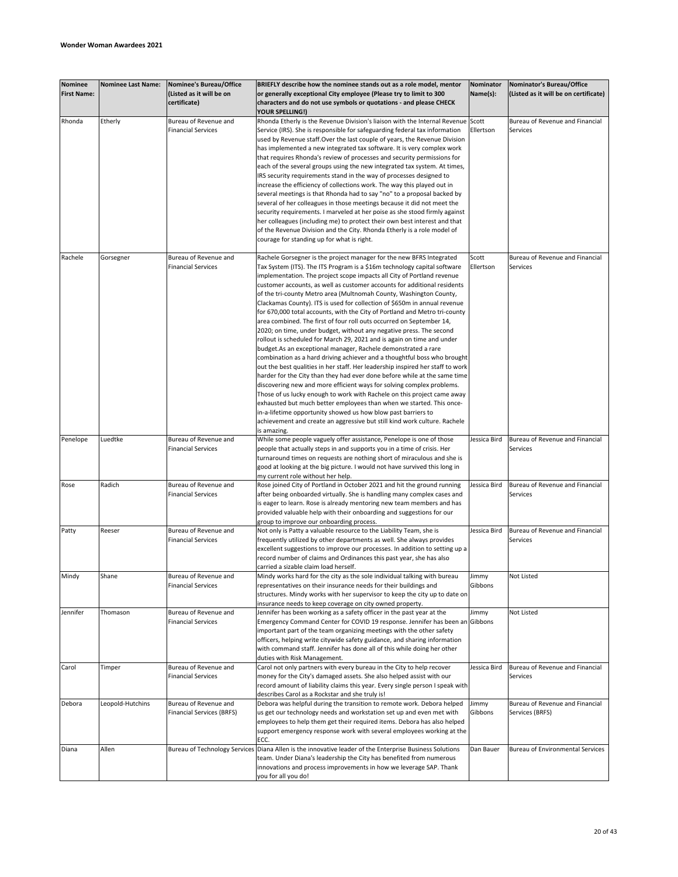**Wonder Woman Awardees 2021**

| Nominee First Name: | Nominee Last Name: | Nominee's Bureau/Office (Listed as it will be on certificate) | BRIEFLY describe how the nominee stands out as a role model, mentor or generally exceptional City employee (Please try to limit to 300 characters and do not use symbols or quotations - and please CHECK YOUR SPELLING!) | Nominator Name(s): | Nominator's Bureau/Office (Listed as it will be on certificate) |
|---|---|---|---|---|---|
| Rhonda | Etherly | Bureau of Revenue and Financial Services | Rhonda Etherly is the Revenue Division's liaison with the Internal Revenue Service (IRS). She is responsible for safeguarding federal tax information used by Revenue staff.Over the last couple of years, the Revenue Division has implemented a new integrated tax software. It is very complex work that requires Rhonda's review of processes and security permissions for each of the several groups using the new integrated tax system. At times, IRS security requirements stand in the way of processes designed to increase the efficiency of collections work. The way this played out in several meetings is that Rhonda had to say "no" to a proposal backed by several of her colleagues in those meetings because it did not meet the security requirements. I marveled at her poise as she stood firmly against her colleagues (including me) to protect their own best interest and that of the Revenue Division and the City. Rhonda Etherly is a role model of courage for standing up for what is right. | Scott Ellertson | Bureau of Revenue and Financial Services |
| Rachele | Gorsegner | Bureau of Revenue and Financial Services | Rachele Gorsegner is the project manager for the new BFRS Integrated Tax System (ITS). The ITS Program is a $16m technology capital software implementation. The project scope impacts all City of Portland revenue customer accounts, as well as customer accounts for additional residents of the tri-county Metro area (Multnomah County, Washington County, Clackamas County). ITS is used for collection of $650m in annual revenue for 670,000 total accounts, with the City of Portland and Metro tri-county area combined. The first of four roll outs occurred on September 14, 2020; on time, under budget, without any negative press. The second rollout is scheduled for March 29, 2021 and is again on time and under budget.As an exceptional manager, Rachele demonstrated a rare combination as a hard driving achiever and a thoughtful boss who brought out the best qualities in her staff. Her leadership inspired her staff to work harder for the City than they had ever done before while at the same time discovering new and more efficient ways for solving complex problems. Those of us lucky enough to work with Rachele on this project came away exhausted but much better employees than when we started. This once-in-a-lifetime opportunity showed us how blow past barriers to achievement and create an aggressive but still kind work culture. Rachele is amazing. | Scott Ellertson | Bureau of Revenue and Financial Services |
| Penelope | Luedtke | Bureau of Revenue and Financial Services | While some people vaguely offer assistance, Penelope is one of those people that actually steps in and supports you in a time of crisis. Her turnaround times on requests are nothing short of miraculous and she is good at looking at the big picture. I would not have survived this long in my current role without her help. | Jessica Bird | Bureau of Revenue and Financial Services |
| Rose | Radich | Bureau of Revenue and Financial Services | Rose joined City of Portland in October 2021 and hit the ground running after being onboarded virtually. She is handling many complex cases and is eager to learn. Rose is already mentoring new team members and has provided valuable help with their onboarding and suggestions for our group to improve our onboarding process. | Jessica Bird | Bureau of Revenue and Financial Services |
| Patty | Reeser | Bureau of Revenue and Financial Services | Not only is Patty a valuable resource to the Liability Team, she is frequently utilized by other departments as well. She always provides excellent suggestions to improve our processes. In addition to setting up a record number of claims and Ordinances this past year, she has also carried a sizable claim load herself. | Jessica Bird | Bureau of Revenue and Financial Services |
| Mindy | Shane | Bureau of Revenue and Financial Services | Mindy works hard for the city as the sole individual talking with bureau representatives on their insurance needs for their buildings and structures. Mindy works with her supervisor to keep the city up to date on insurance needs to keep coverage on city owned property. | Jimmy Gibbons | Not Listed |
| Jennifer | Thomason | Bureau of Revenue and Financial Services | Jennifer has been working as a safety officer in the past year at the Emergency Command Center for COVID 19 response. Jennifer has been an important part of the team organizing meetings with the other safety officers, helping write citywide safety guidance, and sharing information with command staff. Jennifer has done all of this while doing her other duties with Risk Management. | Jimmy Gibbons | Not Listed |
| Carol | Timper | Bureau of Revenue and Financial Services | Carol not only partners with every bureau in the City to help recover money for the City's damaged assets. She also helped assist with our record amount of liability claims this year. Every single person I speak with describes Carol as a Rockstar and she truly is! | Jessica Bird | Bureau of Revenue and Financial Services |
| Debora | Leopold-Hutchins | Bureau of Revenue and Financial Services (BRFS) | Debora was helpful during the transition to remote work. Debora helped us get our technology needs and workstation set up and even met with employees to help them get their required items. Debora has also helped support emergency response work with several employees working at the ECC. | Jimmy Gibbons | Bureau of Revenue and Financial Services (BRFS) |
| Diana | Allen | Bureau of Technology Services | Diana Allen is the innovative leader of the Enterprise Business Solutions team. Under Diana's leadership the City has benefited from numerous innovations and process improvements in how we leverage SAP. Thank you for all you do! | Dan Bauer | Bureau of Environmental Services |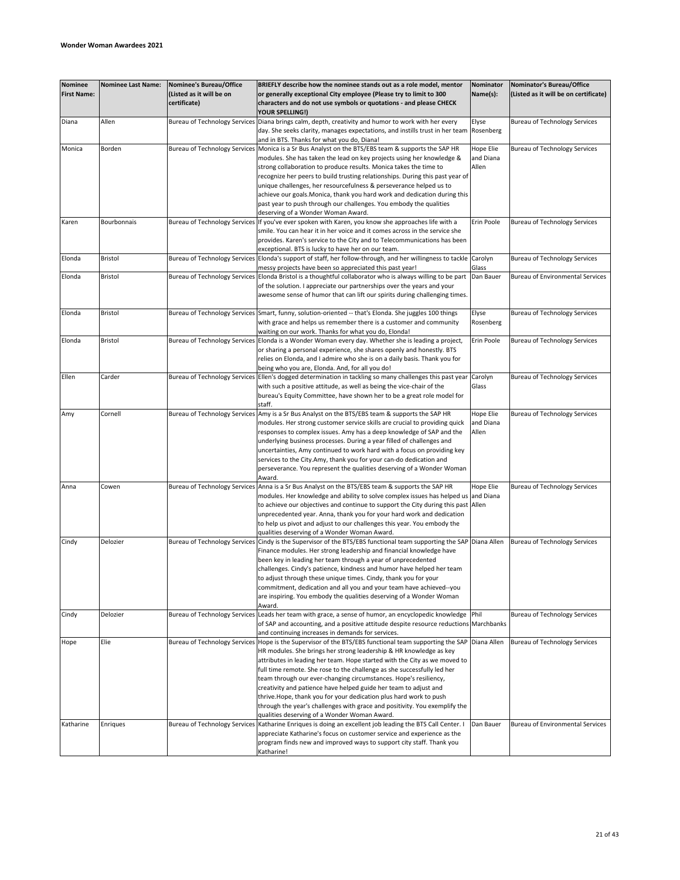**Wonder Woman Awardees 2021**

| Nominee First Name: | Nominee Last Name: | Nominee's Bureau/Office (Listed as it will be on certificate) | BRIEFLY describe how the nominee stands out as a role model, mentor or generally exceptional City employee (Please try to limit to 300 characters and do not use symbols or quotations - and please CHECK YOUR SPELLING!) | Nominator Name(s): | Nominator's Bureau/Office (Listed as it will be on certificate) |
|---|---|---|---|---|---|
| Diana | Allen | Bureau of Technology Services | Diana brings calm, depth, creativity and humor to work with her every day. She seeks clarity, manages expectations, and instills trust in her team and in BTS. Thanks for what you do, Diana! | Elyse Rosenberg | Bureau of Technology Services |
| Monica | Borden | Bureau of Technology Services | Monica is a Sr Bus Analyst on the BTS/EBS team & supports the SAP HR modules. She has taken the lead on key projects using her knowledge & strong collaboration to produce results. Monica takes the time to recognize her peers to build trusting relationships. During this past year of unique challenges, her resourcefulness & perseverance helped us to achieve our goals.Monica, thank you hard work and dedication during this past year to push through our challenges. You embody the qualities deserving of a Wonder Woman Award. | Hope Elie and Diana Allen | Bureau of Technology Services |
| Karen | Bourbonnais | Bureau of Technology Services | If you've ever spoken with Karen, you know she approaches life with a smile. You can hear it in her voice and it comes across in the service she provides. Karen's service to the City and to Telecommunications has been exceptional. BTS is lucky to have her on our team. | Erin Poole | Bureau of Technology Services |
| Elonda | Bristol | Bureau of Technology Services | Elonda's support of staff, her follow-through, and her willingness to tackle messy projects have been so appreciated this past year! | Carolyn Glass | Bureau of Technology Services |
| Elonda | Bristol | Bureau of Technology Services | Elonda Bristol is a thoughtful collaborator who is always willing to be part of the solution. I appreciate our partnerships over the years and your awesome sense of humor that can lift our spirits during challenging times. | Dan Bauer | Bureau of Environmental Services |
| Elonda | Bristol | Bureau of Technology Services | Smart, funny, solution-oriented -- that's Elonda. She juggles 100 things with grace and helps us remember there is a customer and community waiting on our work. Thanks for what you do, Elonda! | Elyse Rosenberg | Bureau of Technology Services |
| Elonda | Bristol | Bureau of Technology Services | Elonda is a Wonder Woman every day. Whether she is leading a project, or sharing a personal experience, she shares openly and honestly. BTS relies on Elonda, and I admire who she is on a daily basis. Thank you for being who you are, Elonda. And, for all you do! | Erin Poole | Bureau of Technology Services |
| Ellen | Carder | Bureau of Technology Services | Ellen's dogged determination in tackling so many challenges this past year with such a positive attitude, as well as being the vice-chair of the bureau's Equity Committee, have shown her to be a great role model for staff. | Carolyn Glass | Bureau of Technology Services |
| Amy | Cornell | Bureau of Technology Services | Amy is a Sr Bus Analyst on the BTS/EBS team & supports the SAP HR modules. Her strong customer service skills are crucial to providing quick responses to complex issues. Amy has a deep knowledge of SAP and the underlying business processes. During a year filled of challenges and uncertainties, Amy continued to work hard with a focus on providing key services to the City.Amy, thank you for your can-do dedication and perseverance. You represent the qualities deserving of a Wonder Woman Award. | Hope Elie and Diana Allen | Bureau of Technology Services |
| Anna | Cowen | Bureau of Technology Services | Anna is a Sr Bus Analyst on the BTS/EBS team & supports the SAP HR modules. Her knowledge and ability to solve complex issues has helped us to achieve our objectives and continue to support the City during this past unprecedented year. Anna, thank you for your hard work and dedication to help us pivot and adjust to our challenges this year. You embody the qualities deserving of a Wonder Woman Award. | Hope Elie and Diana Allen | Bureau of Technology Services |
| Cindy | Delozier | Bureau of Technology Services | Cindy is the Supervisor of the BTS/EBS functional team supporting the SAP Finance modules. Her strong leadership and financial knowledge have been key in leading her team through a year of unprecedented challenges. Cindy's patience, kindness and humor have helped her team to adjust through these unique times. Cindy, thank you for your commitment, dedication and all you and your team have achieved--you are inspiring. You embody the qualities deserving of a Wonder Woman Award. | Diana Allen | Bureau of Technology Services |
| Cindy | Delozier | Bureau of Technology Services | Leads her team with grace, a sense of humor, an encyclopedic knowledge of SAP and accounting, and a positive attitude despite resource reductions and continuing increases in demands for services. | Phil Marchbanks | Bureau of Technology Services |
| Hope | Elie | Bureau of Technology Services | Hope is the Supervisor of the BTS/EBS functional team supporting the SAP HR modules. She brings her strong leadership & HR knowledge as key attributes in leading her team. Hope started with the City as we moved to full time remote. She rose to the challenge as she successfully led her team through our ever-changing circumstances. Hope's resiliency, creativity and patience have helped guide her team to adjust and thrive.Hope, thank you for your dedication plus hard work to push through the year's challenges with grace and positivity. You exemplify the qualities deserving of a Wonder Woman Award. | Diana Allen | Bureau of Technology Services |
| Katharine | Enriques | Bureau of Technology Services | Katharine Enriques is doing an excellent job leading the BTS Call Center. I appreciate Katharine's focus on customer service and experience as the program finds new and improved ways to support city staff. Thank you Katharine! | Dan Bauer | Bureau of Environmental Services |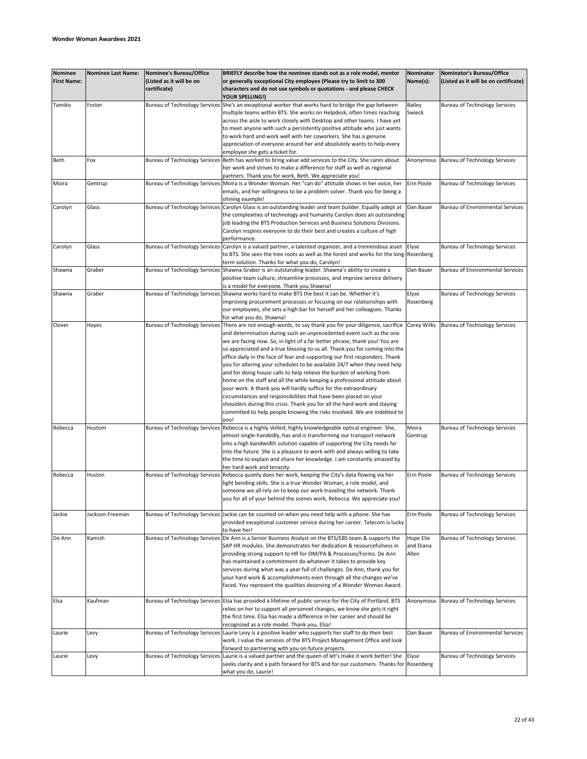**Wonder Woman Awardees 2021**

| Nominee First Name: | Nominee Last Name: | Nominee's Bureau/Office (Listed as it will be on certificate) | BRIEFLY describe how the nominee stands out as a role model, mentor or generally exceptional City employee (Please try to limit to 300 characters and do not use symbols or quotations - and please CHECK YOUR SPELLING!) | Nominator Name(s): | Nominator's Bureau/Office (Listed as it will be on certificate) |
|---|---|---|---|---|---|
| Tamiko | Foster | Bureau of Technology Services | She's an exceptional worker that works hard to bridge the gap between multiple teams within BTS. She works on Helpdesk, often times reaching across the aisle to work closely with Desktop and other teams. I have yet to meet anyone with such a persistently positive attitude who just wants to work hard and work well with her coworkers. She has a genuine appreciation of everyone around her and absolutely wants to help every employee she gets a ticket for. | Bailey Swieck | Bureau of Technology Services |
| Beth | Fox | Bureau of Technology Services | Beth has worked to bring value add services to the City. She cares about her work and strives to make a difference for staff as well as regional partners. Thank you for your work, Beth. We appreciate you! | Anonymous | Bureau of Technology Services |
| Moira | Gentrup | Bureau of Technology Services | Moira is a Wonder Woman. Her "can do" attitude shows in her voice, her emails, and her willingness to be a problem solver. Thank you for being a shining example! | Erin Poole | Bureau of Technology Services |
| Carolyn | Glass | Bureau of Technology Services | Carolyn Glass is an outstanding leader and team builder. Equally adept at the complexities of technology and humanity Carolyn does an outstanding job leading the BTS Production Services and Business Solutions Divisions. Carolyn inspires everyone to do their best and creates a culture of high performance. | Dan Bauer | Bureau of Environmental Services |
| Carolyn | Glass | Bureau of Technology Services | Carolyn is a valued partner, a talented organizer, and a tremendous asset to BTS. She sees the tree roots as well as the forest and works for the long-term solution. Thanks for what you do, Carolyn! | Elyse Rosenberg | Bureau of Technology Services |
| Shawna | Graber | Bureau of Technology Services | Shawna Graber is an outstanding leader. Shawna's ability to create a positive team culture, streamline processes, and improve service delivery is a model for everyone. Thank you Shawna! | Dan Bauer | Bureau of Environmental Services |
| Shawna | Graber | Bureau of Technology Services | Shawna works hard to make BTS the best it can be. Whether it's improving procurement processes or focusing on our relationships with our employees, she sets a high bar for herself and her colleagues. Thanks for what you do, Shawna! | Elyse Rosenberg | Bureau of Technology Services |
| Clover | Hayes | Bureau of Technology Services | There are not enough words, to say thank you for your diligence, sacrifice and determination during such an unprecedented event such as the one we are facing now. So, in light of a far better phrase, thank you! You are so appreciated and a true blessing to us all. Thank you for coming into the office daily in the face of fear and supporting our first responders. Thank you for altering your schedules to be available 24/7 when they need help and for doing house calls to help relieve the burden of working from home on the staff and all the while keeping a professional attitude about your work. A thank you will hardly suffice for the extraordinary circumstances and responsibilities that have been placed on your shoulders during this crisis. Thank you for all the hard work and staying committed to help people knowing the risks involved. We are indebted to you! | Corey Wilks | Bureau of Technology Services |
| Rebecca | Hustom | Bureau of Technology Services | Rebecca is a highly skilled, highly knowledgeable optical engineer. She, almost single-handedly, has and is transforming our transport network into a high bandwidth solution capable of supporting the City needs far into the future. She is a pleasure to work with and always willing to take the time to explain and share her knowledge. I am constantly amazed by her hard work and tenacity. | Moira Gentrup | Bureau of Technology Services |
| Rebecca | Huston | Bureau of Technology Services | Rebecca quietly does her work, keeping the City's data flowing via her light bending skills. She is a true Wonder Woman, a role model, and someone we all rely on to keep our work traveling the network. Thank you for all of your behind the scenes work, Rebecca. We appreciate you! | Erin Poole | Bureau of Technology Services |
| Jackie | Jackson-Freeman | Bureau of Technology Services | Jackie can be counted on when you need help with a phone. She has provided exceptional customer service during her career. Telecom is lucky to have her! | Erin Poole | Bureau of Technology Services |
| De Ann | Kamish | Bureau of Technology Services | De Ann is a Senior Business Analyst on the BTS/EBS team & supports the SAP HR modules. She demonstrates her dedication & resourcefulness in providing strong support to HR for OM/PA & Processes/Forms. De Ann has maintained a commitment do whatever it takes to provide key services during what was a year full of challenges. De Ann, thank you for your hard work & accomplishments even through all the changes we've faced. You represent the qualities deserving of a Wonder Woman Award. | Hope Elie and Diana Allen | Bureau of Technology Services |
| Elsa | Kaufman | Bureau of Technology Services | Elsa has provided a lifetime of public service for the City of Portland. BTS relies on her to support all personnel changes, we know she gets it right the first time. Elsa has made a difference in her career and should be recognized as a role model. Thank you, Elsa! | Anonymous | Bureau of Technology Services |
| Laurie | Levy | Bureau of Technology Services | Laurie Levy is a positive leader who supports her staff to do their best work. I value the services of the BTS Project Management Office and look forward to partnering with you on future projects. | Dan Bauer | Bureau of Environmental Services |
| Laurie | Levy | Bureau of Technology Services | Laurie is a valued partner and the queen of let's make it work better! She seeks clarity and a path forward for BTS and for our customers. Thanks for what you do, Laurie! | Elyse Rosenberg | Bureau of Technology Services |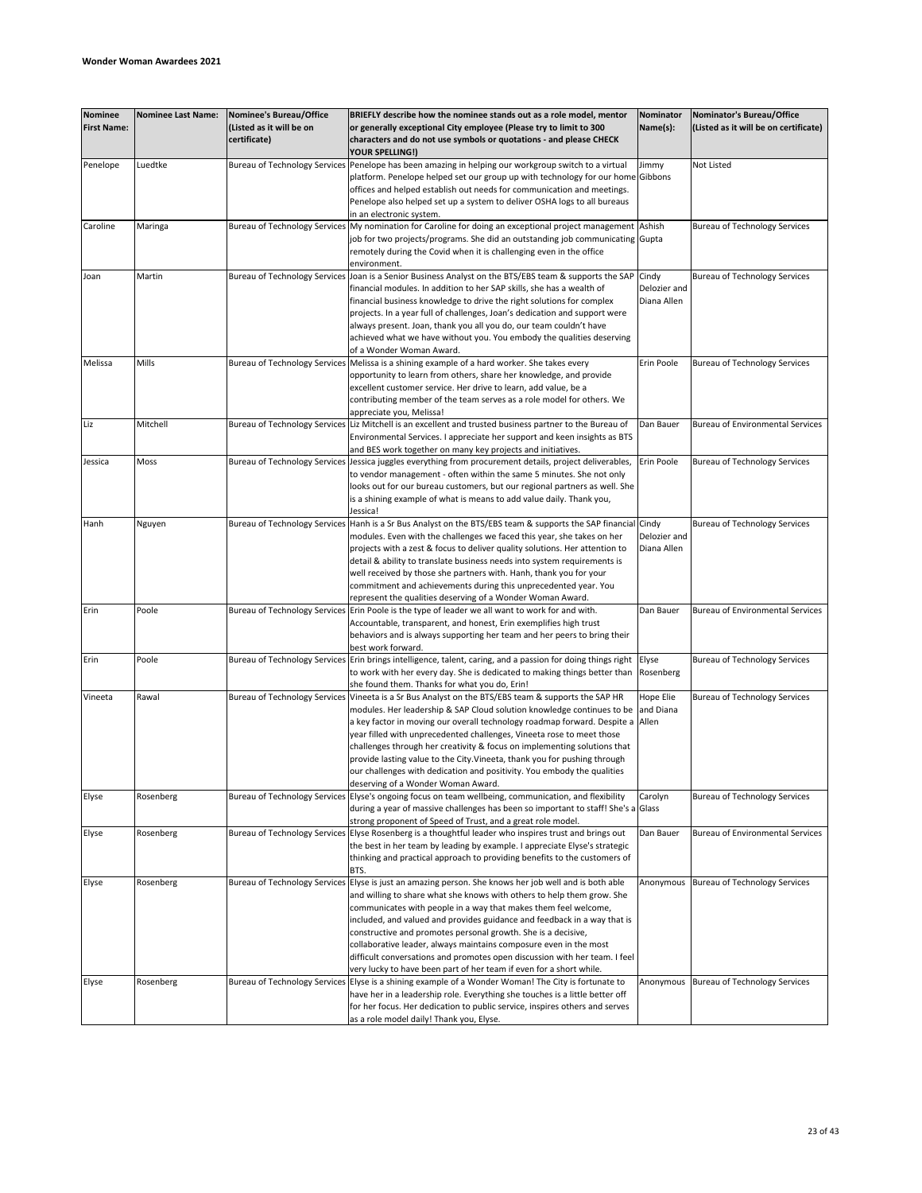**Wonder Woman Awardees 2021**

| Nominee First Name: | Nominee Last Name: | Nominee's Bureau/Office (Listed as it will be on certificate) | BRIEFLY describe how the nominee stands out as a role model, mentor or generally exceptional City employee (Please try to limit to 300 characters and do not use symbols or quotations - and please CHECK YOUR SPELLING!) | Nominator Name(s): | Nominator's Bureau/Office (Listed as it will be on certificate) |
|---|---|---|---|---|---|
| Penelope | Luedtke | Bureau of Technology Services | Penelope has been amazing in helping our workgroup switch to a virtual platform. Penelope helped set our group up with technology for our home offices and helped establish out needs for communication and meetings. Penelope also helped set up a system to deliver OSHA logs to all bureaus in an electronic system. | Jimmy Gibbons | Not Listed |
| Caroline | Maringa | Bureau of Technology Services | My nomination for Caroline for doing an exceptional project management job for two projects/programs. She did an outstanding job communicating remotely during the Covid when it is challenging even in the office environment. | Ashish Gupta | Bureau of Technology Services |
| Joan | Martin | Bureau of Technology Services | Joan is a Senior Business Analyst on the BTS/EBS team & supports the SAP financial modules. In addition to her SAP skills, she has a wealth of financial business knowledge to drive the right solutions for complex projects. In a year full of challenges, Joan's dedication and support were always present. Joan, thank you all you do, our team couldn't have achieved what we have without you. You embody the qualities deserving of a Wonder Woman Award. | Cindy Delozier and Diana Allen | Bureau of Technology Services |
| Melissa | Mills | Bureau of Technology Services | Melissa is a shining example of a hard worker. She takes every opportunity to learn from others, share her knowledge, and provide excellent customer service. Her drive to learn, add value, be a contributing member of the team serves as a role model for others. We appreciate you, Melissa! | Erin Poole | Bureau of Technology Services |
| Liz | Mitchell | Bureau of Technology Services | Liz Mitchell is an excellent and trusted business partner to the Bureau of Environmental Services. I appreciate her support and keen insights as BTS and BES work together on many key projects and initiatives. | Dan Bauer | Bureau of Environmental Services |
| Jessica | Moss | Bureau of Technology Services | Jessica juggles everything from procurement details, project deliverables, to vendor management - often within the same 5 minutes. She not only looks out for our bureau customers, but our regional partners as well. She is a shining example of what is means to add value daily. Thank you, Jessica! | Erin Poole | Bureau of Technology Services |
| Hanh | Nguyen | Bureau of Technology Services | Hanh is a Sr Bus Analyst on the BTS/EBS team & supports the SAP financial modules. Even with the challenges we faced this year, she takes on her projects with a zest & focus to deliver quality solutions. Her attention to detail & ability to translate business needs into system requirements is well received by those she partners with. Hanh, thank you for your commitment and achievements during this unprecedented year. You represent the qualities deserving of a Wonder Woman Award. | Cindy Delozier and Diana Allen | Bureau of Technology Services |
| Erin | Poole | Bureau of Technology Services | Erin Poole is the type of leader we all want to work for and with. Accountable, transparent, and honest, Erin exemplifies high trust behaviors and is always supporting her team and her peers to bring their best work forward. | Dan Bauer | Bureau of Environmental Services |
| Erin | Poole | Bureau of Technology Services | Erin brings intelligence, talent, caring, and a passion for doing things right to work with her every day. She is dedicated to making things better than she found them. Thanks for what you do, Erin! | Elyse Rosenberg | Bureau of Technology Services |
| Vineeta | Rawal | Bureau of Technology Services | Vineeta is a Sr Bus Analyst on the BTS/EBS team & supports the SAP HR modules. Her leadership & SAP Cloud solution knowledge continues to be a key factor in moving our overall technology roadmap forward. Despite a year filled with unprecedented challenges, Vineeta rose to meet those challenges through her creativity & focus on implementing solutions that provide lasting value to the City.Vineeta, thank you for pushing through our challenges with dedication and positivity. You embody the qualities deserving of a Wonder Woman Award. | Hope Elie and Diana Allen | Bureau of Technology Services |
| Elyse | Rosenberg | Bureau of Technology Services | Elyse's ongoing focus on team wellbeing, communication, and flexibility during a year of massive challenges has been so important to staff! She's a strong proponent of Speed of Trust, and a great role model. | Carolyn Glass | Bureau of Technology Services |
| Elyse | Rosenberg | Bureau of Technology Services | Elyse Rosenberg is a thoughtful leader who inspires trust and brings out the best in her team by leading by example. I appreciate Elyse's strategic thinking and practical approach to providing benefits to the customers of BTS. | Dan Bauer | Bureau of Environmental Services |
| Elyse | Rosenberg | Bureau of Technology Services | Elyse is just an amazing person. She knows her job well and is both able and willing to share what she knows with others to help them grow. She communicates with people in a way that makes them feel welcome, included, and valued and provides guidance and feedback in a way that is constructive and promotes personal growth. She is a decisive, collaborative leader, always maintains composure even in the most difficult conversations and promotes open discussion with her team. I feel very lucky to have been part of her team if even for a short while. | Anonymous | Bureau of Technology Services |
| Elyse | Rosenberg | Bureau of Technology Services | Elyse is a shining example of a Wonder Woman! The City is fortunate to have her in a leadership role. Everything she touches is a little better off for her focus. Her dedication to public service, inspires others and serves as a role model daily! Thank you, Elyse. | Anonymous | Bureau of Technology Services |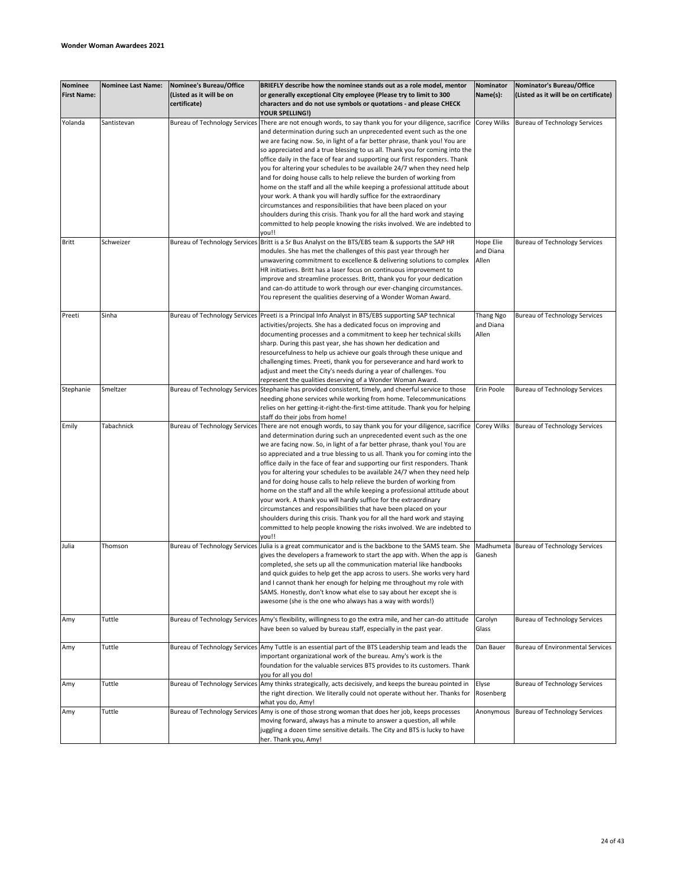**Wonder Woman Awardees 2021**

| Nominee First Name: | Nominee Last Name: | Nominee's Bureau/Office (Listed as it will be on certificate) | BRIEFLY describe how the nominee stands out as a role model, mentor or generally exceptional City employee (Please try to limit to 300 characters and do not use symbols or quotations - and please CHECK YOUR SPELLING!) | Nominator Name(s): | Nominator's Bureau/Office (Listed as it will be on certificate) |
|---|---|---|---|---|---|
| Yolanda | Santistevan | Bureau of Technology Services | There are not enough words, to say thank you for your diligence, sacrifice and determination during such an unprecedented event such as the one we are facing now. So, in light of a far better phrase, thank you! You are so appreciated and a true blessing to us all. Thank you for coming into the office daily in the face of fear and supporting our first responders. Thank you for altering your schedules to be available 24/7 when they need help and for doing house calls to help relieve the burden of working from home on the staff and all the while keeping a professional attitude about your work. A thank you will hardly suffice for the extraordinary circumstances and responsibilities that have been placed on your shoulders during this crisis. Thank you for all the hard work and staying committed to help people knowing the risks involved. We are indebted to you!! | Corey Wilks | Bureau of Technology Services |
| Britt | Schweizer | Bureau of Technology Services | Britt is a Sr Bus Analyst on the BTS/EBS team & supports the SAP HR modules. She has met the challenges of this past year through her unwavering commitment to excellence & delivering solutions to complex HR initiatives. Britt has a laser focus on continuous improvement to improve and streamline processes. Britt, thank you for your dedication and can-do attitude to work through our ever-changing circumstances. You represent the qualities deserving of a Wonder Woman Award. | Hope Elie and Diana Allen | Bureau of Technology Services |
| Preeti | Sinha | Bureau of Technology Services | Preeti is a Principal Info Analyst in BTS/EBS supporting SAP technical activities/projects. She has a dedicated focus on improving and documenting processes and a commitment to keep her technical skills sharp. During this past year, she has shown her dedication and resourcefulness to help us achieve our goals through these unique and challenging times. Preeti, thank you for perseverance and hard work to adjust and meet the City's needs during a year of challenges. You represent the qualities deserving of a Wonder Woman Award. | Thang Ngo and Diana Allen | Bureau of Technology Services |
| Stephanie | Smeltzer | Bureau of Technology Services | Stephanie has provided consistent, timely, and cheerful service to those needing phone services while working from home. Telecommunications relies on her getting-it-right-the-first-time attitude. Thank you for helping staff do their jobs from home! | Erin Poole | Bureau of Technology Services |
| Emily | Tabachnick | Bureau of Technology Services | There are not enough words, to say thank you for your diligence, sacrifice and determination during such an unprecedented event such as the one we are facing now. So, in light of a far better phrase, thank you! You are so appreciated and a true blessing to us all. Thank you for coming into the office daily in the face of fear and supporting our first responders. Thank you for altering your schedules to be available 24/7 when they need help and for doing house calls to help relieve the burden of working from home on the staff and all the while keeping a professional attitude about your work. A thank you will hardly suffice for the extraordinary circumstances and responsibilities that have been placed on your shoulders during this crisis. Thank you for all the hard work and staying committed to help people knowing the risks involved. We are indebted to you!! | Corey Wilks | Bureau of Technology Services |
| Julia | Thomson | Bureau of Technology Services | Julia is a great communicator and is the backbone to the SAMS team. She gives the developers a framework to start the app with. When the app is completed, she sets up all the communication material like handbooks and quick guides to help get the app across to users. She works very hard and I cannot thank her enough for helping me throughout my role with SAMS. Honestly, don't know what else to say about her except she is awesome (she is the one who always has a way with words!) | Madhumeta Ganesh | Bureau of Technology Services |
| Amy | Tuttle | Bureau of Technology Services | Amy's flexibility, willingness to go the extra mile, and her can-do attitude have been so valued by bureau staff, especially in the past year. | Carolyn Glass | Bureau of Technology Services |
| Amy | Tuttle | Bureau of Technology Services | Amy Tuttle is an essential part of the BTS Leadership team and leads the important organizational work of the bureau. Amy's work is the foundation for the valuable services BTS provides to its customers. Thank you for all you do! | Dan Bauer | Bureau of Environmental Services |
| Amy | Tuttle | Bureau of Technology Services | Amy thinks strategically, acts decisively, and keeps the bureau pointed in the right direction. We literally could not operate without her. Thanks for what you do, Amy! | Elyse Rosenberg | Bureau of Technology Services |
| Amy | Tuttle | Bureau of Technology Services | Amy is one of those strong woman that does her job, keeps processes moving forward, always has a minute to answer a question, all while juggling a dozen time sensitive details. The City and BTS is lucky to have her. Thank you, Amy! | Anonymous | Bureau of Technology Services |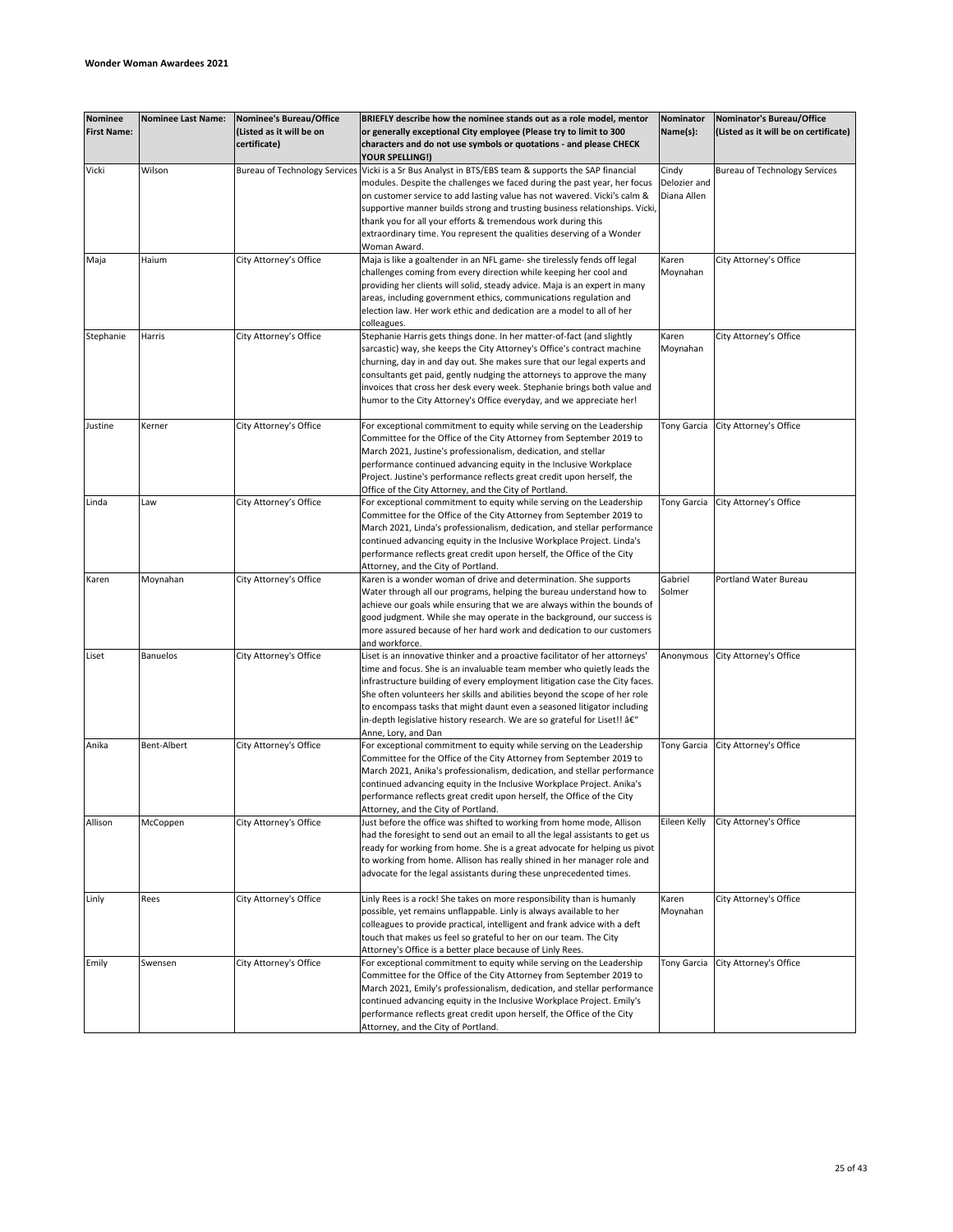**Wonder Woman Awardees 2021**

| Nominee First Name: | Nominee Last Name: | Nominee's Bureau/Office (Listed as it will be on certificate) | BRIEFLY describe how the nominee stands out as a role model, mentor or generally exceptional City employee (Please try to limit to 300 characters and do not use symbols or quotations - and please CHECK YOUR SPELLING!) | Nominator Name(s): | Nominator's Bureau/Office (Listed as it will be on certificate) |
|---|---|---|---|---|---|
| Vicki | Wilson | Bureau of Technology Services | Vicki is a Sr Bus Analyst in BTS/EBS team & supports the SAP financial modules. Despite the challenges we faced during the past year, her focus on customer service to add lasting value has not wavered. Vicki's calm & supportive manner builds strong and trusting business relationships. Vicki, thank you for all your efforts & tremendous work during this extraordinary time. You represent the qualities deserving of a Wonder Woman Award. | Cindy Delozier and Diana Allen | Bureau of Technology Services |
| Maja | Haium | City Attorney's Office | Maja is like a goaltender in an NFL game- she tirelessly fends off legal challenges coming from every direction while keeping her cool and providing her clients will solid, steady advice. Maja is an expert in many areas, including government ethics, communications regulation and election law. Her work ethic and dedication are a model to all of her colleagues. | Karen Moynahan | City Attorney's Office |
| Stephanie | Harris | City Attorney's Office | Stephanie Harris gets things done. In her matter-of-fact (and slightly sarcastic) way, she keeps the City Attorney's Office's contract machine churning, day in and day out. She makes sure that our legal experts and consultants get paid, gently nudging the attorneys to approve the many invoices that cross her desk every week. Stephanie brings both value and humor to the City Attorney's Office everyday, and we appreciate her! | Karen Moynahan | City Attorney's Office |
| Justine | Kerner | City Attorney's Office | For exceptional commitment to equity while serving on the Leadership Committee for the Office of the City Attorney from September 2019 to March 2021, Justine's professionalism, dedication, and stellar performance continued advancing equity in the Inclusive Workplace Project. Justine's performance reflects great credit upon herself, the Office of the City Attorney, and the City of Portland. | Tony Garcia | City Attorney's Office |
| Linda | Law | City Attorney's Office | For exceptional commitment to equity while serving on the Leadership Committee for the Office of the City Attorney from September 2019 to March 2021, Linda's professionalism, dedication, and stellar performance continued advancing equity in the Inclusive Workplace Project. Linda's performance reflects great credit upon herself, the Office of the City Attorney, and the City of Portland. | Tony Garcia | City Attorney's Office |
| Karen | Moynahan | City Attorney's Office | Karen is a wonder woman of drive and determination. She supports Water through all our programs, helping the bureau understand how to achieve our goals while ensuring that we are always within the bounds of good judgment. While she may operate in the background, our success is more assured because of her hard work and dedication to our customers and workforce. | Gabriel Solmer | Portland Water Bureau |
| Liset | Banuelos | City Attorney's Office | Liset is an innovative thinker and a proactive facilitator of her attorneys' time and focus. She is an invaluable team member who quietly leads the infrastructure building of every employment litigation case the City faces. She often volunteers her skills and abilities beyond the scope of her role to encompass tasks that might daunt even a seasoned litigator including in-depth legislative history research. We are so grateful for Liset!! â€" Anne, Lory, and Dan | Anonymous | City Attorney's Office |
| Anika | Bent-Albert | City Attorney's Office | For exceptional commitment to equity while serving on the Leadership Committee for the Office of the City Attorney from September 2019 to March 2021, Anika's professionalism, dedication, and stellar performance continued advancing equity in the Inclusive Workplace Project. Anika's performance reflects great credit upon herself, the Office of the City Attorney, and the City of Portland. | Tony Garcia | City Attorney's Office |
| Allison | McCoppen | City Attorney's Office | Just before the office was shifted to working from home mode, Allison had the foresight to send out an email to all the legal assistants to get us ready for working from home. She is a great advocate for helping us pivot to working from home. Allison has really shined in her manager role and advocate for the legal assistants during these unprecedented times. | Eileen Kelly | City Attorney's Office |
| Linly | Rees | City Attorney's Office | Linly Rees is a rock! She takes on more responsibility than is humanly possible, yet remains unflappable. Linly is always available to her colleagues to provide practical, intelligent and frank advice with a deft touch that makes us feel so grateful to her on our team. The City Attorney's Office is a better place because of Linly Rees. | Karen Moynahan | City Attorney's Office |
| Emily | Swensen | City Attorney's Office | For exceptional commitment to equity while serving on the Leadership Committee for the Office of the City Attorney from September 2019 to March 2021, Emily's professionalism, dedication, and stellar performance continued advancing equity in the Inclusive Workplace Project. Emily's performance reflects great credit upon herself, the Office of the City Attorney, and the City of Portland. | Tony Garcia | City Attorney's Office |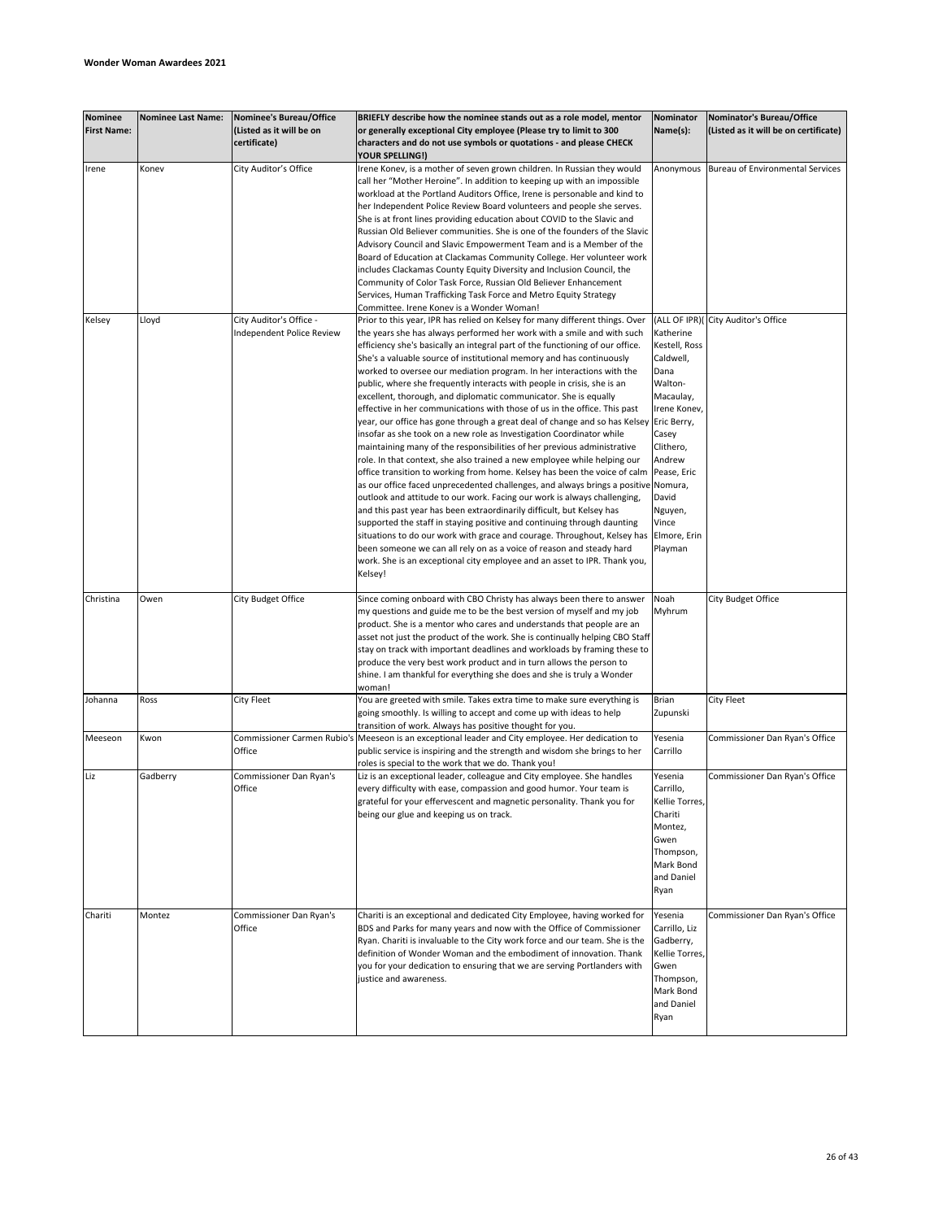**Wonder Woman Awardees 2021**

| Nominee First Name: | Nominee Last Name: | Nominee's Bureau/Office (Listed as it will be on certificate) | BRIEFLY describe how the nominee stands out as a role model, mentor or generally exceptional City employee (Please try to limit to 300 characters and do not use symbols or quotations - and please CHECK YOUR SPELLING!) | Nominator Name(s): | Nominator's Bureau/Office (Listed as it will be on certificate) |
|---|---|---|---|---|---|
| Irene | Konev | City Auditor's Office | Irene Konev, is a mother of seven grown children. In Russian they would call her "Mother Heroine". In addition to keeping up with an impossible workload at the Portland Auditors Office, Irene is personable and kind to her Independent Police Review Board volunteers and people she serves. She is at front lines providing education about COVID to the Slavic and Russian Old Believer communities. She is one of the founders of the Slavic Advisory Council and Slavic Empowerment Team and is a Member of the Board of Education at Clackamas Community College. Her volunteer work includes Clackamas County Equity Diversity and Inclusion Council, the Community of Color Task Force, Russian Old Believer Enhancement Services, Human Trafficking Task Force and Metro Equity Strategy Committee. Irene Konev is a Wonder Woman! | Anonymous | Bureau of Environmental Services |
| Kelsey | Lloyd | City Auditor's Office - Independent Police Review | Prior to this year, IPR has relied on Kelsey for many different things. Over the years she has always performed her work with a smile and with such efficiency she's basically an integral part of the functioning of our office. She's a valuable source of institutional memory and has continuously worked to oversee our mediation program. In her interactions with the public, where she frequently interacts with people in crisis, she is an excellent, thorough, and diplomatic communicator. She is equally effective in her communications with those of us in the office. This past year, our office has gone through a great deal of change and so has Kelsey insofar as she took on a new role as Investigation Coordinator while maintaining many of the responsibilities of her previous administrative role. In that context, she also trained a new employee while helping our office transition to working from home. Kelsey has been the voice of calm as our office faced unprecedented challenges, and always brings a positive outlook and attitude to our work. Facing our work is always challenging, and this past year has been extraordinarily difficult, but Kelsey has supported the staff in staying positive and continuing through daunting situations to do our work with grace and courage. Throughout, Kelsey has been someone we can all rely on as a voice of reason and steady hard work. She is an exceptional city employee and an asset to IPR. Thank you, Kelsey! | (ALL OF IPR)( Katherine Kestell, Ross Caldwell, Dana Walton-Macaulay, Irene Konev, Eric Berry, Casey Clithero, Andrew Pease, Eric Nomura, David Nguyen, Vince Elmore, Erin Playman | City Auditor's Office |
| Christina | Owen | City Budget Office | Since coming onboard with CBO Christy has always been there to answer my questions and guide me to be the best version of myself and my job product. She is a mentor who cares and understands that people are an asset not just the product of the work. She is continually helping CBO Staff stay on track with important deadlines and workloads by framing these to produce the very best work product and in turn allows the person to shine. I am thankful for everything she does and she is truly a Wonder woman! | Noah Myhrum | City Budget Office |
| Johanna | Ross | City Fleet | You are greeted with smile. Takes extra time to make sure everything is going smoothly. Is willing to accept and come up with ideas to help transition of work. Always has positive thought for you. | Brian Zupunski | City Fleet |
| Meeseon | Kwon | Commissioner Carmen Rubio's Office | Meeseon is an exceptional leader and City employee. Her dedication to public service is inspiring and the strength and wisdom she brings to her roles is special to the work that we do. Thank you! | Yesenia Carrillo | Commissioner Dan Ryan's Office |
| Liz | Gadberry | Commissioner Dan Ryan's Office | Liz is an exceptional leader, colleague and City employee. She handles every difficulty with ease, compassion and good humor. Your team is grateful for your effervescent and magnetic personality. Thank you for being our glue and keeping us on track. | Yesenia Carrillo, Kellie Torres, Chariti Montez, Gwen Thompson, Mark Bond and Daniel Ryan | Commissioner Dan Ryan's Office |
| Chariti | Montez | Commissioner Dan Ryan's Office | Chariti is an exceptional and dedicated City Employee, having worked for BDS and Parks for many years and now with the Office of Commissioner Ryan. Chariti is invaluable to the City work force and our team. She is the definition of Wonder Woman and the embodiment of innovation. Thank you for your dedication to ensuring that we are serving Portlanders with justice and awareness. | Yesenia Carrillo, Liz Gadberry, Kellie Torres, Gwen Thompson, Mark Bond and Daniel Ryan | Commissioner Dan Ryan's Office |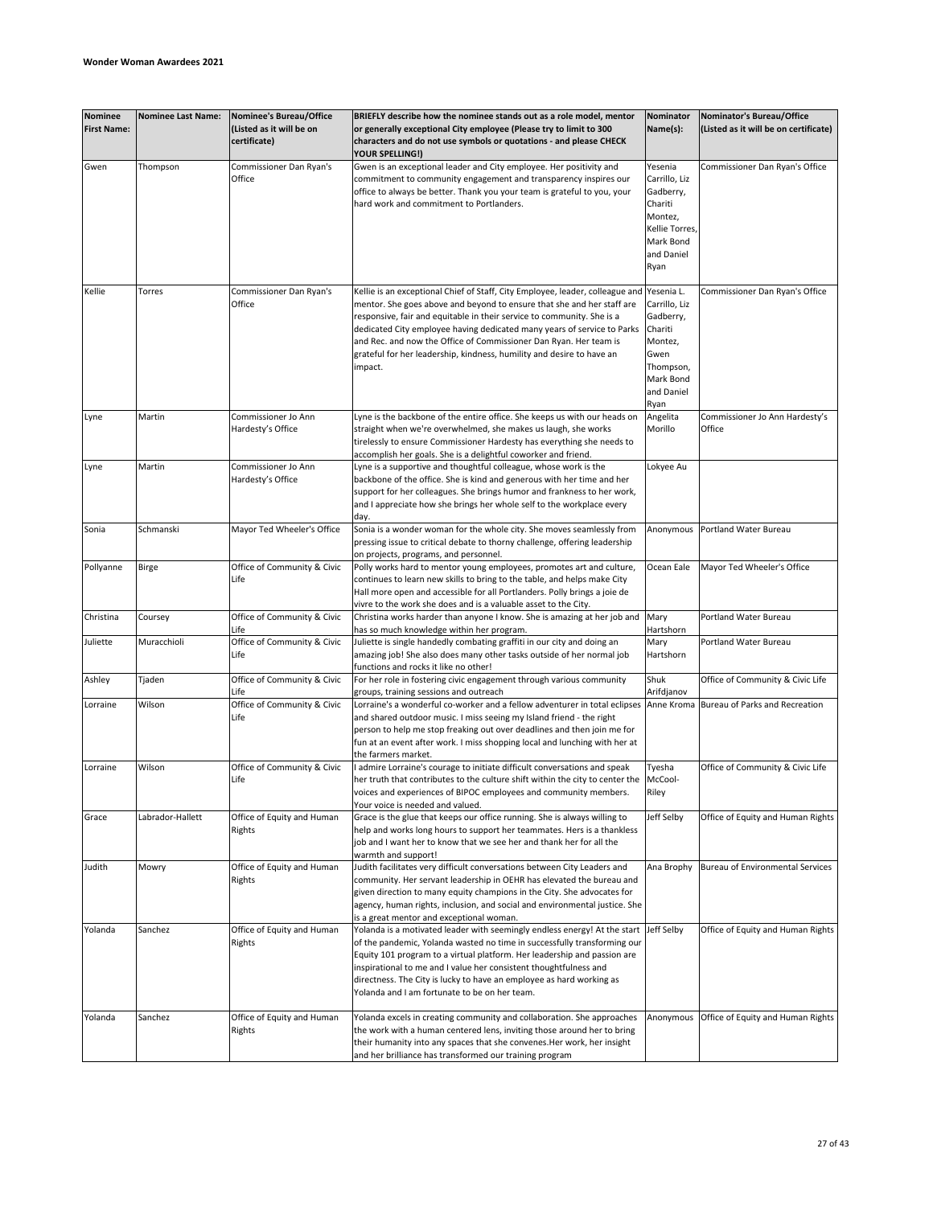**Wonder Woman Awardees 2021**

| Nominee First Name: | Nominee Last Name: | Nominee's Bureau/Office (Listed as it will be on certificate) | BRIEFLY describe how the nominee stands out as a role model, mentor or generally exceptional City employee (Please try to limit to 300 characters and do not use symbols or quotations - and please CHECK YOUR SPELLING!) | Nominator Name(s): | Nominator's Bureau/Office (Listed as it will be on certificate) |
|---|---|---|---|---|---|
| Gwen | Thompson | Commissioner Dan Ryan's Office | Gwen is an exceptional leader and City employee. Her positivity and commitment to community engagement and transparency inspires our office to always be better. Thank you your team is grateful to you, your hard work and commitment to Portlanders. | Yesenia Carrillo, Liz Gadberry, Chariti Montez, Kellie Torres, Mark Bond and Daniel Ryan | Commissioner Dan Ryan's Office |
| Kellie | Torres | Commissioner Dan Ryan's Office | Kellie is an exceptional Chief of Staff, City Employee, leader, colleague and mentor. She goes above and beyond to ensure that she and her staff are responsive, fair and equitable in their service to community. She is a dedicated City employee having dedicated many years of service to Parks and Rec. and now the Office of Commissioner Dan Ryan. Her team is grateful for her leadership, kindness, humility and desire to have an impact. | Yesenia L. Carrillo, Liz Gadberry, Chariti Montez, Gwen Thompson, Mark Bond and Daniel Ryan | Commissioner Dan Ryan's Office |
| Lyne | Martin | Commissioner Jo Ann Hardesty's Office | Lyne is the backbone of the entire office. She keeps us with our heads on straight when we're overwhelmed, she makes us laugh, she works tirelessly to ensure Commissioner Hardesty has everything she needs to accomplish her goals. She is a delightful coworker and friend. | Angelita Morillo | Commissioner Jo Ann Hardesty's Office |
| Lyne | Martin | Commissioner Jo Ann Hardesty's Office | Lyne is a supportive and thoughtful colleague, whose work is the backbone of the office. She is kind and generous with her time and her support for her colleagues. She brings humor and frankness to her work, and I appreciate how she brings her whole self to the workplace every day. | Lokyee Au | |
| Sonia | Schmanski | Mayor Ted Wheeler's Office | Sonia is a wonder woman for the whole city. She moves seamlessly from pressing issue to critical debate to thorny challenge, offering leadership on projects, programs, and personnel. | Anonymous | Portland Water Bureau |
| Pollyanne | Birge | Office of Community & Civic Life | Polly works hard to mentor young employees, promotes art and culture, continues to learn new skills to bring to the table, and helps make City Hall more open and accessible for all Portlanders. Polly brings a joie de vivre to the work she does and is a valuable asset to the City. | Ocean Eale | Mayor Ted Wheeler's Office |
| Christina | Coursey | Office of Community & Civic Life | Christina works harder than anyone I know. She is amazing at her job and has so much knowledge within her program. | Mary Hartshorn | Portland Water Bureau |
| Juliette | Muracchioli | Office of Community & Civic Life | Juliette is single handedly combating graffiti in our city and doing an amazing job! She also does many other tasks outside of her normal job functions and rocks it like no other! | Mary Hartshorn | Portland Water Bureau |
| Ashley | Tjaden | Office of Community & Civic Life | For her role in fostering civic engagement through various community groups, training sessions and outreach | Shuk Arifdjanov | Office of Community & Civic Life |
| Lorraine | Wilson | Office of Community & Civic Life | Lorraine's a wonderful co-worker and a fellow adventurer in total eclipses and shared outdoor music. I miss seeing my Island friend - the right person to help me stop freaking out over deadlines and then join me for fun at an event after work. I miss shopping local and lunching with her at the farmers market. | Anne Kroma | Bureau of Parks and Recreation |
| Lorraine | Wilson | Office of Community & Civic Life | I admire Lorraine's courage to initiate difficult conversations and speak her truth that contributes to the culture shift within the city to center the voices and experiences of BIPOC employees and community members. Your voice is needed and valued. | Tyesha McCool-Riley | Office of Community & Civic Life |
| Grace | Labrador-Hallett | Office of Equity and Human Rights | Grace is the glue that keeps our office running. She is always willing to help and works long hours to support her teammates. Hers is a thankless job and I want her to know that we see her and thank her for all the warmth and support! | Jeff Selby | Office of Equity and Human Rights |
| Judith | Mowry | Office of Equity and Human Rights | Judith facilitates very difficult conversations between City Leaders and community. Her servant leadership in OEHR has elevated the bureau and given direction to many equity champions in the City. She advocates for agency, human rights, inclusion, and social and environmental justice. She is a great mentor and exceptional woman. | Ana Brophy | Bureau of Environmental Services |
| Yolanda | Sanchez | Office of Equity and Human Rights | Yolanda is a motivated leader with seemingly endless energy! At the start of the pandemic, Yolanda wasted no time in successfully transforming our Equity 101 program to a virtual platform. Her leadership and passion are inspirational to me and I value her consistent thoughtfulness and directness. The City is lucky to have an employee as hard working as Yolanda and I am fortunate to be on her team. | Jeff Selby | Office of Equity and Human Rights |
| Yolanda | Sanchez | Office of Equity and Human Rights | Yolanda excels in creating community and collaboration. She approaches the work with a human centered lens, inviting those around her to bring their humanity into any spaces that she convenes.Her work, her insight and her brilliance has transformed our training program | Anonymous | Office of Equity and Human Rights |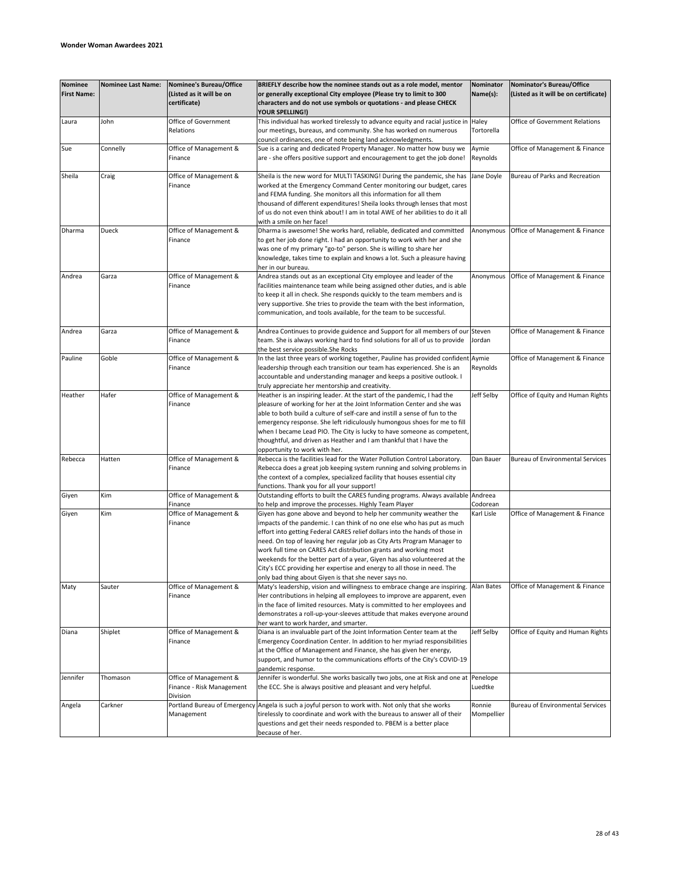**Wonder Woman Awardees 2021**

| Nominee First Name: | Nominee Last Name: | Nominee's Bureau/Office (Listed as it will be on certificate) | BRIEFLY describe how the nominee stands out as a role model, mentor or generally exceptional City employee (Please try to limit to 300 characters and do not use symbols or quotations - and please CHECK YOUR SPELLING!) | Nominator Name(s): | Nominator's Bureau/Office (Listed as it will be on certificate) |
|---|---|---|---|---|---|
| Laura | John | Office of Government Relations | This individual has worked tirelessly to advance equity and racial justice in our meetings, bureaus, and community. She has worked on numerous council ordinances, one of note being land acknowledgments. | Haley Tortorella | Office of Government Relations |
| Sue | Connelly | Office of Management & Finance | Sue is a caring and dedicated Property Manager. No matter how busy we are - she offers positive support and encouragement to get the job done! | Aymie Reynolds | Office of Management & Finance |
| Sheila | Craig | Office of Management & Finance | Sheila is the new word for MULTI TASKING! During the pandemic, she has worked at the Emergency Command Center monitoring our budget, cares and FEMA funding. She monitors all this information for all them thousand of different expenditures! Sheila looks through lenses that most of us do not even think about! I am in total AWE of her abilities to do it all with a smile on her face! | Jane Doyle | Bureau of Parks and Recreation |
| Dharma | Dueck | Office of Management & Finance | Dharma is awesome! She works hard, reliable, dedicated and committed to get her job done right. I had an opportunity to work with her and she was one of my primary "go-to" person. She is willing to share her knowledge, takes time to explain and knows a lot. Such a pleasure having her in our bureau. | Anonymous | Office of Management & Finance |
| Andrea | Garza | Office of Management & Finance | Andrea stands out as an exceptional City employee and leader of the facilities maintenance team while being assigned other duties, and is able to keep it all in check. She responds quickly to the team members and is very supportive. She tries to provide the team with the best information, communication, and tools available, for the team to be successful. | Anonymous | Office of Management & Finance |
| Andrea | Garza | Office of Management & Finance | Andrea Continues to provide guidance and Support for all members of our team. She is always working hard to find solutions for all of us to provide the best service possible.She Rocks | Steven Jordan | Office of Management & Finance |
| Pauline | Goble | Office of Management & Finance | In the last three years of working together, Pauline has provided confident leadership through each transition our team has experienced. She is an accountable and understanding manager and keeps a positive outlook. I truly appreciate her mentorship and creativity. | Aymie Reynolds | Office of Management & Finance |
| Heather | Hafer | Office of Management & Finance | Heather is an inspiring leader. At the start of the pandemic, I had the pleasure of working for her at the Joint Information Center and she was able to both build a culture of self-care and instill a sense of fun to the emergency response. She left ridiculously humongous shoes for me to fill when I became Lead PIO. The City is lucky to have someone as competent, thoughtful, and driven as Heather and I am thankful that I have the opportunity to work with her. | Jeff Selby | Office of Equity and Human Rights |
| Rebecca | Hatten | Office of Management & Finance | Rebecca is the facilities lead for the Water Pollution Control Laboratory. Rebecca does a great job keeping system running and solving problems in the context of a complex, specialized facility that houses essential city functions. Thank you for all your support! | Dan Bauer | Bureau of Environmental Services |
| Giyen | Kim | Office of Management & Finance | Outstanding efforts to built the CARES funding programs. Always available to help and improve the processes. Highly Team Player | Andreea Codorean | |
| Giyen | Kim | Office of Management & Finance | Giyen has gone above and beyond to help her community weather the impacts of the pandemic. I can think of no one else who has put as much effort into getting Federal CARES relief dollars into the hands of those in need. On top of leaving her regular job as City Arts Program Manager to work full time on CARES Act distribution grants and working most weekends for the better part of a year, Giyen has also volunteered at the City's ECC providing her expertise and energy to all those in need. The only bad thing about Giyen is that she never says no. | Karl Lisle | Office of Management & Finance |
| Maty | Sauter | Office of Management & Finance | Maty's leadership, vision and willingness to embrace change are inspiring. Her contributions in helping all employees to improve are apparent, even in the face of limited resources. Maty is committed to her employees and demonstrates a roll-up-your-sleeves attitude that makes everyone around her want to work harder, and smarter. | Alan Bates | Office of Management & Finance |
| Diana | Shiplet | Office of Management & Finance | Diana is an invaluable part of the Joint Information Center team at the Emergency Coordination Center. In addition to her myriad responsibilities at the Office of Management and Finance, she has given her energy, support, and humor to the communications efforts of the City's COVID-19 pandemic response. | Jeff Selby | Office of Equity and Human Rights |
| Jennifer | Thomason | Office of Management & Finance - Risk Management Division | Jennifer is wonderful. She works basically two jobs, one at Risk and one at the ECC. She is always positive and pleasant and very helpful. | Penelope Luedtke | |
| Angela | Carkner | Portland Bureau of Emergency Management | Angela is such a joyful person to work with. Not only that she works tirelessly to coordinate and work with the bureaus to answer all of their questions and get their needs responded to. PBEM is a better place because of her. | Ronnie Mompellier | Bureau of Environmental Services |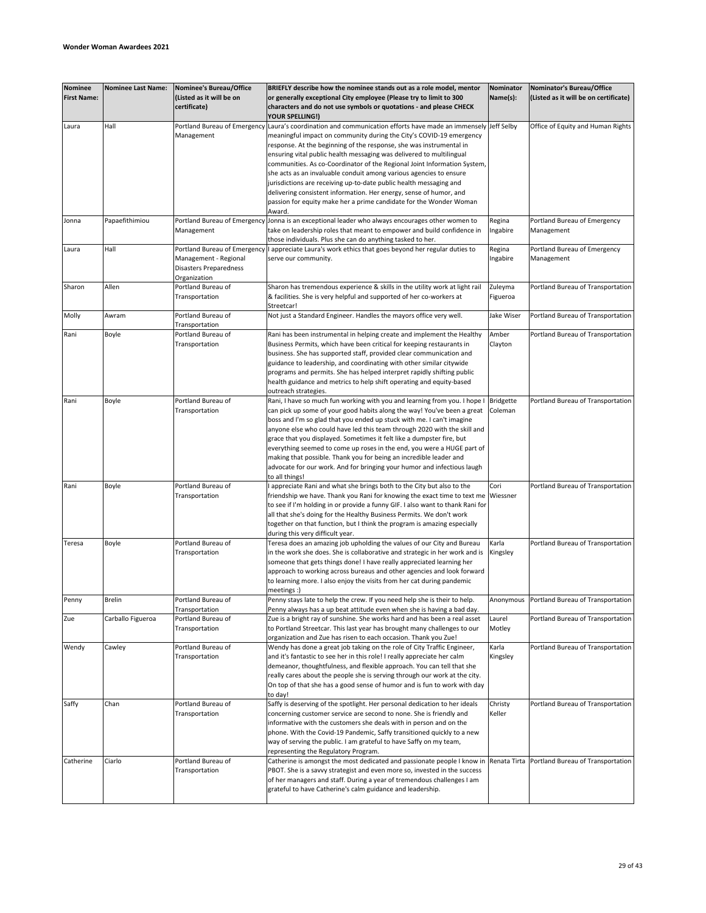**Wonder Woman Awardees 2021**

| Nominee First Name: | Nominee Last Name: | Nominee's Bureau/Office (Listed as it will be on certificate) | BRIEFLY describe how the nominee stands out as a role model, mentor or generally exceptional City employee (Please try to limit to 300 characters and do not use symbols or quotations - and please CHECK YOUR SPELLING!) | Nominator Name(s): | Nominator's Bureau/Office (Listed as it will be on certificate) |
|---|---|---|---|---|---|
| Laura | Hall | Portland Bureau of Emergency Management | Laura's coordination and communication efforts have made an immensely meaningful impact on community during the City's COVID-19 emergency response. At the beginning of the response, she was instrumental in ensuring vital public health messaging was delivered to multilingual communities. As co-Coordinator of the Regional Joint Information System, she acts as an invaluable conduit among various agencies to ensure jurisdictions are receiving up-to-date public health messaging and delivering consistent information. Her energy, sense of humor, and passion for equity make her a prime candidate for the Wonder Woman Award. | Jeff Selby | Office of Equity and Human Rights |
| Jonna | Papaefithimiou | Portland Bureau of Emergency Management | Jonna is an exceptional leader who always encourages other women to take on leadership roles that meant to empower and build confidence in those individuals. Plus she can do anything tasked to her. | Regina Ingabire | Portland Bureau of Emergency Management |
| Laura | Hall | Portland Bureau of Emergency Management - Regional Disasters Preparedness Organization | I appreciate Laura's work ethics that goes beyond her regular duties to serve our community. | Regina Ingabire | Portland Bureau of Emergency Management |
| Sharon | Allen | Portland Bureau of Transportation | Sharon has tremendous experience & skills in the utility work at light rail & facilities. She is very helpful and supported of her co-workers at Streetcar! | Zuleyma Figueroa | Portland Bureau of Transportation |
| Molly | Awram | Portland Bureau of Transportation | Not just a Standard Engineer. Handles the mayors office very well. | Jake Wiser | Portland Bureau of Transportation |
| Rani | Boyle | Portland Bureau of Transportation | Rani has been instrumental in helping create and implement the Healthy Business Permits, which have been critical for keeping restaurants in business. She has supported staff, provided clear communication and guidance to leadership, and coordinating with other similar citywide programs and permits. She has helped interpret rapidly shifting public health guidance and metrics to help shift operating and equity-based outreach strategies. | Amber Clayton | Portland Bureau of Transportation |
| Rani | Boyle | Portland Bureau of Transportation | Rani, I have so much fun working with you and learning from you. I hope I can pick up some of your good habits along the way! You've been a great boss and I'm so glad that you ended up stuck with me. I can't imagine anyone else who could have led this team through 2020 with the skill and grace that you displayed. Sometimes it felt like a dumpster fire, but everything seemed to come up roses in the end, you were a HUGE part of making that possible. Thank you for being an incredible leader and advocate for our work. And for bringing your humor and infectious laugh to all things! | Bridgette Coleman | Portland Bureau of Transportation |
| Rani | Boyle | Portland Bureau of Transportation | I appreciate Rani and what she brings both to the City but also to the friendship we have. Thank you Rani for knowing the exact time to text me to see if I'm holding in or provide a funny GIF. I also want to thank Rani for all that she's doing for the Healthy Business Permits. We don't work together on that function, but I think the program is amazing especially during this very difficult year. | Cori Wiessner | Portland Bureau of Transportation |
| Teresa | Boyle | Portland Bureau of Transportation | Teresa does an amazing job upholding the values of our City and Bureau in the work she does. She is collaborative and strategic in her work and is someone that gets things done! I have really appreciated learning her approach to working across bureaus and other agencies and look forward to learning more. I also enjoy the visits from her cat during pandemic meetings :) | Karla Kingsley | Portland Bureau of Transportation |
| Penny | Brelin | Portland Bureau of Transportation | Penny stays late to help the crew. If you need help she is their to help. Penny always has a up beat attitude even when she is having a bad day. | Anonymous | Portland Bureau of Transportation |
| Zue | Carballo Figueroa | Portland Bureau of Transportation | Zue is a bright ray of sunshine. She works hard and has been a real asset to Portland Streetcar. This last year has brought many challenges to our organization and Zue has risen to each occasion. Thank you Zue! | Laurel Motley | Portland Bureau of Transportation |
| Wendy | Cawley | Portland Bureau of Transportation | Wendy has done a great job taking on the role of City Traffic Engineer, and it's fantastic to see her in this role! I really appreciate her calm demeanor, thoughtfulness, and flexible approach. You can tell that she really cares about the people she is serving through our work at the city. On top of that she has a good sense of humor and is fun to work with day to day! | Karla Kingsley | Portland Bureau of Transportation |
| Saffy | Chan | Portland Bureau of Transportation | Saffy is deserving of the spotlight. Her personal dedication to her ideals concerning customer service are second to none. She is friendly and informative with the customers she deals with in person and on the phone. With the Covid-19 Pandemic, Saffy transitioned quickly to a new way of serving the public. I am grateful to have Saffy on my team, representing the Regulatory Program. | Christy Keller | Portland Bureau of Transportation |
| Catherine | Ciarlo | Portland Bureau of Transportation | Catherine is amongst the most dedicated and passionate people I know in PBOT. She is a savvy strategist and even more so, invested in the success of her managers and staff. During a year of tremendous challenges I am grateful to have Catherine's calm guidance and leadership. | Renata Tirta | Portland Bureau of Transportation |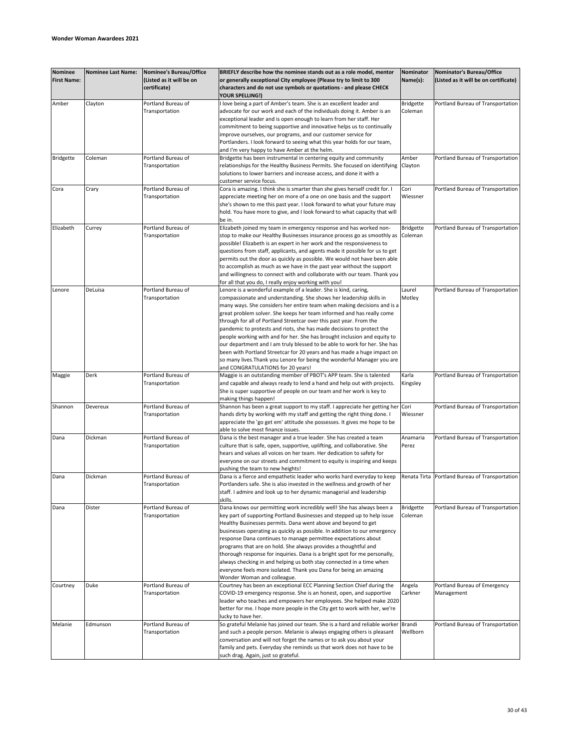**Wonder Woman Awardees 2021**

| Nominee First Name: | Nominee Last Name: | Nominee's Bureau/Office (Listed as it will be on certificate) | BRIEFLY describe how the nominee stands out as a role model, mentor or generally exceptional City employee (Please try to limit to 300 characters and do not use symbols or quotations - and please CHECK YOUR SPELLING!) | Nominator Name(s): | Nominator's Bureau/Office (Listed as it will be on certificate) |
|---|---|---|---|---|---|
| Amber | Clayton | Portland Bureau of Transportation | I love being a part of Amber's team. She is an excellent leader and advocate for our work and each of the individuals doing it. Amber is an exceptional leader and is open enough to learn from her staff. Her commitment to being supportive and innovative helps us to continually improve ourselves, our programs, and our customer service for Portlanders. I look forward to seeing what this year holds for our team, and I'm very happy to have Amber at the helm. | Bridgette Coleman | Portland Bureau of Transportation |
| Bridgette | Coleman | Portland Bureau of Transportation | Bridgette has been instrumental in centering equity and community relationships for the Healthy Business Permits. She focused on identifying solutions to lower barriers and increase access, and done it with a customer service focus. | Amber Clayton | Portland Bureau of Transportation |
| Cora | Crary | Portland Bureau of Transportation | Cora is amazing. I think she is smarter than she gives herself credit for. I appreciate meeting her on more of a one on one basis and the support she's shown to me this past year. I look forward to what your future may hold. You have more to give, and I look forward to what capacity that will be in. | Cori Wiessner | Portland Bureau of Transportation |
| Elizabeth | Currey | Portland Bureau of Transportation | Elizabeth joined my team in emergency response and has worked non-stop to make our Healthy Businesses insurance process go as smoothly as possible! Elizabeth is an expert in her work and the responsiveness to questions from staff, applicants, and agents made it possible for us to get permits out the door as quickly as possible. We would not have been able to accomplish as much as we have in the past year without the support and willingness to connect with and collaborate with our team. Thank you for all that you do, I really enjoy working with you! | Bridgette Coleman | Portland Bureau of Transportation |
| Lenore | DeLuisa | Portland Bureau of Transportation | Lenore is a wonderful example of a leader. She is kind, caring, compassionate and understanding. She shows her leadership skills in many ways. She considers her entire team when making decisions and is a great problem solver. She keeps her team informed and has really come through for all of Portland Streetcar over this past year. From the pandemic to protests and riots, she has made decisions to protect the people working with and for her. She has brought inclusion and equity to our department and I am truly blessed to be able to work for her. She has been with Portland Streetcar for 20 years and has made a huge impact on so many lives.Thank you Lenore for being the wonderful Manager you are and CONGRATULATIONS for 20 years! | Laurel Motley | Portland Bureau of Transportation |
| Maggie | Derk | Portland Bureau of Transportation | Maggie is an outstanding member of PBOT's APP team. She is talented and capable and always ready to lend a hand and help out with projects. She is super supportive of people on our team and her work is key to making things happen! | Karla Kingsley | Portland Bureau of Transportation |
| Shannon | Devereux | Portland Bureau of Transportation | Shannon has been a great support to my staff. I appreciate her getting her hands dirty by working with my staff and getting the right thing done. I appreciate the 'go get em' attitude she possesses. It gives me hope to be able to solve most finance issues. | Cori Wiessner | Portland Bureau of Transportation |
| Dana | Dickman | Portland Bureau of Transportation | Dana is the best manager and a true leader. She has created a team culture that is safe, open, supportive, uplifting, and collaborative. She hears and values all voices on her team. Her dedication to safety for everyone on our streets and commitment to equity is inspiring and keeps pushing the team to new heights! | Anamaria Perez | Portland Bureau of Transportation |
| Dana | Dickman | Portland Bureau of Transportation | Dana is a fierce and empathetic leader who works hard everyday to keep Portlanders safe. She is also invested in the wellness and growth of her staff. I admire and look up to her dynamic managerial and leadership skills. | Renata Tirta | Portland Bureau of Transportation |
| Dana | Dister | Portland Bureau of Transportation | Dana knows our permitting work incredibly well! She has always been a key part of supporting Portland Businesses and stepped up to help issue Healthy Businesses permits. Dana went above and beyond to get businesses operating as quickly as possible. In addition to our emergency response Dana continues to manage permittee expectations about programs that are on hold. She always provides a thoughtful and thorough response for inquiries. Dana is a bright spot for me personally, always checking in and helping us both stay connected in a time when everyone feels more isolated. Thank you Dana for being an amazing Wonder Woman and colleague. | Bridgette Coleman | Portland Bureau of Transportation |
| Courtney | Duke | Portland Bureau of Transportation | Courtney has been an exceptional ECC Planning Section Chief during the COVID-19 emergency response. She is an honest, open, and supportive leader who teaches and empowers her employees. She helped make 2020 better for me. I hope more people in the City get to work with her, we're lucky to have her. | Angela Carkner | Portland Bureau of Emergency Management |
| Melanie | Edmunson | Portland Bureau of Transportation | So grateful Melanie has joined our team. She is a hard and reliable worker and such a people person. Melanie is always engaging others is pleasant conversation and will not forget the names or to ask you about your family and pets. Everyday she reminds us that work does not have to be such drag. Again, just so grateful. | Brandi Wellborn | Portland Bureau of Transportation |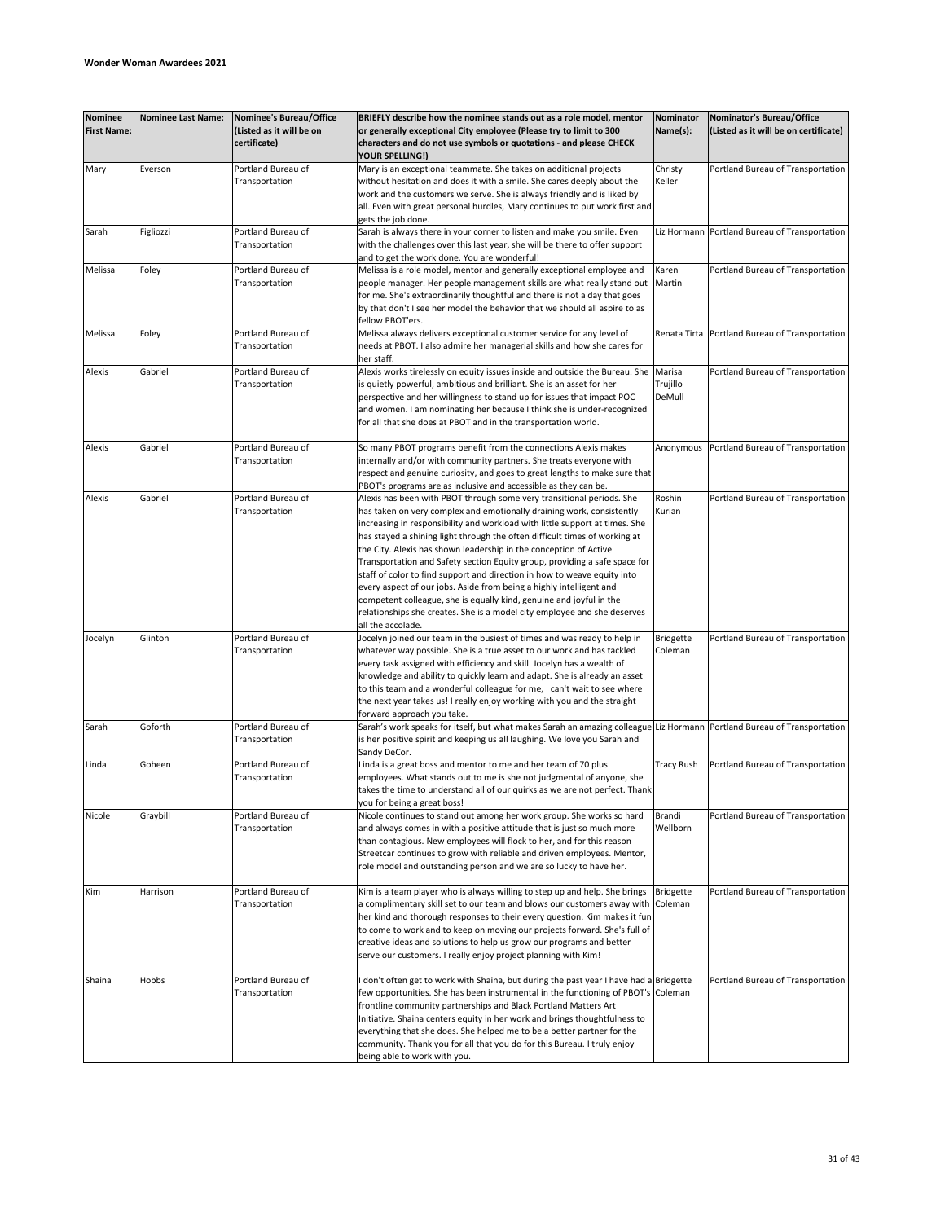**Wonder Woman Awardees 2021**

| Nominee First Name: | Nominee Last Name: | Nominee's Bureau/Office (Listed as it will be on certificate) | BRIEFLY describe how the nominee stands out as a role model, mentor or generally exceptional City employee (Please try to limit to 300 characters and do not use symbols or quotations - and please CHECK YOUR SPELLING!) | Nominator Name(s): | Nominator's Bureau/Office (Listed as it will be on certificate) |
|---|---|---|---|---|---|
| Mary | Everson | Portland Bureau of Transportation | Mary is an exceptional teammate. She takes on additional projects without hesitation and does it with a smile. She cares deeply about the work and the customers we serve. She is always friendly and is liked by all. Even with great personal hurdles, Mary continues to put work first and gets the job done. | Christy Keller | Portland Bureau of Transportation |
| Sarah | Figliozzi | Portland Bureau of Transportation | Sarah is always there in your corner to listen and make you smile. Even with the challenges over this last year, she will be there to offer support and to get the work done. You are wonderful! | Liz Hormann | Portland Bureau of Transportation |
| Melissa | Foley | Portland Bureau of Transportation | Melissa is a role model, mentor and generally exceptional employee and people manager. Her people management skills are what really stand out for me. She's extraordinarily thoughtful and there is not a day that goes by that don't I see her model the behavior that we should all aspire to as fellow PBOT'ers. | Karen Martin | Portland Bureau of Transportation |
| Melissa | Foley | Portland Bureau of Transportation | Melissa always delivers exceptional customer service for any level of needs at PBOT. I also admire her managerial skills and how she cares for her staff. | Renata Tirta | Portland Bureau of Transportation |
| Alexis | Gabriel | Portland Bureau of Transportation | Alexis works tirelessly on equity issues inside and outside the Bureau. She is quietly powerful, ambitious and brilliant. She is an asset for her perspective and her willingness to stand up for issues that impact POC and women. I am nominating her because I think she is under-recognized for all that she does at PBOT and in the transportation world. | Marisa Trujillo DeMull | Portland Bureau of Transportation |
| Alexis | Gabriel | Portland Bureau of Transportation | So many PBOT programs benefit from the connections Alexis makes internally and/or with community partners. She treats everyone with respect and genuine curiosity, and goes to great lengths to make sure that PBOT's programs are as inclusive and accessible as they can be. | Anonymous | Portland Bureau of Transportation |
| Alexis | Gabriel | Portland Bureau of Transportation | Alexis has been with PBOT through some very transitional periods. She has taken on very complex and emotionally draining work, consistently increasing in responsibility and workload with little support at times. She has stayed a shining light through the often difficult times of working at the City. Alexis has shown leadership in the conception of Active Transportation and Safety section Equity group, providing a safe space for staff of color to find support and direction in how to weave equity into every aspect of our jobs. Aside from being a highly intelligent and competent colleague, she is equally kind, genuine and joyful in the relationships she creates. She is a model city employee and she deserves all the accolade. | Roshin Kurian | Portland Bureau of Transportation |
| Jocelyn | Glinton | Portland Bureau of Transportation | Jocelyn joined our team in the busiest of times and was ready to help in whatever way possible. She is a true asset to our work and has tackled every task assigned with efficiency and skill. Jocelyn has a wealth of knowledge and ability to quickly learn and adapt. She is already an asset to this team and a wonderful colleague for me, I can't wait to see where the next year takes us! I really enjoy working with you and the straight forward approach you take. | Bridgette Coleman | Portland Bureau of Transportation |
| Sarah | Goforth | Portland Bureau of Transportation | Sarah's work speaks for itself, but what makes Sarah an amazing colleague is her positive spirit and keeping us all laughing. We love you Sarah and Sandy DeCor. | Liz Hormann | Portland Bureau of Transportation |
| Linda | Goheen | Portland Bureau of Transportation | Linda is a great boss and mentor to me and her team of 70 plus employees. What stands out to me is she not judgmental of anyone, she takes the time to understand all of our quirks as we are not perfect. Thank you for being a great boss! | Tracy Rush | Portland Bureau of Transportation |
| Nicole | Graybill | Portland Bureau of Transportation | Nicole continues to stand out among her work group. She works so hard and always comes in with a positive attitude that is just so much more than contagious. New employees will flock to her, and for this reason Streetcar continues to grow with reliable and driven employees. Mentor, role model and outstanding person and we are so lucky to have her. | Brandi Wellborn | Portland Bureau of Transportation |
| Kim | Harrison | Portland Bureau of Transportation | Kim is a team player who is always willing to step up and help. She brings a complimentary skill set to our team and blows our customers away with her kind and thorough responses to their every question. Kim makes it fun to come to work and to keep on moving our projects forward. She's full of creative ideas and solutions to help us grow our programs and better serve our customers. I really enjoy project planning with Kim! | Bridgette Coleman | Portland Bureau of Transportation |
| Shaina | Hobbs | Portland Bureau of Transportation | I don't often get to work with Shaina, but during the past year I have had a few opportunities. She has been instrumental in the functioning of PBOT's frontline community partnerships and Black Portland Matters Art Initiative. Shaina centers equity in her work and brings thoughtfulness to everything that she does. She helped me to be a better partner for the community. Thank you for all that you do for this Bureau. I truly enjoy being able to work with you. | Bridgette Coleman | Portland Bureau of Transportation |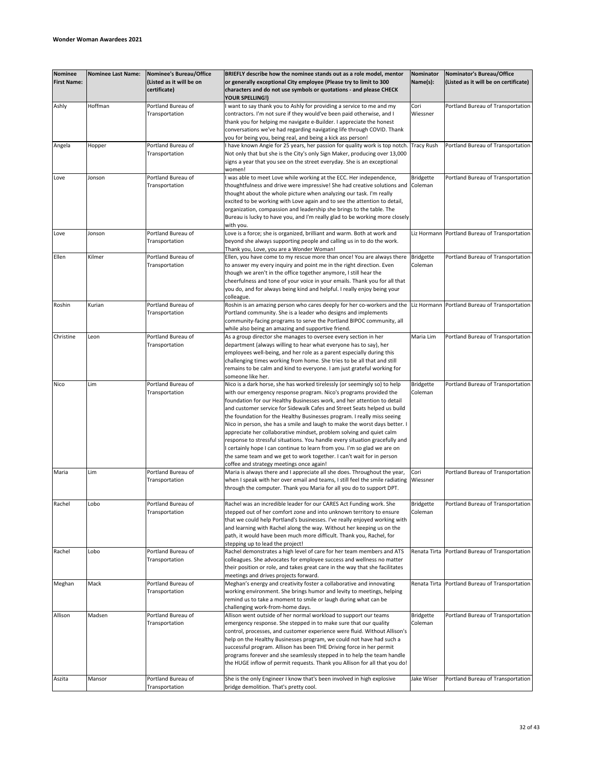**Wonder Woman Awardees 2021**

| Nominee First Name: | Nominee Last Name: | Nominee's Bureau/Office (Listed as it will be on certificate) | BRIEFLY describe how the nominee stands out as a role model, mentor or generally exceptional City employee (Please try to limit to 300 characters and do not use symbols or quotations - and please CHECK YOUR SPELLING!) | Nominator Name(s): | Nominator's Bureau/Office (Listed as it will be on certificate) |
|---|---|---|---|---|---|
| Ashly | Hoffman | Portland Bureau of Transportation | I want to say thank you to Ashly for providing a service to me and my contractors. I'm not sure if they would've been paid otherwise, and I thank you for helping me navigate e-Builder. I appreciate the honest conversations we've had regarding navigating life through COVID. Thank you for being you, being real, and being a kick ass person! | Cori Wiessner | Portland Bureau of Transportation |
| Angela | Hopper | Portland Bureau of Transportation | I have known Angie for 25 years, her passion for quality work is top notch. Not only that but she is the City's only Sign Maker, producing over 13,000 signs a year that you see on the street everyday. She is an exceptional women! | Tracy Rush | Portland Bureau of Transportation |
| Love | Jonson | Portland Bureau of Transportation | I was able to meet Love while working at the ECC. Her independence, thoughtfulness and drive were impressive! She had creative solutions and thought about the whole picture when analyzing our task. I'm really excited to be working with Love again and to see the attention to detail, organization, compassion and leadership she brings to the table. The Bureau is lucky to have you, and I'm really glad to be working more closely with you. | Bridgette Coleman | Portland Bureau of Transportation |
| Love | Jonson | Portland Bureau of Transportation | Love is a force; she is organized, brilliant and warm. Both at work and beyond she always supporting people and calling us in to do the work. Thank you, Love, you are a Wonder Woman! | Liz Hormann | Portland Bureau of Transportation |
| Ellen | Kilmer | Portland Bureau of Transportation | Ellen, you have come to my rescue more than once! You are always there to answer my every inquiry and point me in the right direction. Even though we aren't in the office together anymore, I still hear the cheerfulness and tone of your voice in your emails. Thank you for all that you do, and for always being kind and helpful. I really enjoy being your colleague. | Bridgette Coleman | Portland Bureau of Transportation |
| Roshin | Kurian | Portland Bureau of Transportation | Roshin is an amazing person who cares deeply for her co-workers and the Portland community. She is a leader who designs and implements community-facing programs to serve the Portland BIPOC community, all while also being an amazing and supportive friend. | Liz Hormann | Portland Bureau of Transportation |
| Christine | Leon | Portland Bureau of Transportation | As a group director she manages to oversee every section in her department (always willing to hear what everyone has to say), her employees well-being, and her role as a parent especially during this challenging times working from home. She tries to be all that and still remains to be calm and kind to everyone. I am just grateful working for someone like her. | Maria Lim | Portland Bureau of Transportation |
| Nico | Lim | Portland Bureau of Transportation | Nico is a dark horse, she has worked tirelessly (or seemingly so) to help with our emergency response program. Nico's programs provided the foundation for our Healthy Businesses work, and her attention to detail and customer service for Sidewalk Cafes and Street Seats helped us build the foundation for the Healthy Businesses program. I really miss seeing Nico in person, she has a smile and laugh to make the worst days better. I appreciate her collaborative mindset, problem solving and quiet calm response to stressful situations. You handle every situation gracefully and I certainly hope I can continue to learn from you. I'm so glad we are on the same team and we get to work together. I can't wait for in person coffee and strategy meetings once again! | Bridgette Coleman | Portland Bureau of Transportation |
| Maria | Lim | Portland Bureau of Transportation | Maria is always there and I appreciate all she does. Throughout the year, when I speak with her over email and teams, I still feel the smile radiating through the computer. Thank you Maria for all you do to support DPT. | Cori Wiessner | Portland Bureau of Transportation |
| Rachel | Lobo | Portland Bureau of Transportation | Rachel was an incredible leader for our CARES Act Funding work. She stepped out of her comfort zone and into unknown territory to ensure that we could help Portland's businesses. I've really enjoyed working with and learning with Rachel along the way. Without her keeping us on the path, it would have been much more difficult. Thank you, Rachel, for stepping up to lead the project! | Bridgette Coleman | Portland Bureau of Transportation |
| Rachel | Lobo | Portland Bureau of Transportation | Rachel demonstrates a high level of care for her team members and ATS colleagues. She advocates for employee success and wellness no matter their position or role, and takes great care in the way that she facilitates meetings and drives projects forward. | Renata Tirta | Portland Bureau of Transportation |
| Meghan | Mack | Portland Bureau of Transportation | Meghan's energy and creativity foster a collaborative and innovating working environment. She brings humor and levity to meetings, helping remind us to take a moment to smile or laugh during what can be challenging work-from-home days. | Renata Tirta | Portland Bureau of Transportation |
| Allison | Madsen | Portland Bureau of Transportation | Allison went outside of her normal workload to support our teams emergency response. She stepped in to make sure that our quality control, processes, and customer experience were fluid. Without Allison's help on the Healthy Businesses program, we could not have had such a successful program. Allison has been THE Driving force in her permit programs forever and she seamlessly stepped in to help the team handle the HUGE inflow of permit requests. Thank you Allison for all that you do! | Bridgette Coleman | Portland Bureau of Transportation |
| Aszita | Mansor | Portland Bureau of Transportation | She is the only Engineer I know that's been involved in high explosive bridge demolition. That's pretty cool. | Jake Wiser | Portland Bureau of Transportation |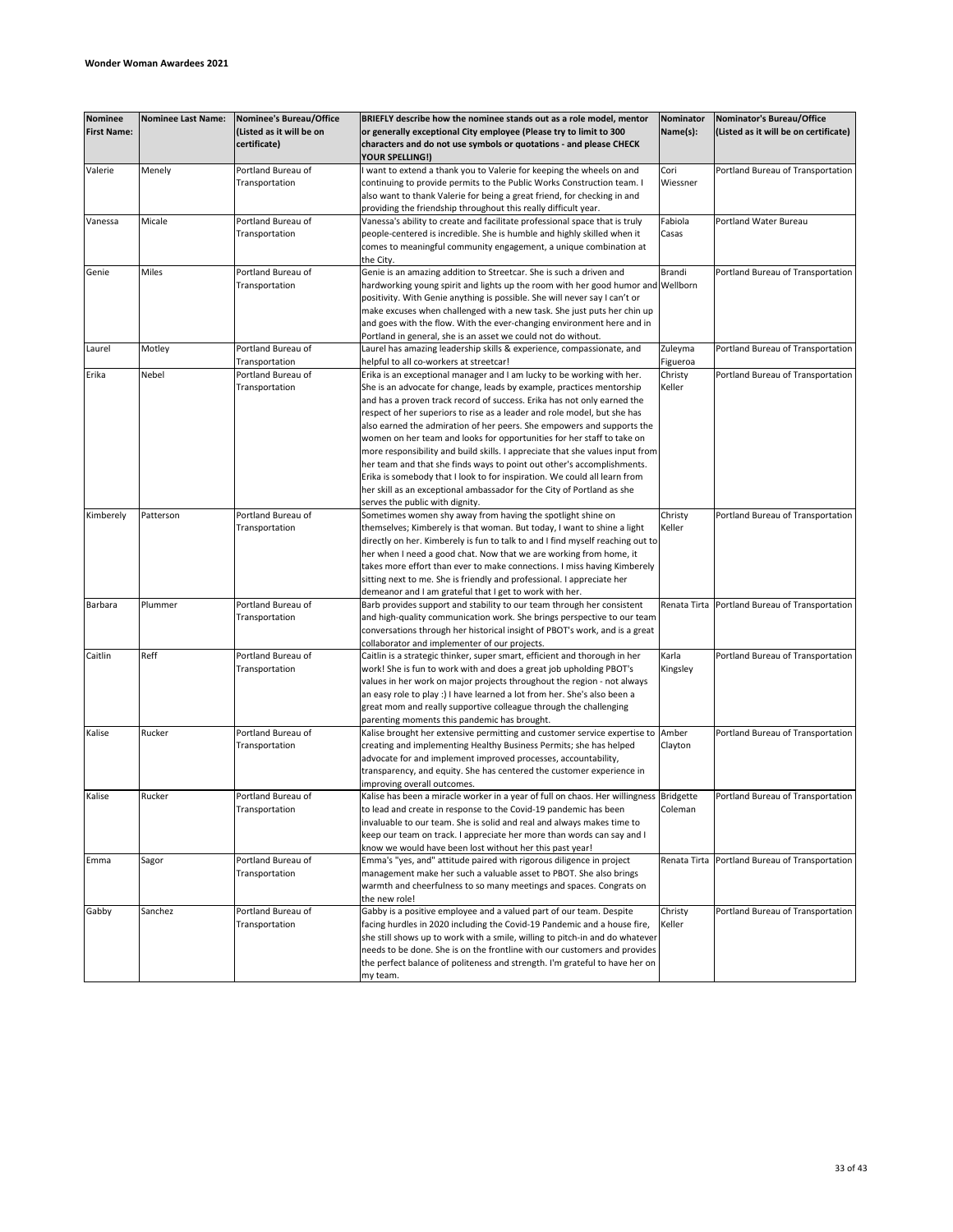**Wonder Woman Awardees 2021**

| Nominee First Name: | Nominee Last Name: | Nominee's Bureau/Office (Listed as it will be on certificate) | BRIEFLY describe how the nominee stands out as a role model, mentor or generally exceptional City employee (Please try to limit to 300 characters and do not use symbols or quotations - and please CHECK YOUR SPELLING!) | Nominator Name(s): | Nominator's Bureau/Office (Listed as it will be on certificate) |
|---|---|---|---|---|---|
| Valerie | Menely | Portland Bureau of Transportation | I want to extend a thank you to Valerie for keeping the wheels on and continuing to provide permits to the Public Works Construction team. I also want to thank Valerie for being a great friend, for checking in and providing the friendship throughout this really difficult year. | Cori Wiessner | Portland Bureau of Transportation |
| Vanessa | Micale | Portland Bureau of Transportation | Vanessa's ability to create and facilitate professional space that is truly people-centered is incredible. She is humble and highly skilled when it comes to meaningful community engagement, a unique combination at the City. | Fabiola Casas | Portland Water Bureau |
| Genie | Miles | Portland Bureau of Transportation | Genie is an amazing addition to Streetcar. She is such a driven and hardworking young spirit and lights up the room with her good humor and positivity. With Genie anything is possible. She will never say I can't or make excuses when challenged with a new task. She just puts her chin up and goes with the flow. With the ever-changing environment here and in Portland in general, she is an asset we could not do without. | Brandi Wellborn | Portland Bureau of Transportation |
| Laurel | Motley | Portland Bureau of Transportation | Laurel has amazing leadership skills & experience, compassionate, and helpful to all co-workers at streetcar! | Zuleyma Figueroa | Portland Bureau of Transportation |
| Erika | Nebel | Portland Bureau of Transportation | Erika is an exceptional manager and I am lucky to be working with her. She is an advocate for change, leads by example, practices mentorship and has a proven track record of success. Erika has not only earned the respect of her superiors to rise as a leader and role model, but she has also earned the admiration of her peers. She empowers and supports the women on her team and looks for opportunities for her staff to take on more responsibility and build skills. I appreciate that she values input from her team and that she finds ways to point out other's accomplishments. Erika is somebody that I look to for inspiration. We could all learn from her skill as an exceptional ambassador for the City of Portland as she serves the public with dignity. | Christy Keller | Portland Bureau of Transportation |
| Kimberely | Patterson | Portland Bureau of Transportation | Sometimes women shy away from having the spotlight shine on themselves; Kimberely is that woman. But today, I want to shine a light directly on her. Kimberely is fun to talk to and I find myself reaching out to her when I need a good chat. Now that we are working from home, it takes more effort than ever to make connections. I miss having Kimberely sitting next to me. She is friendly and professional. I appreciate her demeanor and I am grateful that I get to work with her. | Christy Keller | Portland Bureau of Transportation |
| Barbara | Plummer | Portland Bureau of Transportation | Barb provides support and stability to our team through her consistent and high-quality communication work. She brings perspective to our team conversations through her historical insight of PBOT's work, and is a great collaborator and implementer of our projects. | Renata Tirta | Portland Bureau of Transportation |
| Caitlin | Reff | Portland Bureau of Transportation | Caitlin is a strategic thinker, super smart, efficient and thorough in her work! She is fun to work with and does a great job upholding PBOT's values in her work on major projects throughout the region - not always an easy role to play :) I have learned a lot from her. She's also been a great mom and really supportive colleague through the challenging parenting moments this pandemic has brought. | Karla Kingsley | Portland Bureau of Transportation |
| Kalise | Rucker | Portland Bureau of Transportation | Kalise brought her extensive permitting and customer service expertise to creating and implementing Healthy Business Permits; she has helped advocate for and implement improved processes, accountability, transparency, and equity. She has centered the customer experience in improving overall outcomes. | Amber Clayton | Portland Bureau of Transportation |
| Kalise | Rucker | Portland Bureau of Transportation | Kalise has been a miracle worker in a year of full on chaos. Her willingness to lead and create in response to the Covid-19 pandemic has been invaluable to our team. She is solid and real and always makes time to keep our team on track. I appreciate her more than words can say and I know we would have been lost without her this past year! | Bridgette Coleman | Portland Bureau of Transportation |
| Emma | Sagor | Portland Bureau of Transportation | Emma's "yes, and" attitude paired with rigorous diligence in project management make her such a valuable asset to PBOT. She also brings warmth and cheerfulness to so many meetings and spaces. Congrats on the new role! | Renata Tirta | Portland Bureau of Transportation |
| Gabby | Sanchez | Portland Bureau of Transportation | Gabby is a positive employee and a valued part of our team. Despite facing hurdles in 2020 including the Covid-19 Pandemic and a house fire, she still shows up to work with a smile, willing to pitch-in and do whatever needs to be done. She is on the frontline with our customers and provides the perfect balance of politeness and strength. I'm grateful to have her on my team. | Christy Keller | Portland Bureau of Transportation |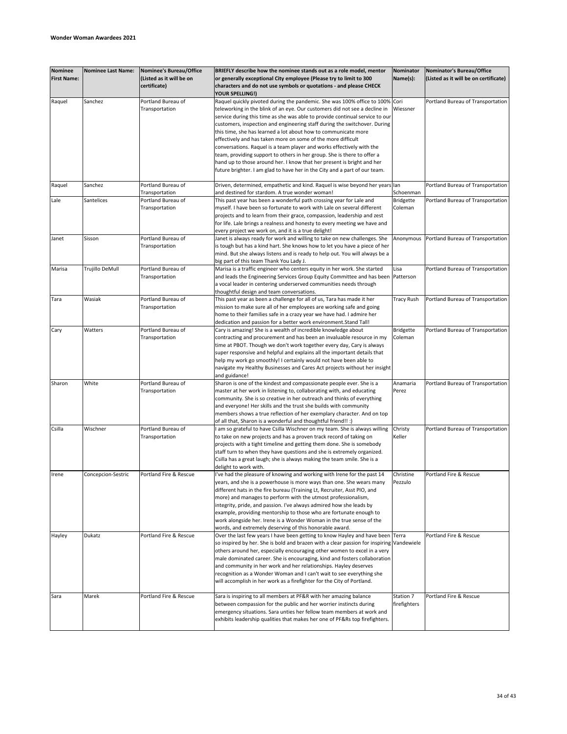**Wonder Woman Awardees 2021**

| Nominee First Name: | Nominee Last Name: | Nominee's Bureau/Office (Listed as it will be on certificate) | BRIEFLY describe how the nominee stands out as a role model, mentor or generally exceptional City employee (Please try to limit to 300 characters and do not use symbols or quotations - and please CHECK YOUR SPELLING!) | Nominator Name(s): | Nominator's Bureau/Office (Listed as it will be on certificate) |
|---|---|---|---|---|---|
| Raquel | Sanchez | Portland Bureau of Transportation | Raquel quickly pivoted during the pandemic. She was 100% office to 100% teleworking in the blink of an eye. Our customers did not see a decline in service during this time as she was able to provide continual service to our customers, inspection and engineering staff during the switchover. During this time, she has learned a lot about how to communicate more effectively and has taken more on some of the more difficult conversations. Raquel is a team player and works effectively with the team, providing support to others in her group. She is there to offer a hand up to those around her. I know that her present is bright and her future brighter. I am glad to have her in the City and a part of our team. | Cori Wiessner | Portland Bureau of Transportation |
| Raquel | Sanchez | Portland Bureau of Transportation | Driven, determined, empathetic and kind. Raquel is wise beyond her years and destined for stardom. A true wonder woman! | Ian Schoenman | Portland Bureau of Transportation |
| Lale | Santelices | Portland Bureau of Transportation | This past year has been a wonderful path crossing year for Lale and myself. I have been so fortunate to work with Lale on several different projects and to learn from their grace, compassion, leadership and zest for life. Lale brings a realness and honesty to every meeting we have and every project we work on, and it is a true delight! | Bridgette Coleman | Portland Bureau of Transportation |
| Janet | Sisson | Portland Bureau of Transportation | Janet is always ready for work and willing to take on new challenges. She is tough but has a kind hart. She knows how to let you have a piece of her mind. But she always listens and is ready to help out. You will always be a big part of this team Thank You Lady J. | Anonymous | Portland Bureau of Transportation |
| Marisa | Trujillo DeMull | Portland Bureau of Transportation | Marisa is a traffic engineer who centers equity in her work. She started and leads the Engineering Services Group Equity Committee and has been a vocal leader in centering underserved communities needs through thoughtful design and team conversations. | Lisa Patterson | Portland Bureau of Transportation |
| Tara | Wasiak | Portland Bureau of Transportation | This past year as been a challenge for all of us, Tara has made it her mission to make sure all of her employees are working safe and going home to their families safe in a crazy year we have had. I admire her dedication and passion for a better work environment.Stand Tall! | Tracy Rush | Portland Bureau of Transportation |
| Cary | Watters | Portland Bureau of Transportation | Cary is amazing! She is a wealth of incredible knowledge about contracting and procurement and has been an invaluable resource in my time at PBOT. Though we don't work together every day, Cary is always super responsive and helpful and explains all the important details that help my work go smoothly! I certainly would not have been able to navigate my Healthy Businesses and Cares Act projects without her insight and guidance! | Bridgette Coleman | Portland Bureau of Transportation |
| Sharon | White | Portland Bureau of Transportation | Sharon is one of the kindest and compassionate people ever. She is a master at her work in listening to, collaborating with, and educating community. She is so creative in her outreach and thinks of everything and everyone! Her skills and the trust she builds with community members shows a true reflection of her exemplary character. And on top of all that, Sharon is a wonderful and thoughtful friend!! :) | Anamaria Perez | Portland Bureau of Transportation |
| Csilla | Wischner | Portland Bureau of Transportation | I am so grateful to have Csilla Wischner on my team. She is always willing to take on new projects and has a proven track record of taking on projects with a tight timeline and getting them done. She is somebody staff turn to when they have questions and she is extremely organized. Csilla has a great laugh; she is always making the team smile. She is a delight to work with. | Christy Keller | Portland Bureau of Transportation |
| Irene | Concepcion-Sestric | Portland Fire & Rescue | I've had the pleasure of knowing and working with Irene for the past 14 years, and she is a powerhouse is more ways than one. She wears many different hats in the fire bureau (Training Lt, Recruiter, Asst PIO, and more) and manages to perform with the utmost professionalism, integrity, pride, and passion. I've always admired how she leads by example, providing mentorship to those who are fortunate enough to work alongside her. Irene is a Wonder Woman in the true sense of the words, and extremely deserving of this honorable award. | Christine Pezzulo | Portland Fire & Rescue |
| Hayley | Dukatz | Portland Fire & Rescue | Over the last few years I have been getting to know Hayley and have been so inspired by her. She is bold and brazen with a clear passion for inspiring others around her, especially encouraging other women to excel in a very male dominated career. She is encouraging, kind and fosters collaboration and community in her work and her relationships. Hayley deserves recognition as a Wonder Woman and I can't wait to see everything she will accomplish in her work as a firefighter for the City of Portland. | Terra Vandewiele | Portland Fire & Rescue |
| Sara | Marek | Portland Fire & Rescue | Sara is inspiring to all members at PF&R with her amazing balance between compassion for the public and her worrier instincts during emergency situations. Sara unties her fellow team members at work and exhibits leadership qualities that makes her one of PF&Rs top firefighters. | Station 7 firefighters | Portland Fire & Rescue |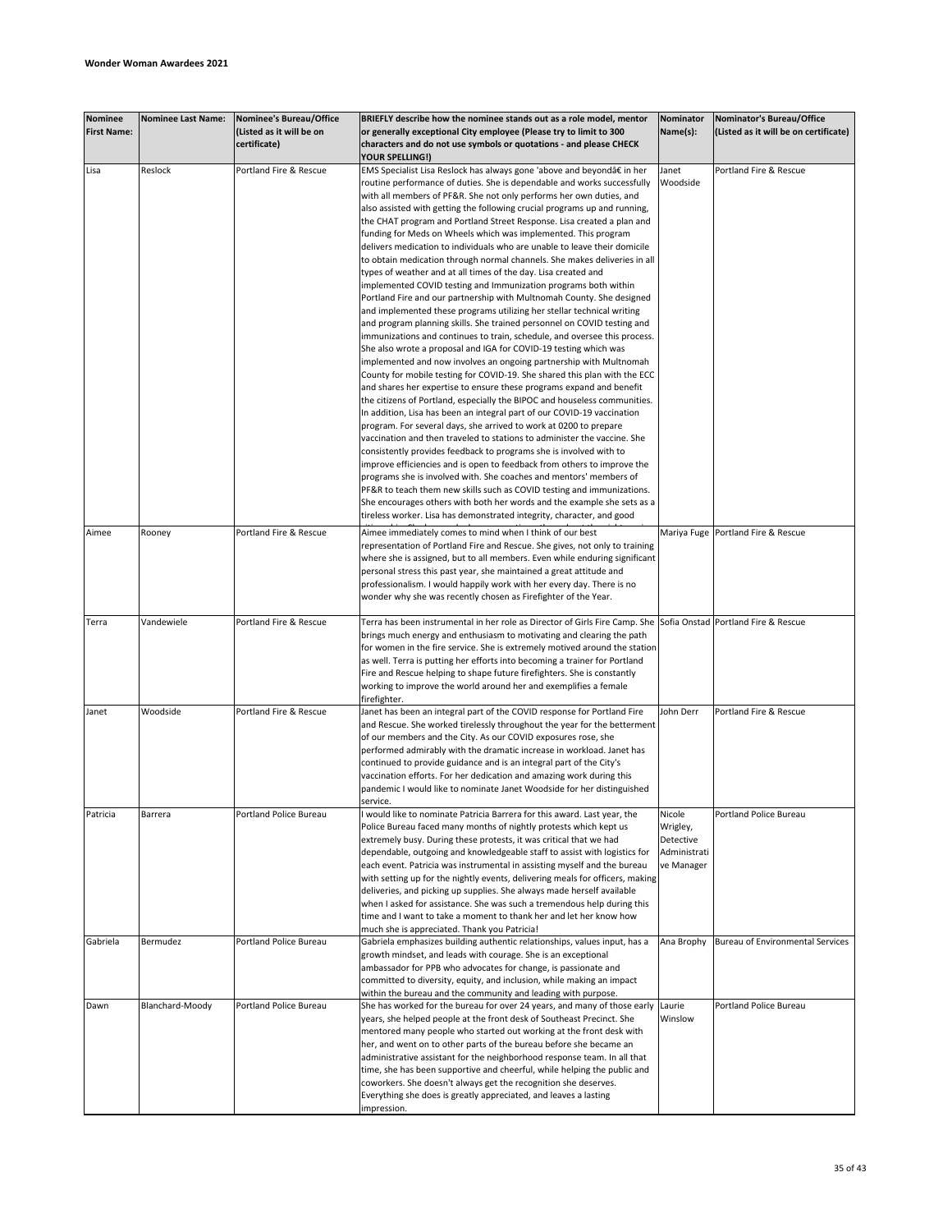**Wonder Woman Awardees 2021**

| Nominee First Name: | Nominee Last Name: | Nominee's Bureau/Office (Listed as it will be on certificate) | BRIEFLY describe how the nominee stands out as a role model, mentor or generally exceptional City employee (Please try to limit to 300 characters and do not use symbols or quotations - and please CHECK YOUR SPELLING!) | Nominator Name(s): | Nominator's Bureau/Office (Listed as it will be on certificate) |
|---|---|---|---|---|---|
| Lisa | Reslock | Portland Fire & Rescue | EMS Specialist Lisa Reslock has always gone 'above and beyondâ€ in her routine performance of duties. She is dependable and works successfully with all members of PF&R. She not only performs her own duties, and also assisted with getting the following crucial programs up and running, the CHAT program and Portland Street Response. Lisa created a plan and funding for Meds on Wheels which was implemented. This program delivers medication to individuals who are unable to leave their domicile to obtain medication through normal channels. She makes deliveries in all types of weather and at all times of the day. Lisa created and implemented COVID testing and Immunization programs both within Portland Fire and our partnership with Multnomah County. She designed and implemented these programs utilizing her stellar technical writing and program planning skills. She trained personnel on COVID testing and immunizations and continues to train, schedule, and oversee this process. She also wrote a proposal and IGA for COVID-19 testing which was implemented and now involves an ongoing partnership with Multnomah County for mobile testing for COVID-19. She shared this plan with the ECC and shares her expertise to ensure these programs expand and benefit the citizens of Portland, especially the BIPOC and houseless communities. In addition, Lisa has been an integral part of our COVID-19 vaccination program. For several days, she arrived to work at 0200 to prepare vaccination and then traveled to stations to administer the vaccine. She consistently provides feedback to programs she is involved with to improve efficiencies and is open to feedback from others to improve the programs she is involved with. She coaches and mentors' members of PF&R to teach them new skills such as COVID testing and immunizations. She encourages others with both her words and the example she sets as a tireless worker. Lisa has demonstrated integrity, character, and good | Janet Woodside | Portland Fire & Rescue |
| Aimee | Rooney | Portland Fire & Rescue | Aimee immediately comes to mind when I think of our best representation of Portland Fire and Rescue. She gives, not only to training where she is assigned, but to all members. Even while enduring significant personal stress this past year, she maintained a great attitude and professionalism. I would happily work with her every day. There is no wonder why she was recently chosen as Firefighter of the Year. | Mariya Fuge | Portland Fire & Rescue |
| Terra | Vandewiele | Portland Fire & Rescue | Terra has been instrumental in her role as Director of Girls Fire Camp. She brings much energy and enthusiasm to motivating and clearing the path for women in the fire service. She is extremely motived around the station as well. Terra is putting her efforts into becoming a trainer for Portland Fire and Rescue helping to shape future firefighters. She is constantly working to improve the world around her and exemplifies a female firefighter. | Sofia Onstad | Portland Fire & Rescue |
| Janet | Woodside | Portland Fire & Rescue | Janet has been an integral part of the COVID response for Portland Fire and Rescue. She worked tirelessly throughout the year for the betterment of our members and the City. As our COVID exposures rose, she performed admirably with the dramatic increase in workload. Janet has continued to provide guidance and is an integral part of the City's vaccination efforts. For her dedication and amazing work during this pandemic I would like to nominate Janet Woodside for her distinguished service. | John Derr | Portland Fire & Rescue |
| Patricia | Barrera | Portland Police Bureau | I would like to nominate Patricia Barrera for this award. Last year, the Police Bureau faced many months of nightly protests which kept us extremely busy. During these protests, it was critical that we had dependable, outgoing and knowledgeable staff to assist with logistics for each event. Patricia was instrumental in assisting myself and the bureau with setting up for the nightly events, delivering meals for officers, making deliveries, and picking up supplies. She always made herself available when I asked for assistance. She was such a tremendous help during this time and I want to take a moment to thank her and let her know how much she is appreciated. Thank you Patricia! | Nicole Wrigley, Detective Administrative Manager | Portland Police Bureau |
| Gabriela | Bermudez | Portland Police Bureau | Gabriela emphasizes building authentic relationships, values input, has a growth mindset, and leads with courage. She is an exceptional ambassador for PPB who advocates for change, is passionate and committed to diversity, equity, and inclusion, while making an impact within the bureau and the community and leading with purpose. | Ana Brophy | Bureau of Environmental Services |
| Dawn | Blanchard-Moody | Portland Police Bureau | She has worked for the bureau for over 24 years, and many of those early years, she helped people at the front desk of Southeast Precinct. She mentored many people who started out working at the front desk with her, and went on to other parts of the bureau before she became an administrative assistant for the neighborhood response team. In all that time, she has been supportive and cheerful, while helping the public and coworkers. She doesn't always get the recognition she deserves. Everything she does is greatly appreciated, and leaves a lasting impression. | Laurie Winslow | Portland Police Bureau |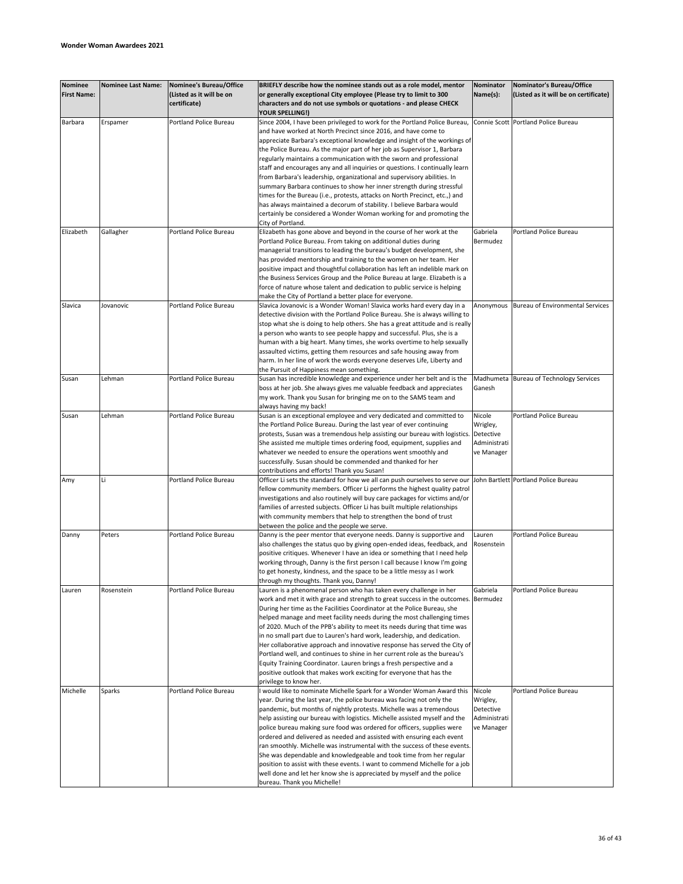**Wonder Woman Awardees 2021**

| Nominee First Name: | Nominee Last Name: | Nominee's Bureau/Office (Listed as it will be on certificate) | BRIEFLY describe how the nominee stands out as a role model, mentor or generally exceptional City employee (Please try to limit to 300 characters and do not use symbols or quotations - and please CHECK YOUR SPELLING!) | Nominator Name(s): | Nominator's Bureau/Office (Listed as it will be on certificate) |
|---|---|---|---|---|---|
| Barbara | Erspamer | Portland Police Bureau | Since 2004, I have been privileged to work for the Portland Police Bureau, and have worked at North Precinct since 2016, and have come to appreciate Barbara's exceptional knowledge and insight of the workings of the Police Bureau. As the major part of her job as Supervisor 1, Barbara regularly maintains a communication with the sworn and professional staff and encourages any and all inquiries or questions. I continually learn from Barbara's leadership, organizational and supervisory abilities. In summary Barbara continues to show her inner strength during stressful times for the Bureau (i.e., protests, attacks on North Precinct, etc.,) and has always maintained a decorum of stability. I believe Barbara would certainly be considered a Wonder Woman working for and promoting the City of Portland. | Connie Scott | Portland Police Bureau |
| Elizabeth | Gallagher | Portland Police Bureau | Elizabeth has gone above and beyond in the course of her work at the Portland Police Bureau. From taking on additional duties during managerial transitions to leading the bureau's budget development, she has provided mentorship and training to the women on her team. Her positive impact and thoughtful collaboration has left an indelible mark on the Business Services Group and the Police Bureau at large. Elizabeth is a force of nature whose talent and dedication to public service is helping make the City of Portland a better place for everyone. | Gabriela Bermudez | Portland Police Bureau |
| Slavica | Jovanovic | Portland Police Bureau | Slavica Jovanovic is a Wonder Woman! Slavica works hard every day in a detective division with the Portland Police Bureau. She is always willing to stop what she is doing to help others. She has a great attitude and is really a person who wants to see people happy and successful. Plus, she is a human with a big heart. Many times, she works overtime to help sexually assaulted victims, getting them resources and safe housing away from harm. In her line of work the words everyone deserves Life, Liberty and the Pursuit of Happiness mean something. | Anonymous | Bureau of Environmental Services |
| Susan | Lehman | Portland Police Bureau | Susan has incredible knowledge and experience under her belt and is the boss at her job. She always gives me valuable feedback and appreciates my work. Thank you Susan for bringing me on to the SAMS team and always having my back! | Madhumeta Ganesh | Bureau of Technology Services |
| Susan | Lehman | Portland Police Bureau | Susan is an exceptional employee and very dedicated and committed to the Portland Police Bureau. During the last year of ever continuing protests, Susan was a tremendous help assisting our bureau with logistics. She assisted me multiple times ordering food, equipment, supplies and whatever we needed to ensure the operations went smoothly and successfully. Susan should be commended and thanked for her contributions and efforts! Thank you Susan! | Nicole Wrigley, Detective Administrative Manager | Portland Police Bureau |
| Amy | Li | Portland Police Bureau | Officer Li sets the standard for how we all can push ourselves to serve our fellow community members. Officer Li performs the highest quality patrol investigations and also routinely will buy care packages for victims and/or families of arrested subjects. Officer Li has built multiple relationships with community members that help to strengthen the bond of trust between the police and the people we serve. | John Bartlett | Portland Police Bureau |
| Danny | Peters | Portland Police Bureau | Danny is the peer mentor that everyone needs. Danny is supportive and also challenges the status quo by giving open-ended ideas, feedback, and positive critiques. Whenever I have an idea or something that I need help working through, Danny is the first person I call because I know I'm going to get honesty, kindness, and the space to be a little messy as I work through my thoughts. Thank you, Danny! | Lauren Rosenstein | Portland Police Bureau |
| Lauren | Rosenstein | Portland Police Bureau | Lauren is a phenomenal person who has taken every challenge in her work and met it with grace and strength to great success in the outcomes. During her time as the Facilities Coordinator at the Police Bureau, she helped manage and meet facility needs during the most challenging times of 2020. Much of the PPB's ability to meet its needs during that time was in no small part due to Lauren's hard work, leadership, and dedication. Her collaborative approach and innovative response has served the City of Portland well, and continues to shine in her current role as the bureau's Equity Training Coordinator. Lauren brings a fresh perspective and a positive outlook that makes work exciting for everyone that has the privilege to know her. | Gabriela Bermudez | Portland Police Bureau |
| Michelle | Sparks | Portland Police Bureau | I would like to nominate Michelle Spark for a Wonder Woman Award this year. During the last year, the police bureau was facing not only the pandemic, but months of nightly protests. Michelle was a tremendous help assisting our bureau with logistics. Michelle assisted myself and the police bureau making sure food was ordered for officers, supplies were ordered and delivered as needed and assisted with ensuring each event ran smoothly. Michelle was instrumental with the success of these events. She was dependable and knowledgeable and took time from her regular position to assist with these events. I want to commend Michelle for a job well done and let her know she is appreciated by myself and the police bureau. Thank you Michelle! | Nicole Wrigley, Detective Administrative Manager | Portland Police Bureau |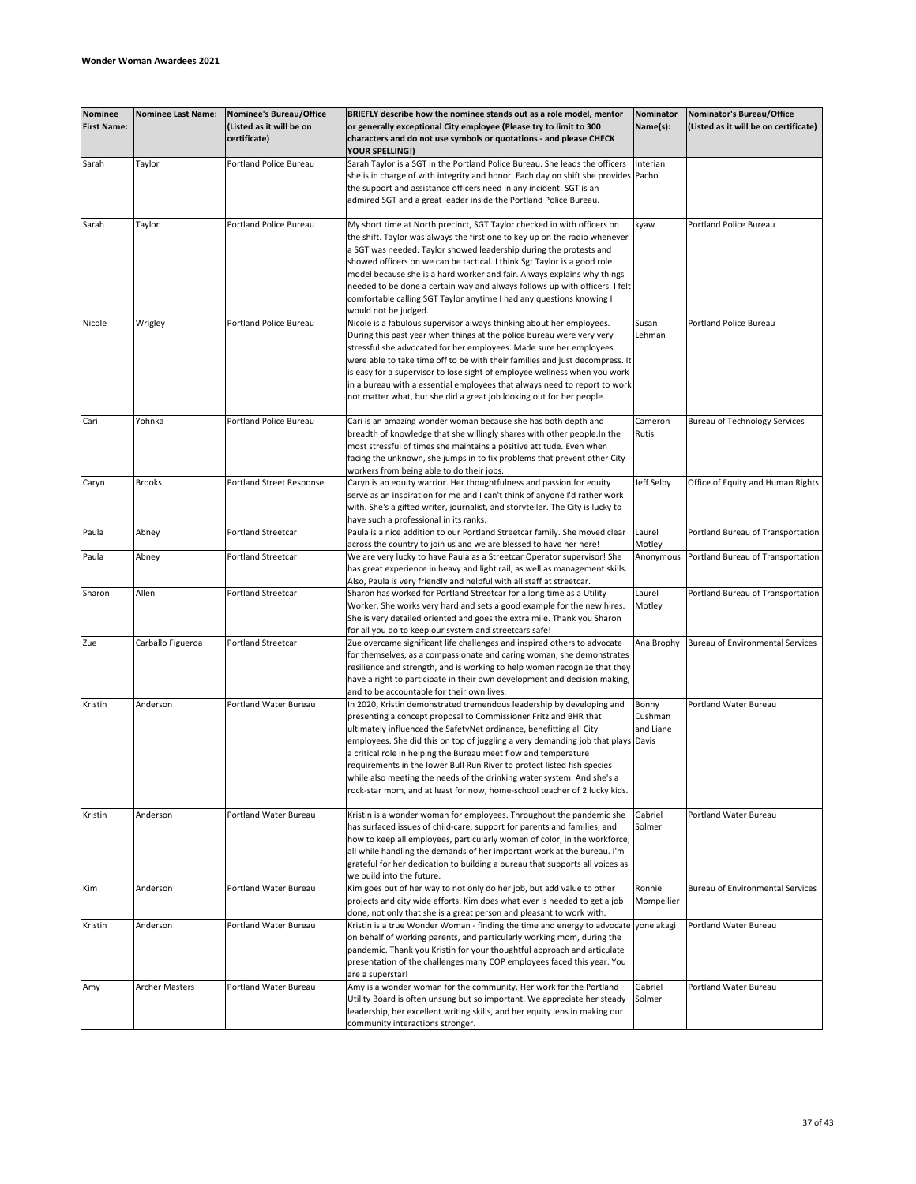**Wonder Woman Awardees 2021**

| Nominee First Name: | Nominee Last Name: | Nominee's Bureau/Office (Listed as it will be on certificate) | BRIEFLY describe how the nominee stands out as a role model, mentor or generally exceptional City employee (Please try to limit to 300 characters and do not use symbols or quotations - and please CHECK YOUR SPELLING!) | Nominator Name(s): | Nominator's Bureau/Office (Listed as it will be on certificate) |
|---|---|---|---|---|---|
| Sarah | Taylor | Portland Police Bureau | Sarah Taylor is a SGT in the Portland Police Bureau. She leads the officers she is in charge of with integrity and honor. Each day on shift she provides the support and assistance officers need in any incident. SGT is an admired SGT and a great leader inside the Portland Police Bureau. | Interian Pacho | |
| Sarah | Taylor | Portland Police Bureau | My short time at North precinct, SGT Taylor checked in with officers on the shift. Taylor was always the first one to key up on the radio whenever a SGT was needed. Taylor showed leadership during the protests and showed officers on we can be tactical. I think Sgt Taylor is a good role model because she is a hard worker and fair. Always explains why things needed to be done a certain way and always follows up with officers. I felt comfortable calling SGT Taylor anytime I had any questions knowing I would not be judged. | kyaw | Portland Police Bureau |
| Nicole | Wrigley | Portland Police Bureau | Nicole is a fabulous supervisor always thinking about her employees. During this past year when things at the police bureau were very very stressful she advocated for her employees. Made sure her employees were able to take time off to be with their families and just decompress. It is easy for a supervisor to lose sight of employee wellness when you work in a bureau with a essential employees that always need to report to work not matter what, but she did a great job looking out for her people. | Susan Lehman | Portland Police Bureau |
| Cari | Yohnka | Portland Police Bureau | Cari is an amazing wonder woman because she has both depth and breadth of knowledge that she willingly shares with other people.In the most stressful of times she maintains a positive attitude. Even when facing the unknown, she jumps in to fix problems that prevent other City workers from being able to do their jobs. | Cameron Rutis | Bureau of Technology Services |
| Caryn | Brooks | Portland Street Response | Caryn is an equity warrior. Her thoughtfulness and passion for equity serve as an inspiration for me and I can't think of anyone I'd rather work with. She's a gifted writer, journalist, and storyteller. The City is lucky to have such a professional in its ranks. | Jeff Selby | Office of Equity and Human Rights |
| Paula | Abney | Portland Streetcar | Paula is a nice addition to our Portland Streetcar family. She moved clear across the country to join us and we are blessed to have her here! | Laurel Motley | Portland Bureau of Transportation |
| Paula | Abney | Portland Streetcar | We are very lucky to have Paula as a Streetcar Operator supervisor! She has great experience in heavy and light rail, as well as management skills. Also, Paula is very friendly and helpful with all staff at streetcar. | Anonymous | Portland Bureau of Transportation |
| Sharon | Allen | Portland Streetcar | Sharon has worked for Portland Streetcar for a long time as a Utility Worker. She works very hard and sets a good example for the new hires. She is very detailed oriented and goes the extra mile. Thank you Sharon for all you do to keep our system and streetcars safe! | Laurel Motley | Portland Bureau of Transportation |
| Zue | Carballo Figueroa | Portland Streetcar | Zue overcame significant life challenges and inspired others to advocate for themselves, as a compassionate and caring woman, she demonstrates resilience and strength, and is working to help women recognize that they have a right to participate in their own development and decision making, and to be accountable for their own lives. | Ana Brophy | Bureau of Environmental Services |
| Kristin | Anderson | Portland Water Bureau | In 2020, Kristin demonstrated tremendous leadership by developing and presenting a concept proposal to Commissioner Fritz and BHR that ultimately influenced the SafetyNet ordinance, benefitting all City employees. She did this on top of juggling a very demanding job that plays a critical role in helping the Bureau meet flow and temperature requirements in the lower Bull Run River to protect listed fish species while also meeting the needs of the drinking water system. And she's a rock-star mom, and at least for now, home-school teacher of 2 lucky kids. | Bonny Cushman and Liane Davis | Portland Water Bureau |
| Kristin | Anderson | Portland Water Bureau | Kristin is a wonder woman for employees. Throughout the pandemic she has surfaced issues of child-care; support for parents and families; and how to keep all employees, particularly women of color, in the workforce; all while handling the demands of her important work at the bureau. I'm grateful for her dedication to building a bureau that supports all voices as we build into the future. | Gabriel Solmer | Portland Water Bureau |
| Kim | Anderson | Portland Water Bureau | Kim goes out of her way to not only do her job, but add value to other projects and city wide efforts. Kim does what ever is needed to get a job done, not only that she is a great person and pleasant to work with. | Ronnie Mompellier | Bureau of Environmental Services |
| Kristin | Anderson | Portland Water Bureau | Kristin is a true Wonder Woman - finding the time and energy to advocate on behalf of working parents, and particularly working mom, during the pandemic. Thank you Kristin for your thoughtful approach and articulate presentation of the challenges many COP employees faced this year. You are a superstar! | yone akagi | Portland Water Bureau |
| Amy | Archer Masters | Portland Water Bureau | Amy is a wonder woman for the community. Her work for the Portland Utility Board is often unsung but so important. We appreciate her steady leadership, her excellent writing skills, and her equity lens in making our community interactions stronger. | Gabriel Solmer | Portland Water Bureau |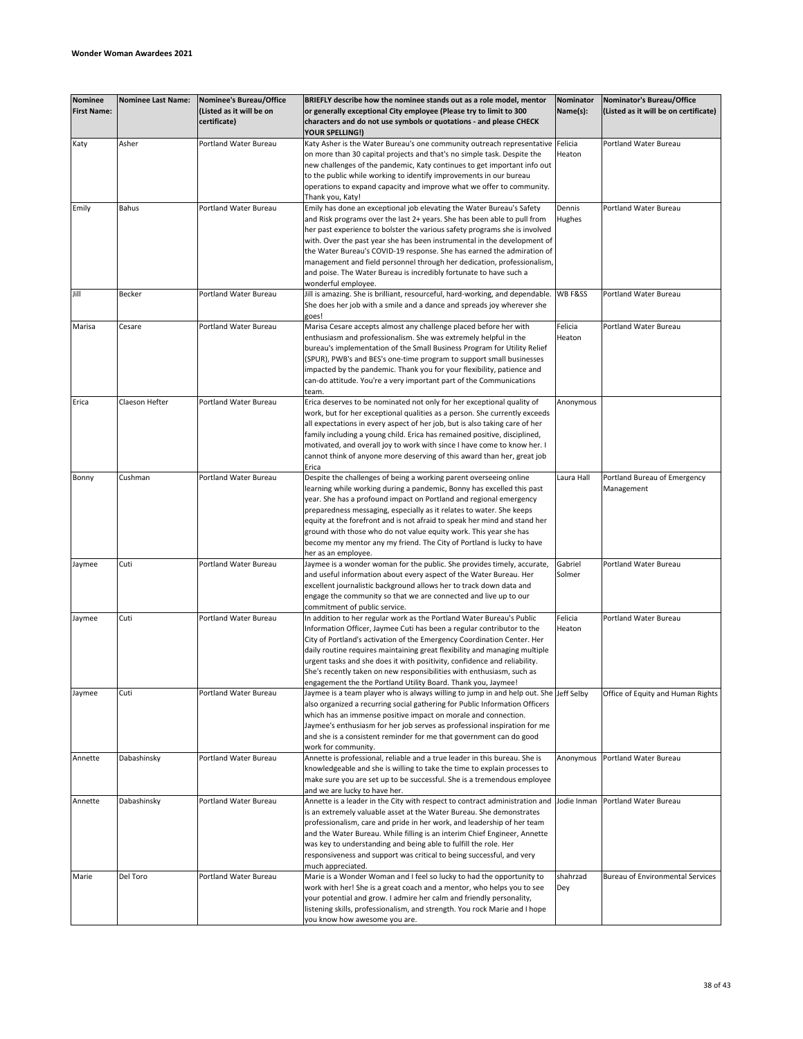**Wonder Woman Awardees 2021**

| Nominee First Name: | Nominee Last Name: | Nominee's Bureau/Office (Listed as it will be on certificate) | BRIEFLY describe how the nominee stands out as a role model, mentor or generally exceptional City employee (Please try to limit to 300 characters and do not use symbols or quotations - and please CHECK YOUR SPELLING!) | Nominator Name(s): | Nominator's Bureau/Office (Listed as it will be on certificate) |
|---|---|---|---|---|---|
| Katy | Asher | Portland Water Bureau | Katy Asher is the Water Bureau's one community outreach representative on more than 30 capital projects and that's no simple task. Despite the new challenges of the pandemic, Katy continues to get important info out to the public while working to identify improvements in our bureau operations to expand capacity and improve what we offer to community. Thank you, Katy! | Felicia Heaton | Portland Water Bureau |
| Emily | Bahus | Portland Water Bureau | Emily has done an exceptional job elevating the Water Bureau's Safety and Risk programs over the last 2+ years. She has been able to pull from her past experience to bolster the various safety programs she is involved with. Over the past year she has been instrumental in the development of the Water Bureau's COVID-19 response. She has earned the admiration of management and field personnel through her dedication, professionalism, and poise. The Water Bureau is incredibly fortunate to have such a wonderful employee. | Dennis Hughes | Portland Water Bureau |
| Jill | Becker | Portland Water Bureau | Jill is amazing. She is brilliant, resourceful, hard-working, and dependable. She does her job with a smile and a dance and spreads joy wherever she goes! | WB F&SS | Portland Water Bureau |
| Marisa | Cesare | Portland Water Bureau | Marisa Cesare accepts almost any challenge placed before her with enthusiasm and professionalism. She was extremely helpful in the bureau's implementation of the Small Business Program for Utility Relief (SPUR), PWB's and BES's one-time program to support small businesses impacted by the pandemic. Thank you for your flexibility, patience and can-do attitude. You're a very important part of the Communications team. | Felicia Heaton | Portland Water Bureau |
| Erica | Claeson Hefter | Portland Water Bureau | Erica deserves to be nominated not only for her exceptional quality of work, but for her exceptional qualities as a person. She currently exceeds all expectations in every aspect of her job, but is also taking care of her family including a young child. Erica has remained positive, disciplined, motivated, and overall joy to work with since I have come to know her. I cannot think of anyone more deserving of this award than her, great job Erica | Anonymous | |
| Bonny | Cushman | Portland Water Bureau | Despite the challenges of being a working parent overseeing online learning while working during a pandemic, Bonny has excelled this past year. She has a profound impact on Portland and regional emergency preparedness messaging, especially as it relates to water. She keeps equity at the forefront and is not afraid to speak her mind and stand her ground with those who do not value equity work. This year she has become my mentor any my friend. The City of Portland is lucky to have her as an employee. | Laura Hall | Portland Bureau of Emergency Management |
| Jaymee | Cuti | Portland Water Bureau | Jaymee is a wonder woman for the public. She provides timely, accurate, and useful information about every aspect of the Water Bureau. Her excellent journalistic background allows her to track down data and engage the community so that we are connected and live up to our commitment of public service. | Gabriel Solmer | Portland Water Bureau |
| Jaymee | Cuti | Portland Water Bureau | In addition to her regular work as the Portland Water Bureau's Public Information Officer, Jaymee Cuti has been a regular contributor to the City of Portland's activation of the Emergency Coordination Center. Her daily routine requires maintaining great flexibility and managing multiple urgent tasks and she does it with positivity, confidence and reliability. She's recently taken on new responsibilities with enthusiasm, such as engagement the the Portland Utility Board. Thank you, Jaymee! | Felicia Heaton | Portland Water Bureau |
| Jaymee | Cuti | Portland Water Bureau | Jaymee is a team player who is always willing to jump in and help out. She also organized a recurring social gathering for Public Information Officers which has an immense positive impact on morale and connection. Jaymee's enthusiasm for her job serves as professional inspiration for me and she is a consistent reminder for me that government can do good work for community. | Jeff Selby | Office of Equity and Human Rights |
| Annette | Dabashinsky | Portland Water Bureau | Annette is professional, reliable and a true leader in this bureau. She is knowledgeable and she is willing to take the time to explain processes to make sure you are set up to be successful. She is a tremendous employee and we are lucky to have her. | Anonymous | Portland Water Bureau |
| Annette | Dabashinsky | Portland Water Bureau | Annette is a leader in the City with respect to contract administration and is an extremely valuable asset at the Water Bureau. She demonstrates professionalism, care and pride in her work, and leadership of her team and the Water Bureau. While filling is an interim Chief Engineer, Annette was key to understanding and being able to fulfill the role. Her responsiveness and support was critical to being successful, and very much appreciated. | Jodie Inman | Portland Water Bureau |
| Marie | Del Toro | Portland Water Bureau | Marie is a Wonder Woman and I feel so lucky to had the opportunity to work with her! She is a great coach and a mentor, who helps you to see your potential and grow. I admire her calm and friendly personality, listening skills, professionalism, and strength. You rock Marie and I hope you know how awesome you are. | shahrzad Dey | Bureau of Environmental Services |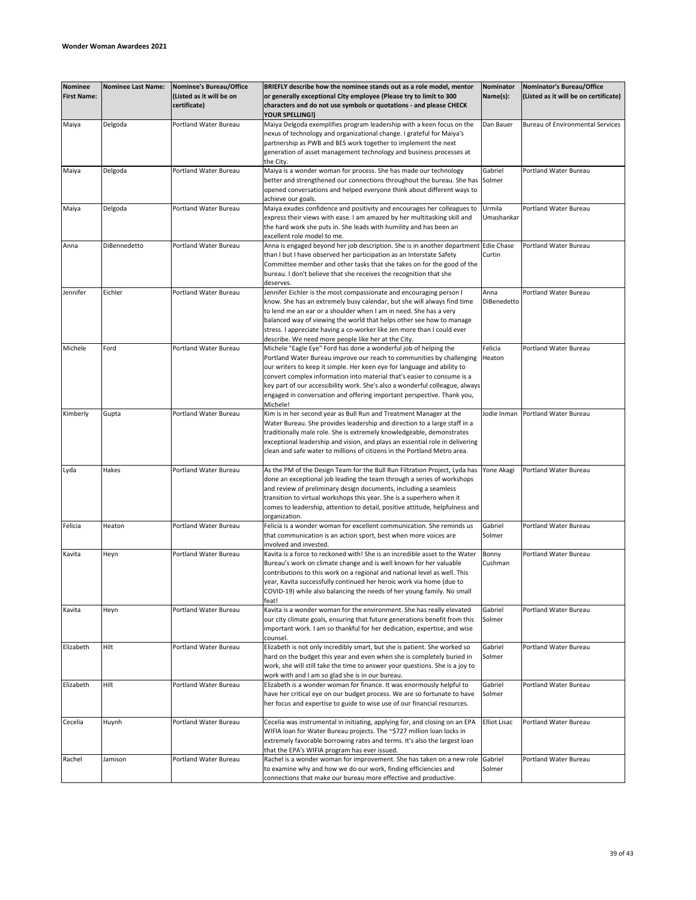**Wonder Woman Awardees 2021**

| Nominee First Name: | Nominee Last Name: | Nominee's Bureau/Office (Listed as it will be on certificate) | BRIEFLY describe how the nominee stands out as a role model, mentor or generally exceptional City employee (Please try to limit to 300 characters and do not use symbols or quotations - and please CHECK YOUR SPELLING!) | Nominator Name(s): | Nominator's Bureau/Office (Listed as it will be on certificate) |
|---|---|---|---|---|---|
| Maiya | Delgoda | Portland Water Bureau | Maiya Delgoda exemplifies program leadership with a keen focus on the nexus of technology and organizational change. I grateful for Maiya's partnership as PWB and BES work together to implement the next generation of asset management technology and business processes at the City. | Dan Bauer | Bureau of Environmental Services |
| Maiya | Delgoda | Portland Water Bureau | Maiya is a wonder woman for process. She has made our technology better and strengthened our connections throughout the bureau. She has opened conversations and helped everyone think about different ways to achieve our goals. | Gabriel Solmer | Portland Water Bureau |
| Maiya | Delgoda | Portland Water Bureau | Maiya exudes confidence and positivity and encourages her colleagues to express their views with ease. I am amazed by her multitasking skill and the hard work she puts in. She leads with humility and has been an excellent role model to me. | Urmila Umashankar | Portland Water Bureau |
| Anna | DiBennedetto | Portland Water Bureau | Anna is engaged beyond her job description. She is in another department than I but I have observed her participation as an Interstate Safety Committee member and other tasks that she takes on for the good of the bureau. I don't believe that she receives the recognition that she deserves. | Edie Chase Curtin | Portland Water Bureau |
| Jennifer | Eichler | Portland Water Bureau | Jennifer Eichler is the most compassionate and encouraging person I know. She has an extremely busy calendar, but she will always find time to lend me an ear or a shoulder when I am in need. She has a very balanced way of viewing the world that helps other see how to manage stress. I appreciate having a co-worker like Jen more than I could ever describe. We need more people like her at the City. | Anna DiBenedetto | Portland Water Bureau |
| Michele | Ford | Portland Water Bureau | Michele "Eagle Eye" Ford has done a wonderful job of helping the Portland Water Bureau improve our reach to communities by challenging our writers to keep it simple. Her keen eye for language and ability to convert complex information into material that's easier to consume is a key part of our accessibility work. She's also a wonderful colleague, always engaged in conversation and offering important perspective. Thank you, Michele! | Felicia Heaton | Portland Water Bureau |
| Kimberly | Gupta | Portland Water Bureau | Kim is in her second year as Bull Run and Treatment Manager at the Water Bureau. She provides leadership and direction to a large staff in a traditionally male role. She is extremely knowledgeable, demonstrates exceptional leadership and vision, and plays an essential role in delivering clean and safe water to millions of citizens in the Portland Metro area. | Jodie Inman | Portland Water Bureau |
| Lyda | Hakes | Portland Water Bureau | As the PM of the Design Team for the Bull Run Filtration Project, Lyda has done an exceptional job leading the team through a series of workshops and review of preliminary design documents, including a seamless transition to virtual workshops this year. She is a superhero when it comes to leadership, attention to detail, positive attitude, helpfulness and organization. | Yone Akagi | Portland Water Bureau |
| Felicia | Heaton | Portland Water Bureau | Felicia is a wonder woman for excellent communication. She reminds us that communication is an action sport, best when more voices are involved and invested. | Gabriel Solmer | Portland Water Bureau |
| Kavita | Heyn | Portland Water Bureau | Kavita is a force to reckoned with! She is an incredible asset to the Water Bureau's work on climate change and is well known for her valuable contributions to this work on a regional and national level as well. This year, Kavita successfully continued her heroic work via home (due to COVID-19) while also balancing the needs of her young family. No small feat! | Bonny Cushman | Portland Water Bureau |
| Kavita | Heyn | Portland Water Bureau | Kavita is a wonder woman for the environment. She has really elevated our city climate goals, ensuring that future generations benefit from this important work. I am so thankful for her dedication, expertise, and wise counsel. | Gabriel Solmer | Portland Water Bureau |
| Elizabeth | Hilt | Portland Water Bureau | Elizabeth is not only incredibly smart, but she is patient. She worked so hard on the budget this year and even when she is completely buried in work, she will still take the time to answer your questions. She is a joy to work with and I am so glad she is in our bureau. | Gabriel Solmer | Portland Water Bureau |
| Elizabeth | Hilt | Portland Water Bureau | Elizabeth is a wonder woman for finance. It was enormously helpful to have her critical eye on our budget process. We are so fortunate to have her focus and expertise to guide to wise use of our financial resources. | Gabriel Solmer | Portland Water Bureau |
| Cecelia | Huynh | Portland Water Bureau | Cecelia was instrumental in initiating, applying for, and closing on an EPA WIFIA loan for Water Bureau projects. The ~$727 million loan locks in extremely favorable borrowing rates and terms. It's also the largest loan that the EPA's WIFIA program has ever issued. | Elliot Lisac | Portland Water Bureau |
| Rachel | Jamison | Portland Water Bureau | Rachel is a wonder woman for improvement. She has taken on a new role to examine why and how we do our work, finding efficiencies and connections that make our bureau more effective and productive. | Gabriel Solmer | Portland Water Bureau |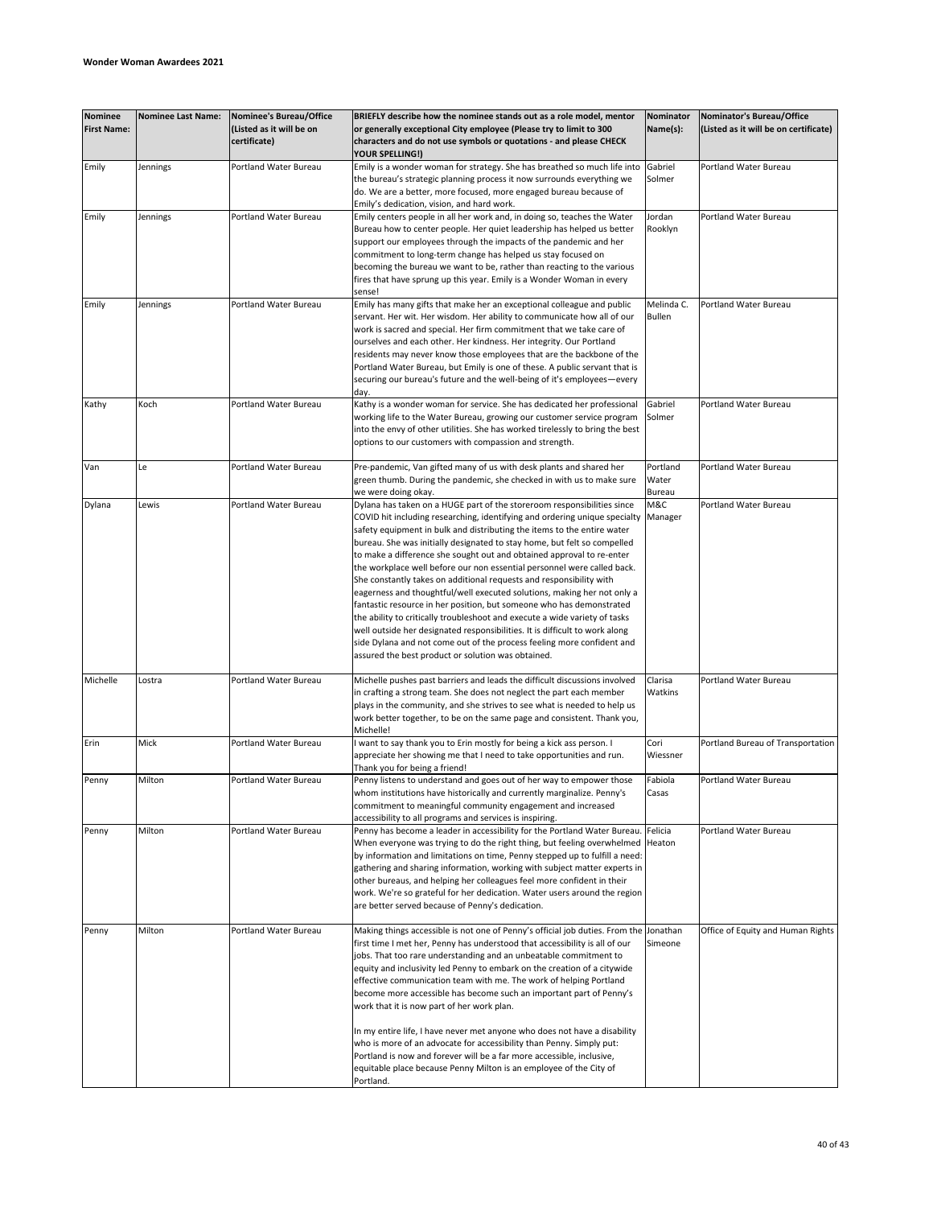**Wonder Woman Awardees 2021**

| Nominee First Name: | Nominee Last Name: | Nominee's Bureau/Office (Listed as it will be on certificate) | BRIEFLY describe how the nominee stands out as a role model, mentor or generally exceptional City employee (Please try to limit to 300 characters and do not use symbols or quotations - and please CHECK YOUR SPELLING!) | Nominator Name(s): | Nominator's Bureau/Office (Listed as it will be on certificate) |
|---|---|---|---|---|---|
| Emily | Jennings | Portland Water Bureau | Emily is a wonder woman for strategy. She has breathed so much life into the bureau's strategic planning process it now surrounds everything we do. We are a better, more focused, more engaged bureau because of Emily's dedication, vision, and hard work. | Gabriel Solmer | Portland Water Bureau |
| Emily | Jennings | Portland Water Bureau | Emily centers people in all her work and, in doing so, teaches the Water Bureau how to center people. Her quiet leadership has helped us better support our employees through the impacts of the pandemic and her commitment to long-term change has helped us stay focused on becoming the bureau we want to be, rather than reacting to the various fires that have sprung up this year. Emily is a Wonder Woman in every sense! | Jordan Rooklyn | Portland Water Bureau |
| Emily | Jennings | Portland Water Bureau | Emily has many gifts that make her an exceptional colleague and public servant. Her wit. Her wisdom. Her ability to communicate how all of our work is sacred and special. Her firm commitment that we take care of ourselves and each other. Her kindness. Her integrity. Our Portland residents may never know those employees that are the backbone of the Portland Water Bureau, but Emily is one of these. A public servant that is securing our bureau's future and the well-being of it's employees—every day. | Melinda C. Bullen | Portland Water Bureau |
| Kathy | Koch | Portland Water Bureau | Kathy is a wonder woman for service. She has dedicated her professional working life to the Water Bureau, growing our customer service program into the envy of other utilities. She has worked tirelessly to bring the best options to our customers with compassion and strength. | Gabriel Solmer | Portland Water Bureau |
| Van | Le | Portland Water Bureau | Pre-pandemic, Van gifted many of us with desk plants and shared her green thumb. During the pandemic, she checked in with us to make sure we were doing okay. | Portland Water Bureau | Portland Water Bureau |
| Dylana | Lewis | Portland Water Bureau | Dylana has taken on a HUGE part of the storeroom responsibilities since COVID hit including researching, identifying and ordering unique specialty safety equipment in bulk and distributing the items to the entire water bureau. She was initially designated to stay home, but felt so compelled to make a difference she sought out and obtained approval to re-enter the workplace well before our non essential personnel were called back. She constantly takes on additional requests and responsibility with eagerness and thoughtful/well executed solutions, making her not only a fantastic resource in her position, but someone who has demonstrated the ability to critically troubleshoot and execute a wide variety of tasks well outside her designated responsibilities. It is difficult to work along side Dylana and not come out of the process feeling more confident and assured the best product or solution was obtained. | M&C Manager | Portland Water Bureau |
| Michelle | Lostra | Portland Water Bureau | Michelle pushes past barriers and leads the difficult discussions involved in crafting a strong team. She does not neglect the part each member plays in the community, and she strives to see what is needed to help us work better together, to be on the same page and consistent. Thank you, Michelle! | Clarisa Watkins | Portland Water Bureau |
| Erin | Mick | Portland Water Bureau | I want to say thank you to Erin mostly for being a kick ass person. I appreciate her showing me that I need to take opportunities and run. Thank you for being a friend! | Cori Wiessner | Portland Bureau of Transportation |
| Penny | Milton | Portland Water Bureau | Penny listens to understand and goes out of her way to empower those whom institutions have historically and currently marginalize. Penny's commitment to meaningful community engagement and increased accessibility to all programs and services is inspiring. | Fabiola Casas | Portland Water Bureau |
| Penny | Milton | Portland Water Bureau | Penny has become a leader in accessibility for the Portland Water Bureau. When everyone was trying to do the right thing, but feeling overwhelmed by information and limitations on time, Penny stepped up to fulfill a need: gathering and sharing information, working with subject matter experts in other bureaus, and helping her colleagues feel more confident in their work. We're so grateful for her dedication. Water users around the region are better served because of Penny's dedication. | Felicia Heaton | Portland Water Bureau |
| Penny | Milton | Portland Water Bureau | Making things accessible is not one of Penny's official job duties. From the first time I met her, Penny has understood that accessibility is all of our jobs. That too rare understanding and an unbeatable commitment to equity and inclusivity led Penny to embark on the creation of a citywide effective communication team with me. The work of helping Portland become more accessible has become such an important part of Penny's work that it is now part of her work plan.<br><br>In my entire life, I have never met anyone who does not have a disability who is more of an advocate for accessibility than Penny. Simply put: Portland is now and forever will be a far more accessible, inclusive, equitable place because Penny Milton is an employee of the City of Portland. | Jonathan Simeone | Office of Equity and Human Rights |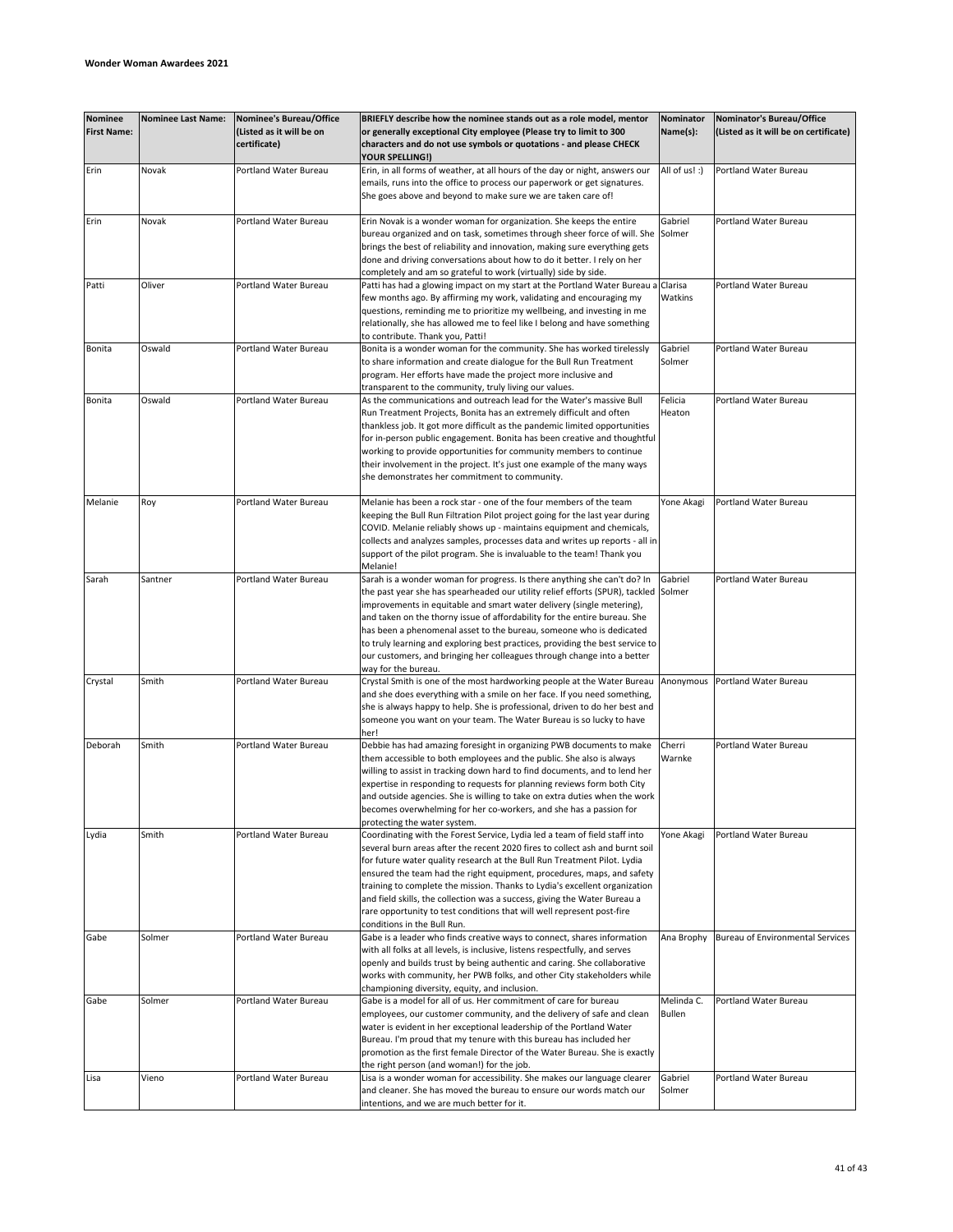**Wonder Woman Awardees 2021**

| Nominee First Name: | Nominee Last Name: | Nominee's Bureau/Office (Listed as it will be on certificate) | BRIEFLY describe how the nominee stands out as a role model, mentor or generally exceptional City employee (Please try to limit to 300 characters and do not use symbols or quotations - and please CHECK YOUR SPELLING!) | Nominator Name(s): | Nominator's Bureau/Office (Listed as it will be on certificate) |
|---|---|---|---|---|---|
| Erin | Novak | Portland Water Bureau | Erin, in all forms of weather, at all hours of the day or night, answers our emails, runs into the office to process our paperwork or get signatures. She goes above and beyond to make sure we are taken care of! | All of us! :) | Portland Water Bureau |
| Erin | Novak | Portland Water Bureau | Erin Novak is a wonder woman for organization. She keeps the entire bureau organized and on task, sometimes through sheer force of will. She brings the best of reliability and innovation, making sure everything gets done and driving conversations about how to do it better. I rely on her completely and am so grateful to work (virtually) side by side. | Gabriel Solmer | Portland Water Bureau |
| Patti | Oliver | Portland Water Bureau | Patti has had a glowing impact on my start at the Portland Water Bureau a few months ago. By affirming my work, validating and encouraging my questions, reminding me to prioritize my wellbeing, and investing in me relationally, she has allowed me to feel like I belong and have something to contribute. Thank you, Patti! | Clarisa Watkins | Portland Water Bureau |
| Bonita | Oswald | Portland Water Bureau | Bonita is a wonder woman for the community. She has worked tirelessly to share information and create dialogue for the Bull Run Treatment program. Her efforts have made the project more inclusive and transparent to the community, truly living our values. | Gabriel Solmer | Portland Water Bureau |
| Bonita | Oswald | Portland Water Bureau | As the communications and outreach lead for the Water's massive Bull Run Treatment Projects, Bonita has an extremely difficult and often thankless job. It got more difficult as the pandemic limited opportunities for in-person public engagement. Bonita has been creative and thoughtful working to provide opportunities for community members to continue their involvement in the project. It's just one example of the many ways she demonstrates her commitment to community. | Felicia Heaton | Portland Water Bureau |
| Melanie | Roy | Portland Water Bureau | Melanie has been a rock star - one of the four members of the team keeping the Bull Run Filtration Pilot project going for the last year during COVID. Melanie reliably shows up - maintains equipment and chemicals, collects and analyzes samples, processes data and writes up reports - all in support of the pilot program. She is invaluable to the team! Thank you Melanie! | Yone Akagi | Portland Water Bureau |
| Sarah | Santner | Portland Water Bureau | Sarah is a wonder woman for progress. Is there anything she can't do? In the past year she has spearheaded our utility relief efforts (SPUR), tackled improvements in equitable and smart water delivery (single metering), and taken on the thorny issue of affordability for the entire bureau. She has been a phenomenal asset to the bureau, someone who is dedicated to truly learning and exploring best practices, providing the best service to our customers, and bringing her colleagues through change into a better way for the bureau. | Gabriel Solmer | Portland Water Bureau |
| Crystal | Smith | Portland Water Bureau | Crystal Smith is one of the most hardworking people at the Water Bureau and she does everything with a smile on her face. If you need something, she is always happy to help. She is professional, driven to do her best and someone you want on your team. The Water Bureau is so lucky to have her! | Anonymous | Portland Water Bureau |
| Deborah | Smith | Portland Water Bureau | Debbie has had amazing foresight in organizing PWB documents to make them accessible to both employees and the public. She also is always willing to assist in tracking down hard to find documents, and to lend her expertise in responding to requests for planning reviews form both City and outside agencies. She is willing to take on extra duties when the work becomes overwhelming for her co-workers, and she has a passion for protecting the water system. | Cherri Warnke | Portland Water Bureau |
| Lydia | Smith | Portland Water Bureau | Coordinating with the Forest Service, Lydia led a team of field staff into several burn areas after the recent 2020 fires to collect ash and burnt soil for future water quality research at the Bull Run Treatment Pilot. Lydia ensured the team had the right equipment, procedures, maps, and safety training to complete the mission. Thanks to Lydia's excellent organization and field skills, the collection was a success, giving the Water Bureau a rare opportunity to test conditions that will well represent post-fire conditions in the Bull Run. | Yone Akagi | Portland Water Bureau |
| Gabe | Solmer | Portland Water Bureau | Gabe is a leader who finds creative ways to connect, shares information with all folks at all levels, is inclusive, listens respectfully, and serves openly and builds trust by being authentic and caring. She collaborative works with community, her PWB folks, and other City stakeholders while championing diversity, equity, and inclusion. | Ana Brophy | Bureau of Environmental Services |
| Gabe | Solmer | Portland Water Bureau | Gabe is a model for all of us. Her commitment of care for bureau employees, our customer community, and the delivery of safe and clean water is evident in her exceptional leadership of the Portland Water Bureau. I'm proud that my tenure with this bureau has included her promotion as the first female Director of the Water Bureau. She is exactly the right person (and woman!) for the job. | Melinda C. Bullen | Portland Water Bureau |
| Lisa | Vieno | Portland Water Bureau | Lisa is a wonder woman for accessibility. She makes our language clearer and cleaner. She has moved the bureau to ensure our words match our intentions, and we are much better for it. | Gabriel Solmer | Portland Water Bureau |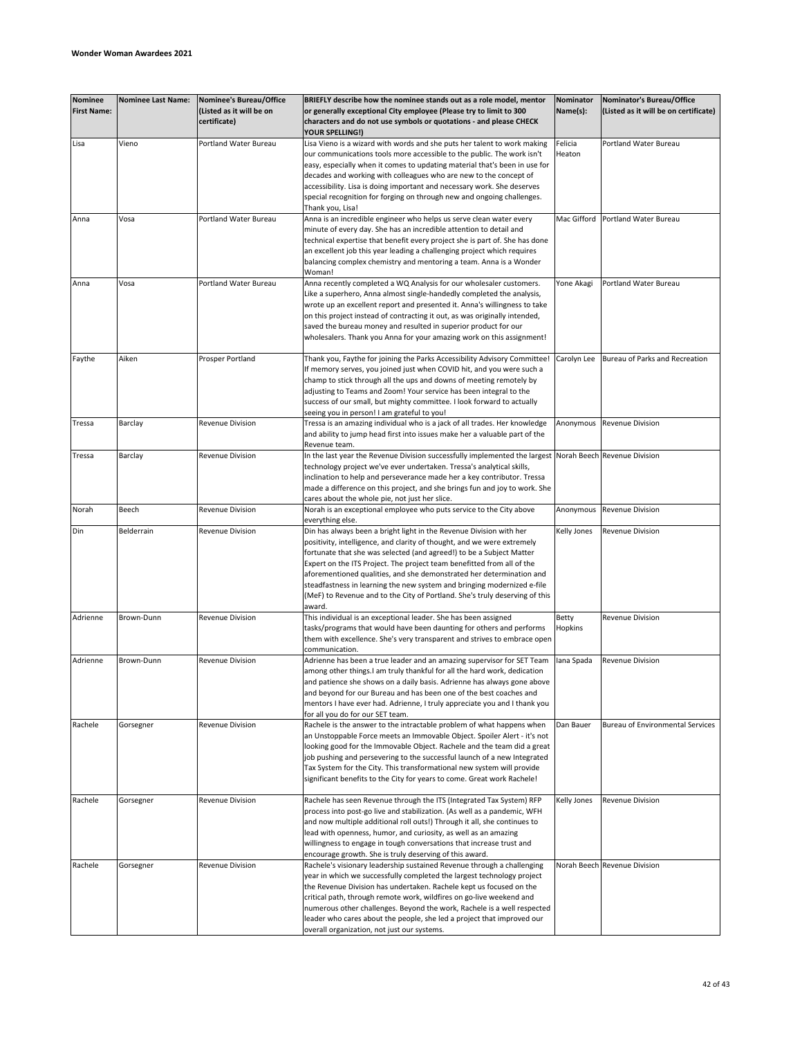**Wonder Woman Awardees 2021**

| Nominee First Name: | Nominee Last Name: | Nominee's Bureau/Office (Listed as it will be on certificate) | BRIEFLY describe how the nominee stands out as a role model, mentor or generally exceptional City employee (Please try to limit to 300 characters and do not use symbols or quotations - and please CHECK YOUR SPELLING!) | Nominator Name(s): | Nominator's Bureau/Office (Listed as it will be on certificate) |
|---|---|---|---|---|---|
| Lisa | Vieno | Portland Water Bureau | Lisa Vieno is a wizard with words and she puts her talent to work making our communications tools more accessible to the public. The work isn't easy, especially when it comes to updating material that's been in use for decades and working with colleagues who are new to the concept of accessibility. Lisa is doing important and necessary work. She deserves special recognition for forging on through new and ongoing challenges. Thank you, Lisa! | Felicia Heaton | Portland Water Bureau |
| Anna | Vosa | Portland Water Bureau | Anna is an incredible engineer who helps us serve clean water every minute of every day. She has an incredible attention to detail and technical expertise that benefit every project she is part of. She has done an excellent job this year leading a challenging project which requires balancing complex chemistry and mentoring a team. Anna is a Wonder Woman! | Mac Gifford | Portland Water Bureau |
| Anna | Vosa | Portland Water Bureau | Anna recently completed a WQ Analysis for our wholesaler customers. Like a superhero, Anna almost single-handedly completed the analysis, wrote up an excellent report and presented it. Anna's willingness to take on this project instead of contracting it out, as was originally intended, saved the bureau money and resulted in superior product for our wholesalers. Thank you Anna for your amazing work on this assignment! | Yone Akagi | Portland Water Bureau |
| Faythe | Aiken | Prosper Portland | Thank you, Faythe for joining the Parks Accessibility Advisory Committee! If memory serves, you joined just when COVID hit, and you were such a champ to stick through all the ups and downs of meeting remotely by adjusting to Teams and Zoom! Your service has been integral to the success of our small, but mighty committee. I look forward to actually seeing you in person! I am grateful to you! | Carolyn Lee | Bureau of Parks and Recreation |
| Tressa | Barclay | Revenue Division | Tressa is an amazing individual who is a jack of all trades. Her knowledge and ability to jump head first into issues make her a valuable part of the Revenue team. | Anonymous | Revenue Division |
| Tressa | Barclay | Revenue Division | In the last year the Revenue Division successfully implemented the largest technology project we've ever undertaken. Tressa's analytical skills, inclination to help and perseverance made her a key contributor. Tressa made a difference on this project, and she brings fun and joy to work. She cares about the whole pie, not just her slice. | Norah Beech | Revenue Division |
| Norah | Beech | Revenue Division | Norah is an exceptional employee who puts service to the City above everything else. | Anonymous | Revenue Division |
| Din | Belderrain | Revenue Division | Din has always been a bright light in the Revenue Division with her positivity, intelligence, and clarity of thought, and we were extremely fortunate that she was selected (and agreed!) to be a Subject Matter Expert on the ITS Project. The project team benefitted from all of the aforementioned qualities, and she demonstrated her determination and steadfastness in learning the new system and bringing modernized e-file (MeF) to Revenue and to the City of Portland. She's truly deserving of this award. | Kelly Jones | Revenue Division |
| Adrienne | Brown-Dunn | Revenue Division | This individual is an exceptional leader. She has been assigned tasks/programs that would have been daunting for others and performs them with excellence. She's very transparent and strives to embrace open communication. | Betty Hopkins | Revenue Division |
| Adrienne | Brown-Dunn | Revenue Division | Adrienne has been a true leader and an amazing supervisor for SET Team among other things.I am truly thankful for all the hard work, dedication and patience she shows on a daily basis. Adrienne has always gone above and beyond for our Bureau and has been one of the best coaches and mentors I have ever had. Adrienne, I truly appreciate you and I thank you for all you do for our SET team. | Iana Spada | Revenue Division |
| Rachele | Gorsegner | Revenue Division | Rachele is the answer to the intractable problem of what happens when an Unstoppable Force meets an Immovable Object. Spoiler Alert - it's not looking good for the Immovable Object. Rachele and the team did a great job pushing and persevering to the successful launch of a new Integrated Tax System for the City. This transformational new system will provide significant benefits to the City for years to come. Great work Rachele! | Dan Bauer | Bureau of Environmental Services |
| Rachele | Gorsegner | Revenue Division | Rachele has seen Revenue through the ITS (Integrated Tax System) RFP process into post-go live and stabilization. (As well as a pandemic, WFH and now multiple additional roll outs!) Through it all, she continues to lead with openness, humor, and curiosity, as well as an amazing willingness to engage in tough conversations that increase trust and encourage growth. She is truly deserving of this award. | Kelly Jones | Revenue Division |
| Rachele | Gorsegner | Revenue Division | Rachele's visionary leadership sustained Revenue through a challenging year in which we successfully completed the largest technology project the Revenue Division has undertaken. Rachele kept us focused on the critical path, through remote work, wildfires on go-live weekend and numerous other challenges. Beyond the work, Rachele is a well respected leader who cares about the people, she led a project that improved our overall organization, not just our systems. | Norah Beech | Revenue Division |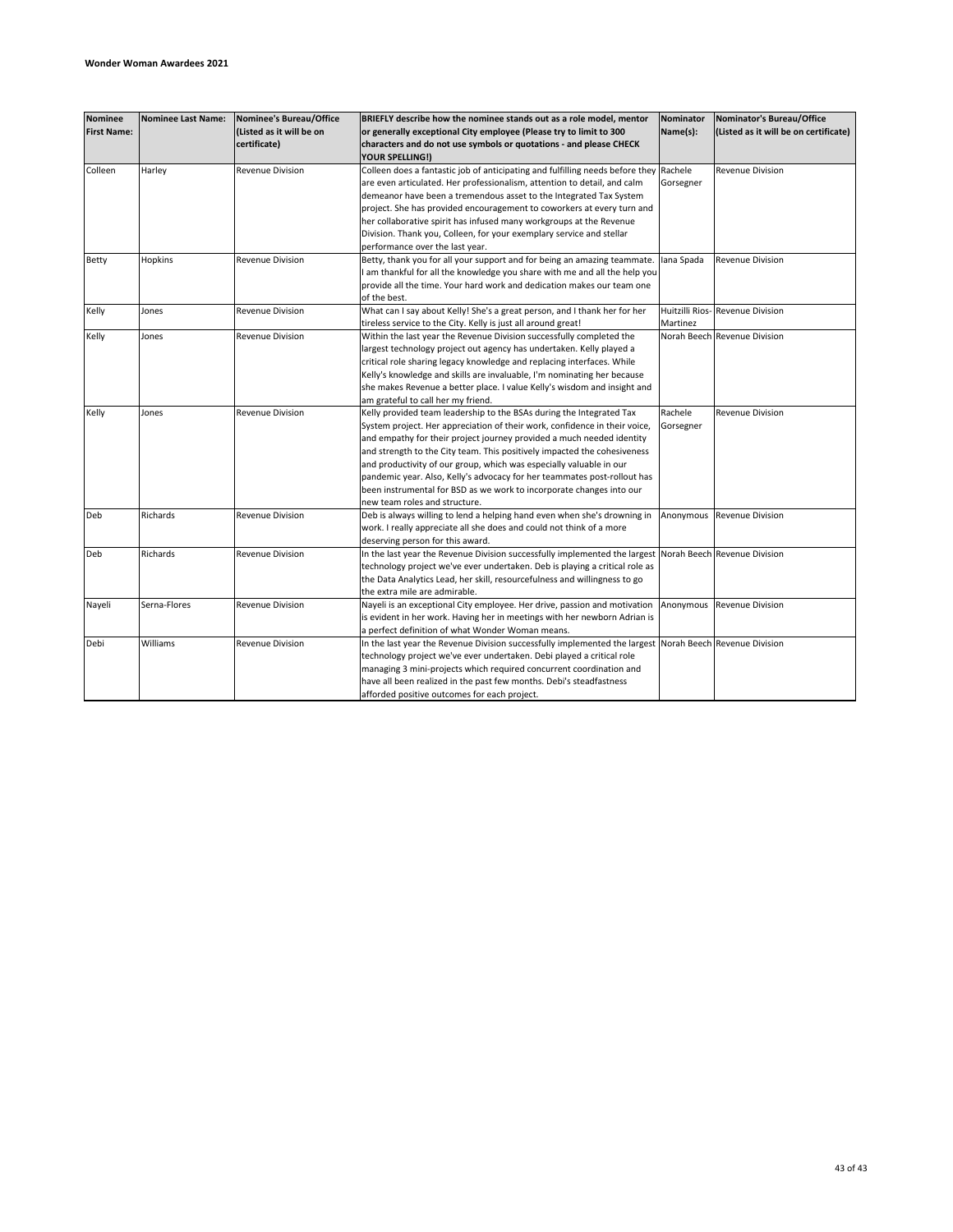**Wonder Woman Awardees 2021**

| Nominee First Name: | Nominee Last Name: | Nominee's Bureau/Office (Listed as it will be on certificate) | BRIEFLY describe how the nominee stands out as a role model, mentor or generally exceptional City employee (Please try to limit to 300 characters and do not use symbols or quotations - and please CHECK YOUR SPELLING!) | Nominator Name(s): | Nominator's Bureau/Office (Listed as it will be on certificate) |
|---|---|---|---|---|---|
| Colleen | Harley | Revenue Division | Colleen does a fantastic job of anticipating and fulfilling needs before they are even articulated. Her professionalism, attention to detail, and calm demeanor have been a tremendous asset to the Integrated Tax System project. She has provided encouragement to coworkers at every turn and her collaborative spirit has infused many workgroups at the Revenue Division. Thank you, Colleen, for your exemplary service and stellar performance over the last year. | Rachele Gorsegner | Revenue Division |
| Betty | Hopkins | Revenue Division | Betty, thank you for all your support and for being an amazing teammate. I am thankful for all the knowledge you share with me and all the help you provide all the time. Your hard work and dedication makes our team one of the best. | Iana Spada | Revenue Division |
| Kelly | Jones | Revenue Division | What can I say about Kelly! She's a great person, and I thank her for her tireless service to the City. Kelly is just all around great! | Huitzilli Rios-Martinez | Revenue Division |
| Kelly | Jones | Revenue Division | Within the last year the Revenue Division successfully completed the largest technology project out agency has undertaken. Kelly played a critical role sharing legacy knowledge and replacing interfaces. While Kelly's knowledge and skills are invaluable, I'm nominating her because she makes Revenue a better place. I value Kelly's wisdom and insight and am grateful to call her my friend. | Norah Beech | Revenue Division |
| Kelly | Jones | Revenue Division | Kelly provided team leadership to the BSAs during the Integrated Tax System project. Her appreciation of their work, confidence in their voice, and empathy for their project journey provided a much needed identity and strength to the City team. This positively impacted the cohesiveness and productivity of our group, which was especially valuable in our pandemic year. Also, Kelly's advocacy for her teammates post-rollout has been instrumental for BSD as we work to incorporate changes into our new team roles and structure. | Rachele Gorsegner | Revenue Division |
| Deb | Richards | Revenue Division | Deb is always willing to lend a helping hand even when she's drowning in work. I really appreciate all she does and could not think of a more deserving person for this award. | Anonymous | Revenue Division |
| Deb | Richards | Revenue Division | In the last year the Revenue Division successfully implemented the largest technology project we've ever undertaken. Deb is playing a critical role as the Data Analytics Lead, her skill, resourcefulness and willingness to go the extra mile are admirable. | Norah Beech | Revenue Division |
| Nayeli | Serna-Flores | Revenue Division | Nayeli is an exceptional City employee. Her drive, passion and motivation is evident in her work. Having her in meetings with her newborn Adrian is a perfect definition of what Wonder Woman means. | Anonymous | Revenue Division |
| Debi | Williams | Revenue Division | In the last year the Revenue Division successfully implemented the largest technology project we've ever undertaken. Debi played a critical role managing 3 mini-projects which required concurrent coordination and have all been realized in the past few months. Debi's steadfastness afforded positive outcomes for each project. | Norah Beech | Revenue Division |